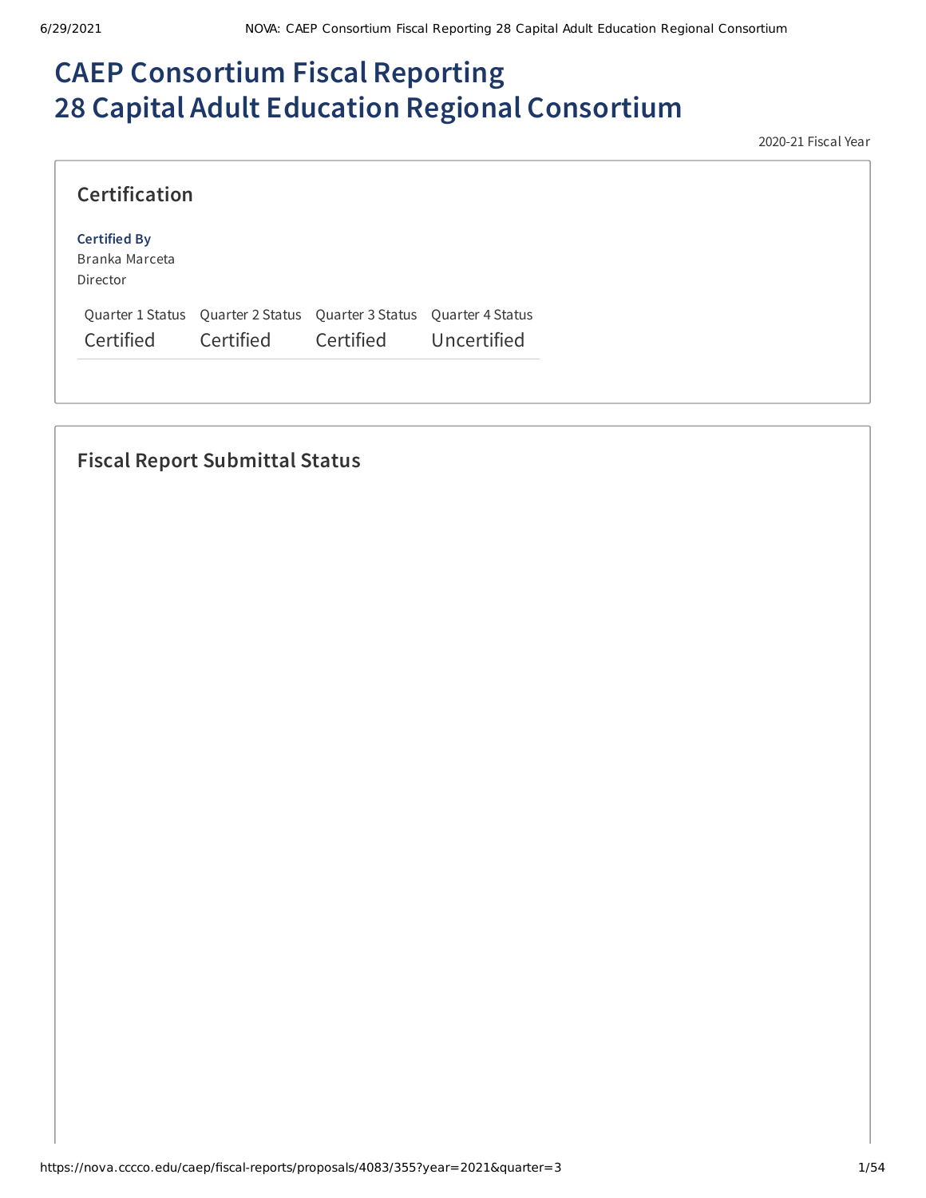# CAEP Consortium Fiscal Reporting
# 28 Capital Adult Education Regional Consortium

2020-21 Fiscal Year

## Certification

**Certified By**
Branka Marceta
Director

| Quarter 1 Status | Quarter 2 Status | Quarter 3 Status | Quarter 4 Status |
|---|---|---|---|
| Certified | Certified | Certified | Uncertified |

## Fiscal Report Submittal Status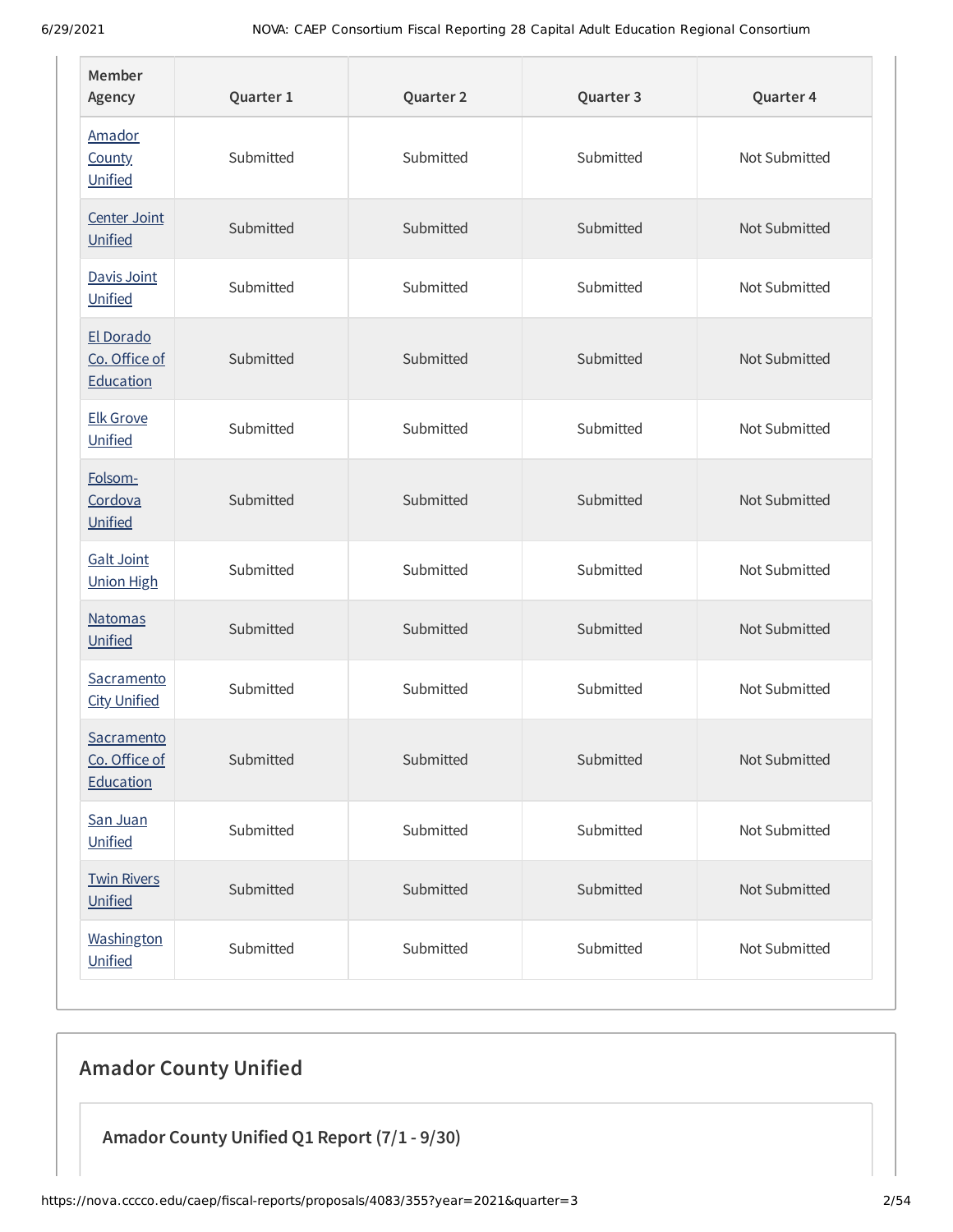| Member Agency | Quarter 1 | Quarter 2 | Quarter 3 | Quarter 4 |
|---|---|---|---|---|
| Amador County Unified | Submitted | Submitted | Submitted | Not Submitted |
| Center Joint Unified | Submitted | Submitted | Submitted | Not Submitted |
| Davis Joint Unified | Submitted | Submitted | Submitted | Not Submitted |
| El Dorado Co. Office of Education | Submitted | Submitted | Submitted | Not Submitted |
| Elk Grove Unified | Submitted | Submitted | Submitted | Not Submitted |
| Folsom-Cordova Unified | Submitted | Submitted | Submitted | Not Submitted |
| Galt Joint Union High | Submitted | Submitted | Submitted | Not Submitted |
| Natomas Unified | Submitted | Submitted | Submitted | Not Submitted |
| Sacramento City Unified | Submitted | Submitted | Submitted | Not Submitted |
| Sacramento Co. Office of Education | Submitted | Submitted | Submitted | Not Submitted |
| San Juan Unified | Submitted | Submitted | Submitted | Not Submitted |
| Twin Rivers Unified | Submitted | Submitted | Submitted | Not Submitted |
| Washington Unified | Submitted | Submitted | Submitted | Not Submitted |

## Amador County Unified

### Amador County Unified Q1 Report (7/1 - 9/30)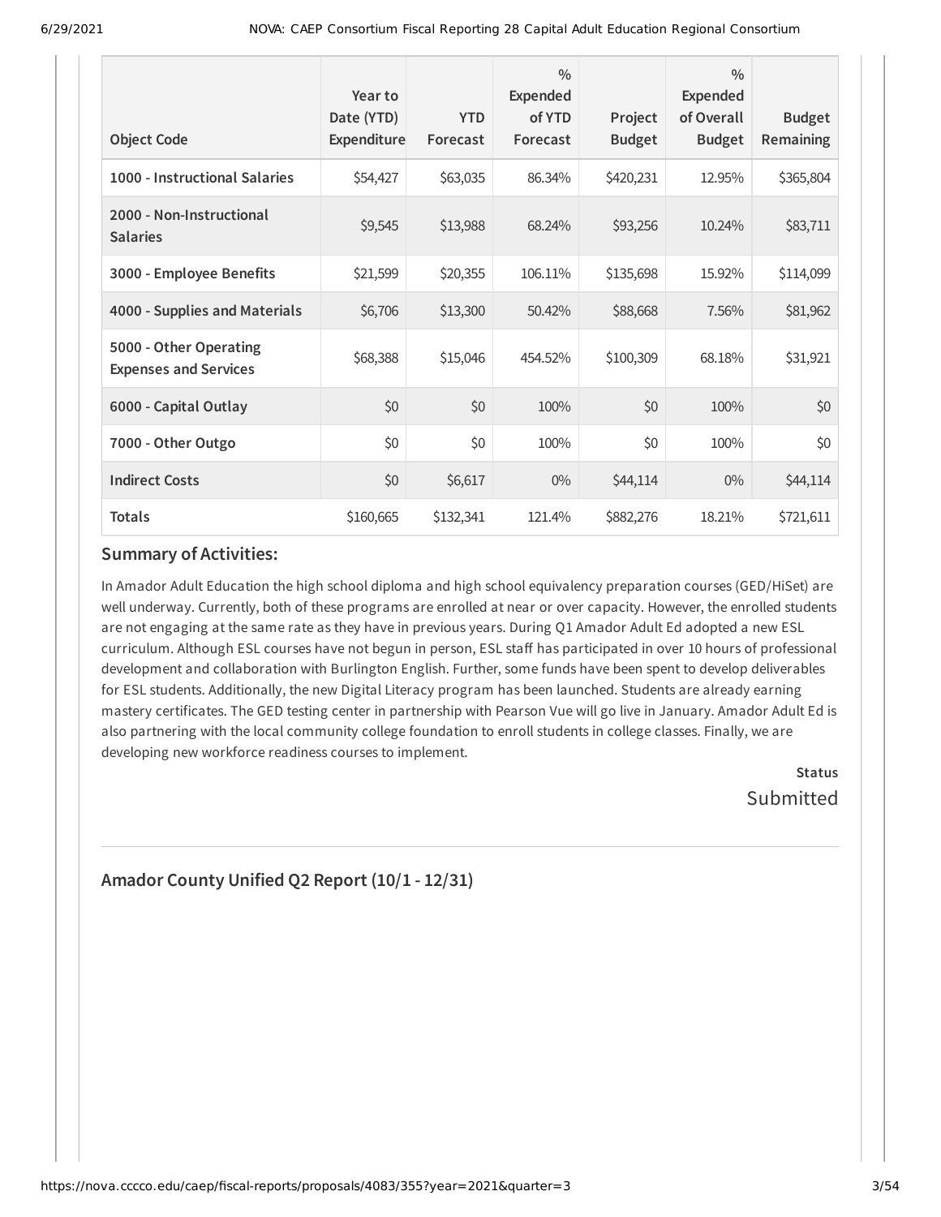| Object Code | Year to Date (YTD) Expenditure | YTD Forecast | % Expended of YTD Forecast | Project Budget | % Expended of Overall Budget | Budget Remaining |
|---|---|---|---|---|---|---|
| **1000 - Instructional Salaries** | $54,427 | $63,035 | 86.34% | $420,231 | 12.95% | $365,804 |
| **2000 - Non-Instructional Salaries** | $9,545 | $13,988 | 68.24% | $93,256 | 10.24% | $83,711 |
| **3000 - Employee Benefits** | $21,599 | $20,355 | 106.11% | $135,698 | 15.92% | $114,099 |
| **4000 - Supplies and Materials** | $6,706 | $13,300 | 50.42% | $88,668 | 7.56% | $81,962 |
| **5000 - Other Operating Expenses and Services** | $68,388 | $15,046 | 454.52% | $100,309 | 68.18% | $31,921 |
| **6000 - Capital Outlay** | $0 | $0 | 100% | $0 | 100% | $0 |
| **7000 - Other Outgo** | $0 | $0 | 100% | $0 | 100% | $0 |
| **Indirect Costs** | $0 | $6,617 | 0% | $44,114 | 0% | $44,114 |
| **Totals** | $160,665 | $132,341 | 121.4% | $882,276 | 18.21% | $721,611 |

### Summary of Activities:

In Amador Adult Education the high school diploma and high school equivalency preparation courses (GED/HiSet) are well underway. Currently, both of these programs are enrolled at near or over capacity. However, the enrolled students are not engaging at the same rate as they have in previous years. During Q1 Amador Adult Ed adopted a new ESL curriculum. Although ESL courses have not begun in person, ESL staff has participated in over 10 hours of professional development and collaboration with Burlington English. Further, some funds have been spent to develop deliverables for ESL students. Additionally, the new Digital Literacy program has been launched. Students are already earning mastery certificates. The GED testing center in partnership with Pearson Vue will go live in January. Amador Adult Ed is also partnering with the local community college foundation to enroll students in college classes. Finally, we are developing new workforce readiness courses to implement.

**Status**

Submitted

## Amador County Unified Q2 Report (10/1 - 12/31)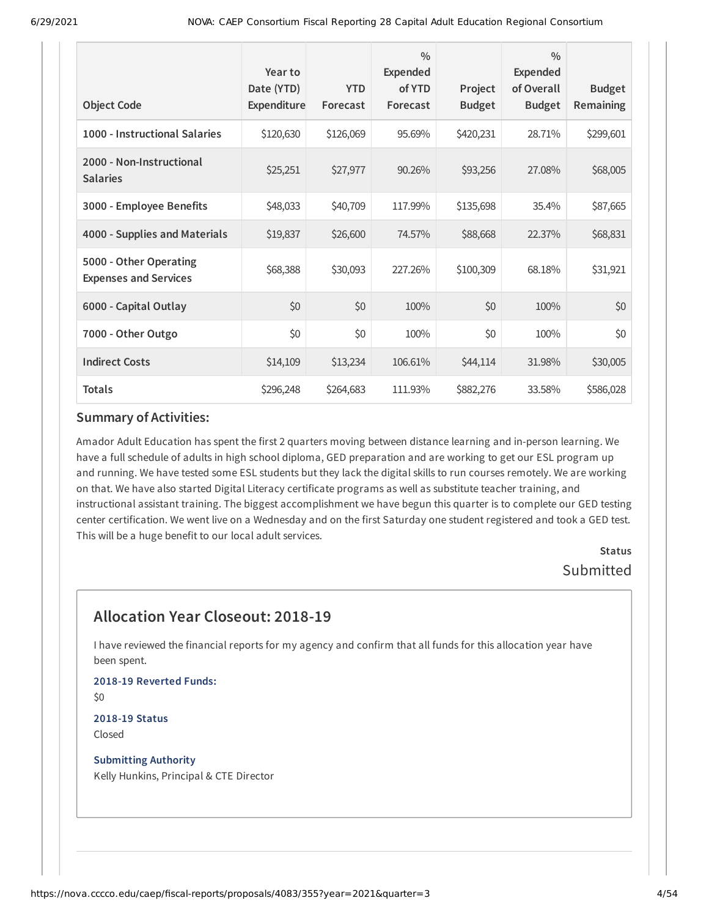| Object Code | Year to Date (YTD) Expenditure | YTD Forecast | % Expended of YTD Forecast | Project Budget | % Expended of Overall Budget | Budget Remaining |
|---|---|---|---|---|---|---|
| 1000 - Instructional Salaries | $120,630 | $126,069 | 95.69% | $420,231 | 28.71% | $299,601 |
| 2000 - Non-Instructional Salaries | $25,251 | $27,977 | 90.26% | $93,256 | 27.08% | $68,005 |
| 3000 - Employee Benefits | $48,033 | $40,709 | 117.99% | $135,698 | 35.4% | $87,665 |
| 4000 - Supplies and Materials | $19,837 | $26,600 | 74.57% | $88,668 | 22.37% | $68,831 |
| 5000 - Other Operating Expenses and Services | $68,388 | $30,093 | 227.26% | $100,309 | 68.18% | $31,921 |
| 6000 - Capital Outlay | $0 | $0 | 100% | $0 | 100% | $0 |
| 7000 - Other Outgo | $0 | $0 | 100% | $0 | 100% | $0 |
| Indirect Costs | $14,109 | $13,234 | 106.61% | $44,114 | 31.98% | $30,005 |
| Totals | $296,248 | $264,683 | 111.93% | $882,276 | 33.58% | $586,028 |

### Summary of Activities:

Amador Adult Education has spent the first 2 quarters moving between distance learning and in-person learning. We have a full schedule of adults in high school diploma, GED preparation and are working to get our ESL program up and running. We have tested some ESL students but they lack the digital skills to run courses remotely. We are working on that. We have also started Digital Literacy certificate programs as well as substitute teacher training, and instructional assistant training. The biggest accomplishment we have begun this quarter is to complete our GED testing center certification. We went live on a Wednesday and on the first Saturday one student registered and took a GED test. This will be a huge benefit to our local adult services.

**Status**

Submitted

## Allocation Year Closeout: 2018-19

I have reviewed the financial reports for my agency and confirm that all funds for this allocation year have been spent.

**2018-19 Reverted Funds:**

$0

**2018-19 Status**

Closed

**Submitting Authority**

Kelly Hunkins, Principal & CTE Director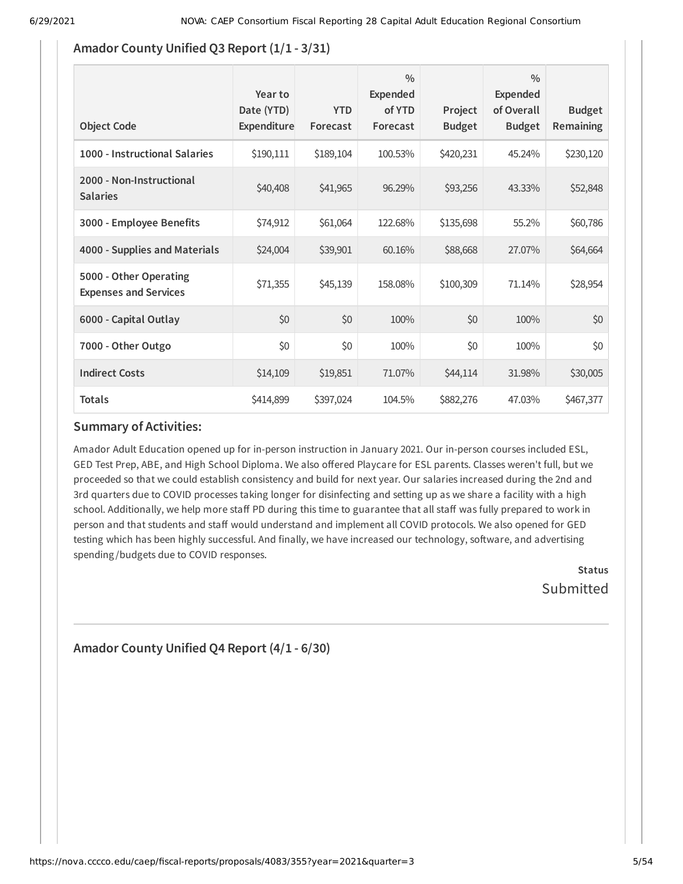## Amador County Unified Q3 Report (1/1 - 3/31)

| Object Code | Year to Date (YTD) Expenditure | YTD Forecast | % Expended of YTD Forecast | Project Budget | % Expended of Overall Budget | Budget Remaining |
|---|---|---|---|---|---|---|
| 1000 - Instructional Salaries | $190,111 | $189,104 | 100.53% | $420,231 | 45.24% | $230,120 |
| 2000 - Non-Instructional Salaries | $40,408 | $41,965 | 96.29% | $93,256 | 43.33% | $52,848 |
| 3000 - Employee Benefits | $74,912 | $61,064 | 122.68% | $135,698 | 55.2% | $60,786 |
| 4000 - Supplies and Materials | $24,004 | $39,901 | 60.16% | $88,668 | 27.07% | $64,664 |
| 5000 - Other Operating Expenses and Services | $71,355 | $45,139 | 158.08% | $100,309 | 71.14% | $28,954 |
| 6000 - Capital Outlay | $0 | $0 | 100% | $0 | 100% | $0 |
| 7000 - Other Outgo | $0 | $0 | 100% | $0 | 100% | $0 |
| Indirect Costs | $14,109 | $19,851 | 71.07% | $44,114 | 31.98% | $30,005 |
| Totals | $414,899 | $397,024 | 104.5% | $882,276 | 47.03% | $467,377 |

### Summary of Activities:

Amador Adult Education opened up for in-person instruction in January 2021. Our in-person courses included ESL, GED Test Prep, ABE, and High School Diploma. We also offered Playcare for ESL parents. Classes weren't full, but we proceeded so that we could establish consistency and build for next year. Our salaries increased during the 2nd and 3rd quarters due to COVID processes taking longer for disinfecting and setting up as we share a facility with a high school. Additionally, we help more staff PD during this time to guarantee that all staff was fully prepared to work in person and that students and staff would understand and implement all COVID protocols. We also opened for GED testing which has been highly successful. And finally, we have increased our technology, software, and advertising spending/budgets due to COVID responses.

**Status**

Submitted

## Amador County Unified Q4 Report (4/1 - 6/30)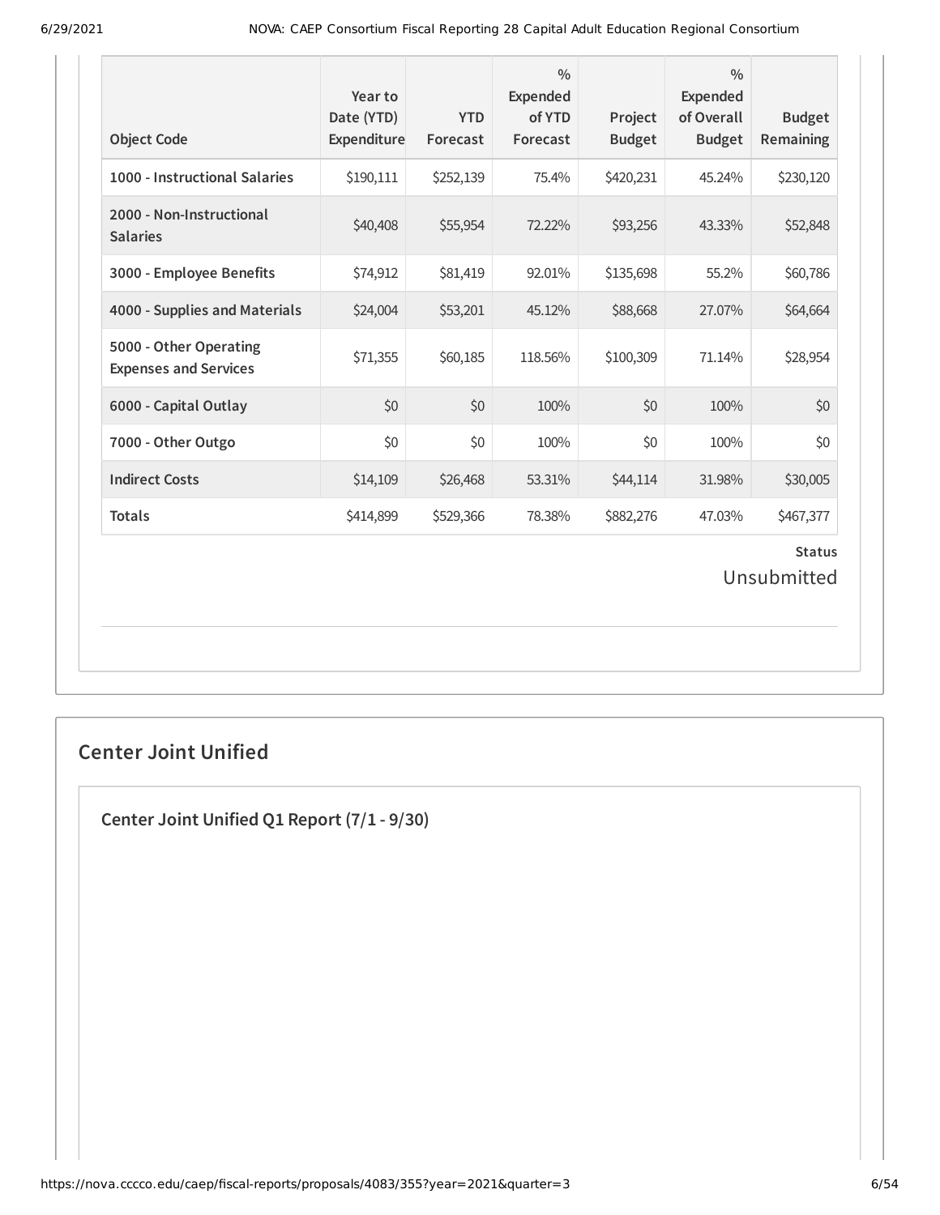| Object Code | Year to Date (YTD) Expenditure | YTD Forecast | % Expended of YTD Forecast | Project Budget | % Expended of Overall Budget | Budget Remaining |
|---|---|---|---|---|---|---|
| **1000 - Instructional Salaries** | $190,111 | $252,139 | 75.4% | $420,231 | 45.24% | $230,120 |
| **2000 - Non-Instructional Salaries** | $40,408 | $55,954 | 72.22% | $93,256 | 43.33% | $52,848 |
| **3000 - Employee Benefits** | $74,912 | $81,419 | 92.01% | $135,698 | 55.2% | $60,786 |
| **4000 - Supplies and Materials** | $24,004 | $53,201 | 45.12% | $88,668 | 27.07% | $64,664 |
| **5000 - Other Operating Expenses and Services** | $71,355 | $60,185 | 118.56% | $100,309 | 71.14% | $28,954 |
| **6000 - Capital Outlay** | $0 | $0 | 100% | $0 | 100% | $0 |
| **7000 - Other Outgo** | $0 | $0 | 100% | $0 | 100% | $0 |
| **Indirect Costs** | $14,109 | $26,468 | 53.31% | $44,114 | 31.98% | $30,005 |
| **Totals** | $414,899 | $529,366 | 78.38% | $882,276 | 47.03% | $467,377 |

**Status**

Unsubmitted

## Center Joint Unified

### Center Joint Unified Q1 Report (7/1 - 9/30)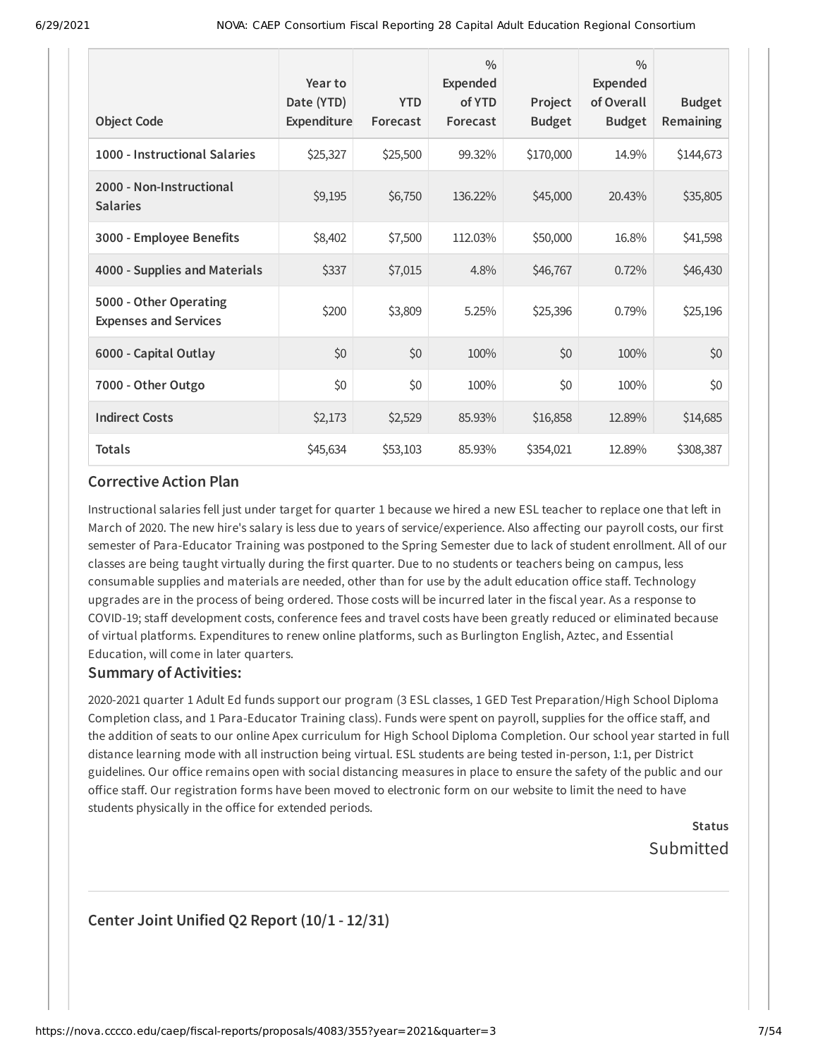| Object Code | Year to Date (YTD) Expenditure | YTD Forecast | % Expended of YTD Forecast | Project Budget | % Expended of Overall Budget | Budget Remaining |
|---|---|---|---|---|---|---|
| **1000 - Instructional Salaries** | $25,327 | $25,500 | 99.32% | $170,000 | 14.9% | $144,673 |
| **2000 - Non-Instructional Salaries** | $9,195 | $6,750 | 136.22% | $45,000 | 20.43% | $35,805 |
| **3000 - Employee Benefits** | $8,402 | $7,500 | 112.03% | $50,000 | 16.8% | $41,598 |
| **4000 - Supplies and Materials** | $337 | $7,015 | 4.8% | $46,767 | 0.72% | $46,430 |
| **5000 - Other Operating Expenses and Services** | $200 | $3,809 | 5.25% | $25,396 | 0.79% | $25,196 |
| **6000 - Capital Outlay** | $0 | $0 | 100% | $0 | 100% | $0 |
| **7000 - Other Outgo** | $0 | $0 | 100% | $0 | 100% | $0 |
| **Indirect Costs** | $2,173 | $2,529 | 85.93% | $16,858 | 12.89% | $14,685 |
| **Totals** | $45,634 | $53,103 | 85.93% | $354,021 | 12.89% | $308,387 |

### Corrective Action Plan

Instructional salaries fell just under target for quarter 1 because we hired a new ESL teacher to replace one that left in March of 2020. The new hire's salary is less due to years of service/experience. Also affecting our payroll costs, our first semester of Para-Educator Training was postponed to the Spring Semester due to lack of student enrollment. All of our classes are being taught virtually during the first quarter. Due to no students or teachers being on campus, less consumable supplies and materials are needed, other than for use by the adult education office staff. Technology upgrades are in the process of being ordered. Those costs will be incurred later in the fiscal year. As a response to COVID-19; staff development costs, conference fees and travel costs have been greatly reduced or eliminated because of virtual platforms. Expenditures to renew online platforms, such as Burlington English, Aztec, and Essential Education, will come in later quarters.

### Summary of Activities:

2020-2021 quarter 1 Adult Ed funds support our program (3 ESL classes, 1 GED Test Preparation/High School Diploma Completion class, and 1 Para-Educator Training class). Funds were spent on payroll, supplies for the office staff, and the addition of seats to our online Apex curriculum for High School Diploma Completion. Our school year started in full distance learning mode with all instruction being virtual. ESL students are being tested in-person, 1:1, per District guidelines. Our office remains open with social distancing measures in place to ensure the safety of the public and our office staff. Our registration forms have been moved to electronic form on our website to limit the need to have students physically in the office for extended periods.

**Status**

Submitted

## Center Joint Unified Q2 Report (10/1 - 12/31)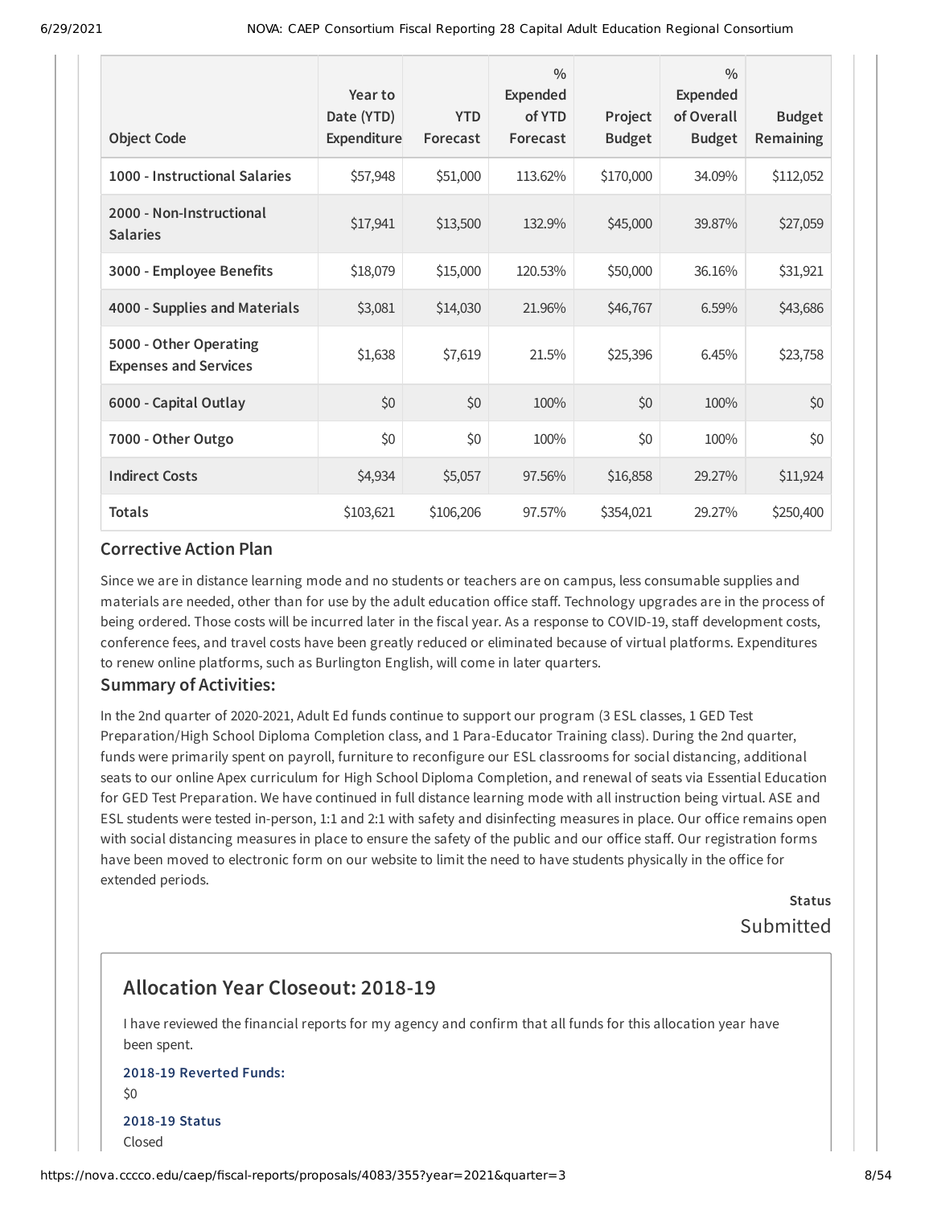| Object Code | Year to Date (YTD) Expenditure | YTD Forecast | % Expended of YTD Forecast | Project Budget | % Expended of Overall Budget | Budget Remaining |
|---|---|---|---|---|---|---|
| 1000 - Instructional Salaries | $57,948 | $51,000 | 113.62% | $170,000 | 34.09% | $112,052 |
| 2000 - Non-Instructional Salaries | $17,941 | $13,500 | 132.9% | $45,000 | 39.87% | $27,059 |
| 3000 - Employee Benefits | $18,079 | $15,000 | 120.53% | $50,000 | 36.16% | $31,921 |
| 4000 - Supplies and Materials | $3,081 | $14,030 | 21.96% | $46,767 | 6.59% | $43,686 |
| 5000 - Other Operating Expenses and Services | $1,638 | $7,619 | 21.5% | $25,396 | 6.45% | $23,758 |
| 6000 - Capital Outlay | $0 | $0 | 100% | $0 | 100% | $0 |
| 7000 - Other Outgo | $0 | $0 | 100% | $0 | 100% | $0 |
| Indirect Costs | $4,934 | $5,057 | 97.56% | $16,858 | 29.27% | $11,924 |
| Totals | $103,621 | $106,206 | 97.57% | $354,021 | 29.27% | $250,400 |

### Corrective Action Plan

Since we are in distance learning mode and no students or teachers are on campus, less consumable supplies and materials are needed, other than for use by the adult education office staff. Technology upgrades are in the process of being ordered. Those costs will be incurred later in the fiscal year. As a response to COVID-19, staff development costs, conference fees, and travel costs have been greatly reduced or eliminated because of virtual platforms. Expenditures to renew online platforms, such as Burlington English, will come in later quarters.

### Summary of Activities:

In the 2nd quarter of 2020-2021, Adult Ed funds continue to support our program (3 ESL classes, 1 GED Test Preparation/High School Diploma Completion class, and 1 Para-Educator Training class). During the 2nd quarter, funds were primarily spent on payroll, furniture to reconfigure our ESL classrooms for social distancing, additional seats to our online Apex curriculum for High School Diploma Completion, and renewal of seats via Essential Education for GED Test Preparation. We have continued in full distance learning mode with all instruction being virtual. ASE and ESL students were tested in-person, 1:1 and 2:1 with safety and disinfecting measures in place. Our office remains open with social distancing measures in place to ensure the safety of the public and our office staff. Our registration forms have been moved to electronic form on our website to limit the need to have students physically in the office for extended periods.

**Status**

Submitted

## Allocation Year Closeout: 2018-19

I have reviewed the financial reports for my agency and confirm that all funds for this allocation year have been spent.

**2018-19 Reverted Funds:**

$0

**2018-19 Status**

Closed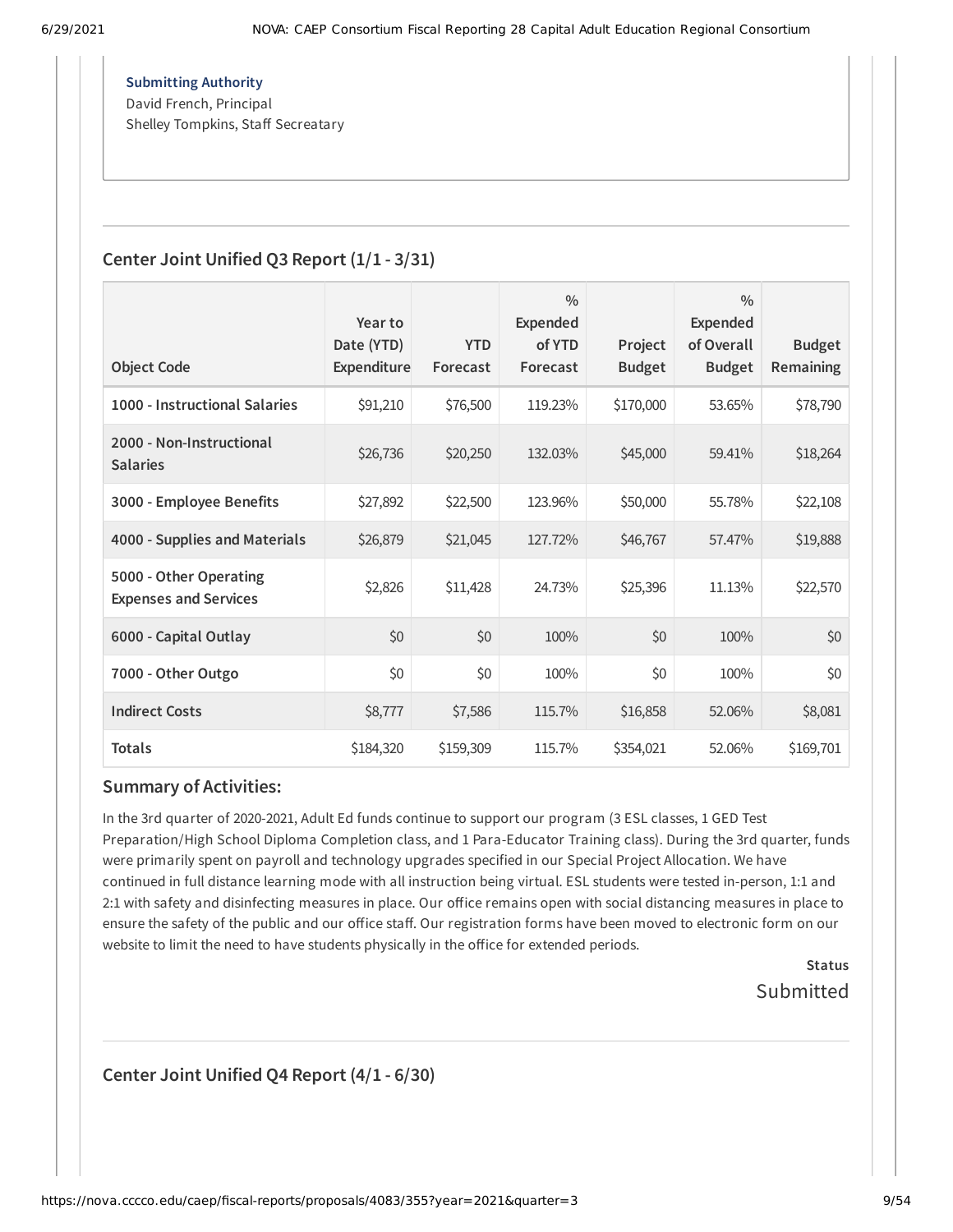**Submitting Authority**
David French, Principal
Shelley Tompkins, Staff Secreatary

## Center Joint Unified Q3 Report (1/1 - 3/31)

| Object Code | Year to Date (YTD) Expenditure | YTD Forecast | % Expended of YTD Forecast | Project Budget | % Expended of Overall Budget | Budget Remaining |
|---|---|---|---|---|---|---|
| 1000 - Instructional Salaries | $91,210 | $76,500 | 119.23% | $170,000 | 53.65% | $78,790 |
| 2000 - Non-Instructional Salaries | $26,736 | $20,250 | 132.03% | $45,000 | 59.41% | $18,264 |
| 3000 - Employee Benefits | $27,892 | $22,500 | 123.96% | $50,000 | 55.78% | $22,108 |
| 4000 - Supplies and Materials | $26,879 | $21,045 | 127.72% | $46,767 | 57.47% | $19,888 |
| 5000 - Other Operating Expenses and Services | $2,826 | $11,428 | 24.73% | $25,396 | 11.13% | $22,570 |
| 6000 - Capital Outlay | $0 | $0 | 100% | $0 | 100% | $0 |
| 7000 - Other Outgo | $0 | $0 | 100% | $0 | 100% | $0 |
| Indirect Costs | $8,777 | $7,586 | 115.7% | $16,858 | 52.06% | $8,081 |
| Totals | $184,320 | $159,309 | 115.7% | $354,021 | 52.06% | $169,701 |

### Summary of Activities:

In the 3rd quarter of 2020-2021, Adult Ed funds continue to support our program (3 ESL classes, 1 GED Test Preparation/High School Diploma Completion class, and 1 Para-Educator Training class). During the 3rd quarter, funds were primarily spent on payroll and technology upgrades specified in our Special Project Allocation. We have continued in full distance learning mode with all instruction being virtual. ESL students were tested in-person, 1:1 and 2:1 with safety and disinfecting measures in place. Our office remains open with social distancing measures in place to ensure the safety of the public and our office staff. Our registration forms have been moved to electronic form on our website to limit the need to have students physically in the office for extended periods.

**Status**
Submitted

## Center Joint Unified Q4 Report (4/1 - 6/30)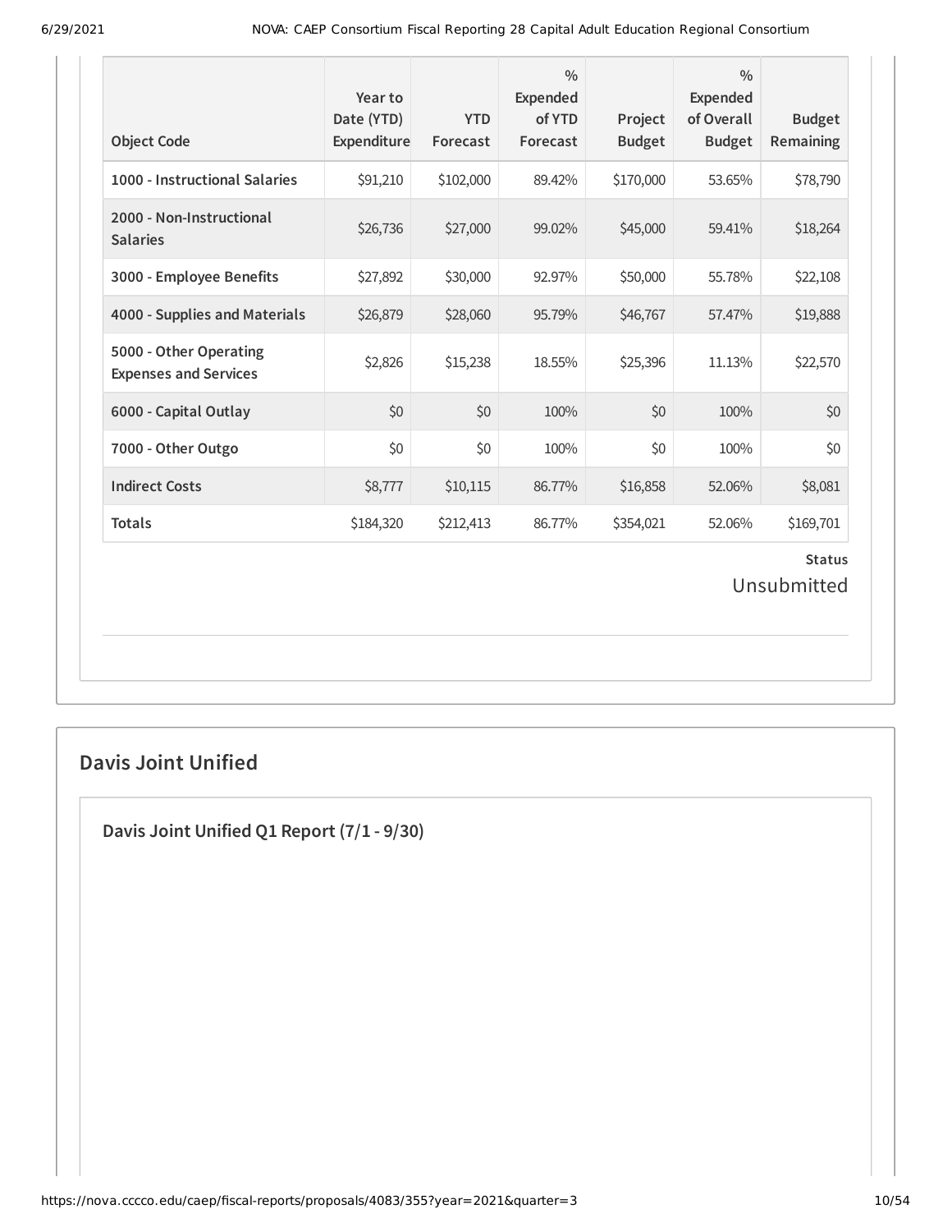| Object Code | Year to Date (YTD) Expenditure | YTD Forecast | % Expended of YTD Forecast | Project Budget | % Expended of Overall Budget | Budget Remaining |
|---|---|---|---|---|---|---|
| **1000 - Instructional Salaries** | $91,210 | $102,000 | 89.42% | $170,000 | 53.65% | $78,790 |
| **2000 - Non-Instructional Salaries** | $26,736 | $27,000 | 99.02% | $45,000 | 59.41% | $18,264 |
| **3000 - Employee Benefits** | $27,892 | $30,000 | 92.97% | $50,000 | 55.78% | $22,108 |
| **4000 - Supplies and Materials** | $26,879 | $28,060 | 95.79% | $46,767 | 57.47% | $19,888 |
| **5000 - Other Operating Expenses and Services** | $2,826 | $15,238 | 18.55% | $25,396 | 11.13% | $22,570 |
| **6000 - Capital Outlay** | $0 | $0 | 100% | $0 | 100% | $0 |
| **7000 - Other Outgo** | $0 | $0 | 100% | $0 | 100% | $0 |
| **Indirect Costs** | $8,777 | $10,115 | 86.77% | $16,858 | 52.06% | $8,081 |
| **Totals** | $184,320 | $212,413 | 86.77% | $354,021 | 52.06% | $169,701 |

**Status**

Unsubmitted

## Davis Joint Unified

### Davis Joint Unified Q1 Report (7/1 - 9/30)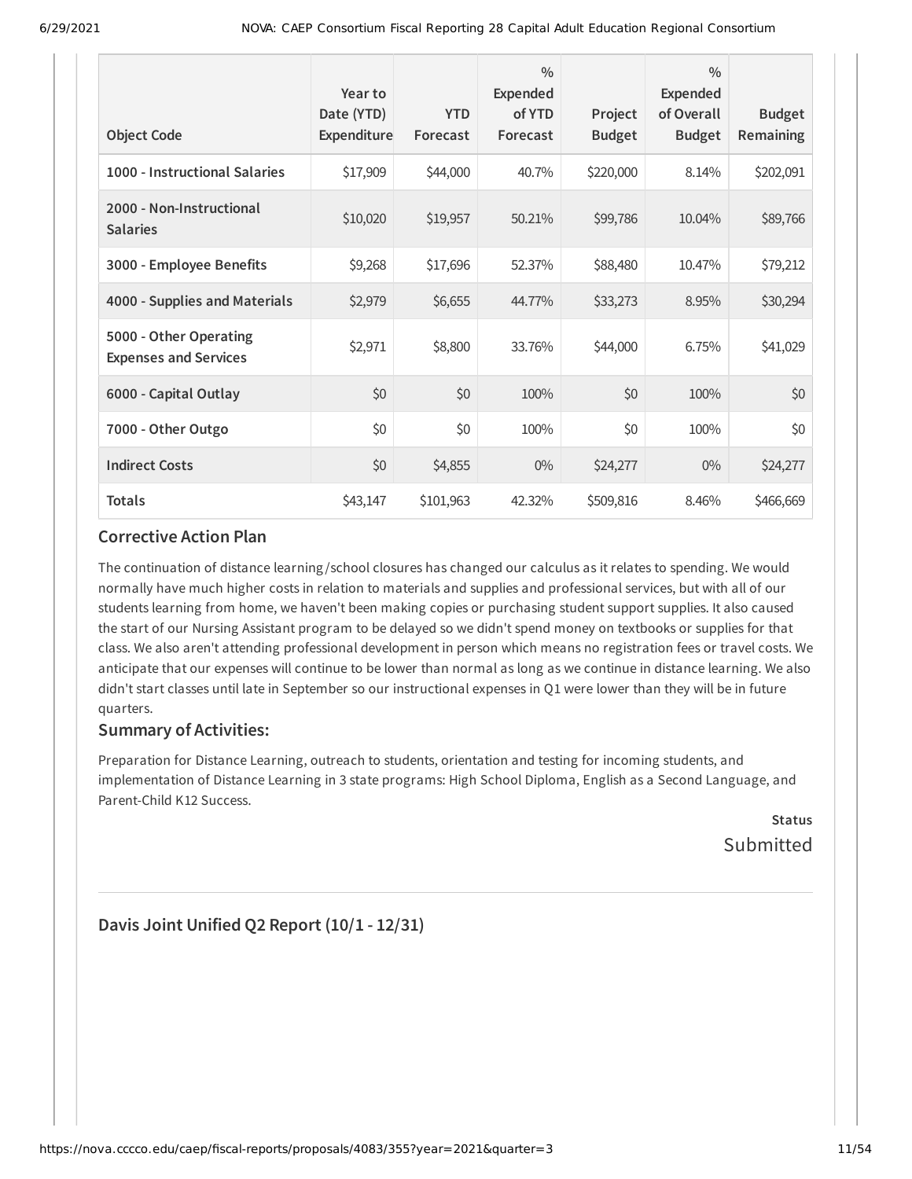| Object Code | Year to Date (YTD) Expenditure | YTD Forecast | % Expended of YTD Forecast | Project Budget | % Expended of Overall Budget | Budget Remaining |
|---|---|---|---|---|---|---|
| 1000 - Instructional Salaries | $17,909 | $44,000 | 40.7% | $220,000 | 8.14% | $202,091 |
| 2000 - Non-Instructional Salaries | $10,020 | $19,957 | 50.21% | $99,786 | 10.04% | $89,766 |
| 3000 - Employee Benefits | $9,268 | $17,696 | 52.37% | $88,480 | 10.47% | $79,212 |
| 4000 - Supplies and Materials | $2,979 | $6,655 | 44.77% | $33,273 | 8.95% | $30,294 |
| 5000 - Other Operating Expenses and Services | $2,971 | $8,800 | 33.76% | $44,000 | 6.75% | $41,029 |
| 6000 - Capital Outlay | $0 | $0 | 100% | $0 | 100% | $0 |
| 7000 - Other Outgo | $0 | $0 | 100% | $0 | 100% | $0 |
| Indirect Costs | $0 | $4,855 | 0% | $24,277 | 0% | $24,277 |
| Totals | $43,147 | $101,963 | 42.32% | $509,816 | 8.46% | $466,669 |

### Corrective Action Plan

The continuation of distance learning/school closures has changed our calculus as it relates to spending. We would normally have much higher costs in relation to materials and supplies and professional services, but with all of our students learning from home, we haven't been making copies or purchasing student support supplies. It also caused the start of our Nursing Assistant program to be delayed so we didn't spend money on textbooks or supplies for that class. We also aren't attending professional development in person which means no registration fees or travel costs. We anticipate that our expenses will continue to be lower than normal as long as we continue in distance learning. We also didn't start classes until late in September so our instructional expenses in Q1 were lower than they will be in future quarters.

### Summary of Activities:

Preparation for Distance Learning, outreach to students, orientation and testing for incoming students, and implementation of Distance Learning in 3 state programs: High School Diploma, English as a Second Language, and Parent-Child K12 Success.

**Status**
Submitted

---

## Davis Joint Unified Q2 Report (10/1 - 12/31)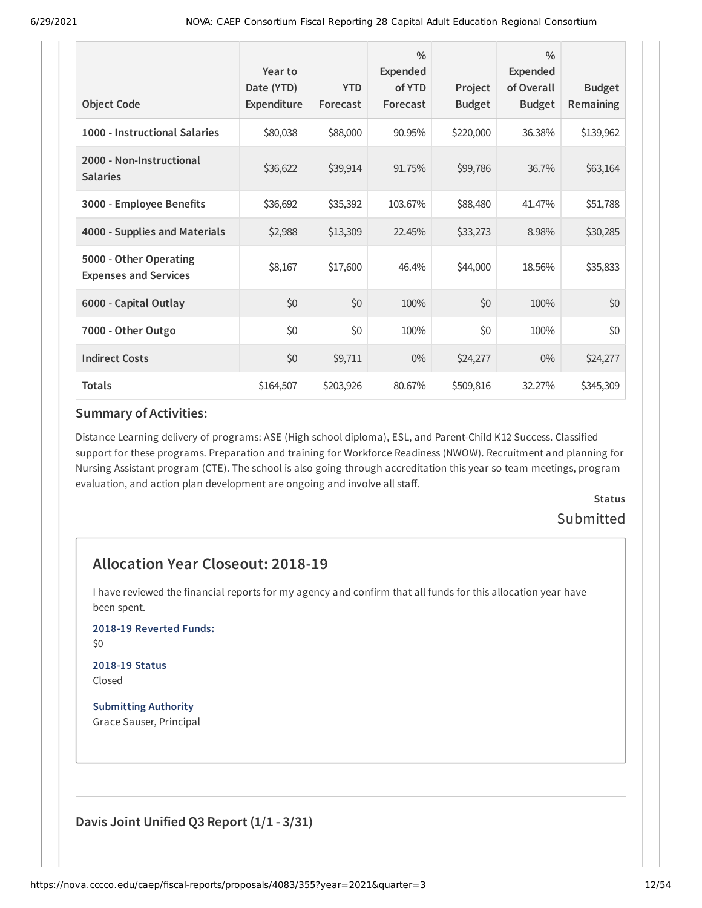| Object Code | Year to Date (YTD) Expenditure | YTD Forecast | % Expended of YTD Forecast | Project Budget | % Expended of Overall Budget | Budget Remaining |
|---|---|---|---|---|---|---|
| 1000 - Instructional Salaries | $80,038 | $88,000 | 90.95% | $220,000 | 36.38% | $139,962 |
| 2000 - Non-Instructional Salaries | $36,622 | $39,914 | 91.75% | $99,786 | 36.7% | $63,164 |
| 3000 - Employee Benefits | $36,692 | $35,392 | 103.67% | $88,480 | 41.47% | $51,788 |
| 4000 - Supplies and Materials | $2,988 | $13,309 | 22.45% | $33,273 | 8.98% | $30,285 |
| 5000 - Other Operating Expenses and Services | $8,167 | $17,600 | 46.4% | $44,000 | 18.56% | $35,833 |
| 6000 - Capital Outlay | $0 | $0 | 100% | $0 | 100% | $0 |
| 7000 - Other Outgo | $0 | $0 | 100% | $0 | 100% | $0 |
| Indirect Costs | $0 | $9,711 | 0% | $24,277 | 0% | $24,277 |
| Totals | $164,507 | $203,926 | 80.67% | $509,816 | 32.27% | $345,309 |

### Summary of Activities:

Distance Learning delivery of programs: ASE (High school diploma), ESL, and Parent-Child K12 Success. Classified support for these programs. Preparation and training for Workforce Readiness (NWOW). Recruitment and planning for Nursing Assistant program (CTE). The school is also going through accreditation this year so team meetings, program evaluation, and action plan development are ongoing and involve all staff.

**Status**

Submitted

## Allocation Year Closeout: 2018-19

I have reviewed the financial reports for my agency and confirm that all funds for this allocation year have been spent.

**2018-19 Reverted Funds:**

$0

**2018-19 Status**

Closed

**Submitting Authority**

Grace Sauser, Principal

## Davis Joint Unified Q3 Report (1/1 - 3/31)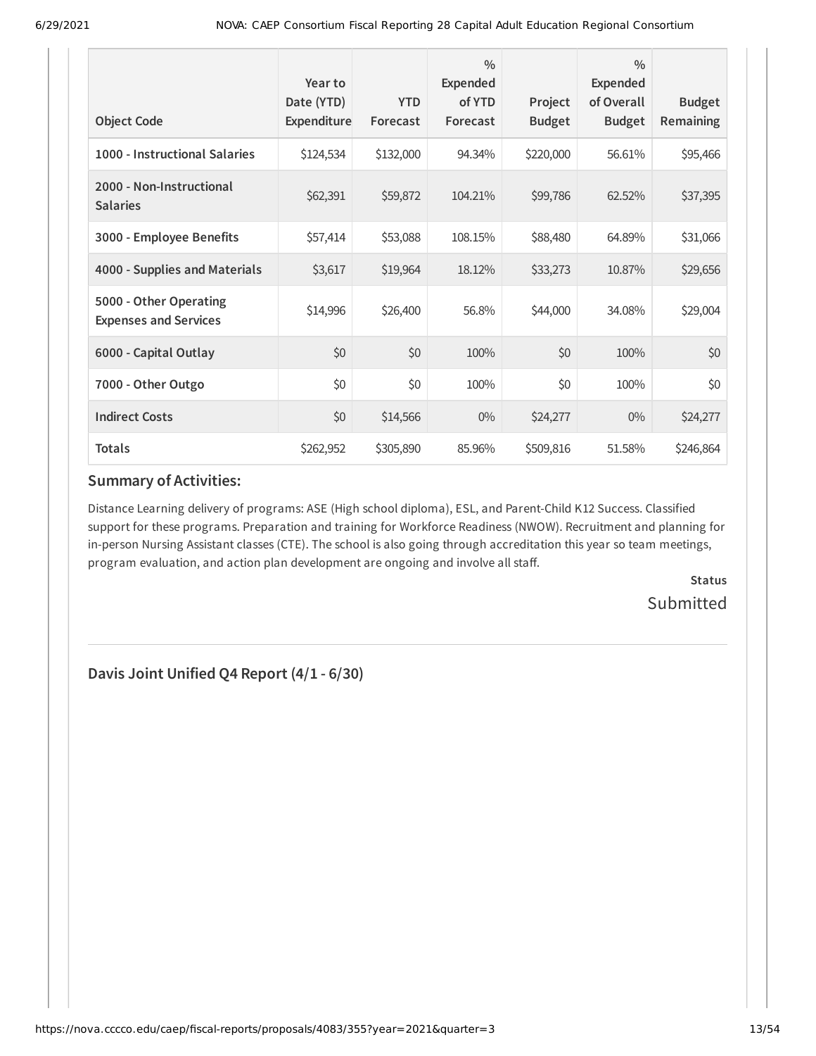| Object Code | Year to Date (YTD) Expenditure | YTD Forecast | % Expended of YTD Forecast | Project Budget | % Expended of Overall Budget | Budget Remaining |
|---|---|---|---|---|---|---|
| **1000 - Instructional Salaries** | $124,534 | $132,000 | 94.34% | $220,000 | 56.61% | $95,466 |
| **2000 - Non-Instructional Salaries** | $62,391 | $59,872 | 104.21% | $99,786 | 62.52% | $37,395 |
| **3000 - Employee Benefits** | $57,414 | $53,088 | 108.15% | $88,480 | 64.89% | $31,066 |
| **4000 - Supplies and Materials** | $3,617 | $19,964 | 18.12% | $33,273 | 10.87% | $29,656 |
| **5000 - Other Operating Expenses and Services** | $14,996 | $26,400 | 56.8% | $44,000 | 34.08% | $29,004 |
| **6000 - Capital Outlay** | $0 | $0 | 100% | $0 | 100% | $0 |
| **7000 - Other Outgo** | $0 | $0 | 100% | $0 | 100% | $0 |
| **Indirect Costs** | $0 | $14,566 | 0% | $24,277 | 0% | $24,277 |
| **Totals** | $262,952 | $305,890 | 85.96% | $509,816 | 51.58% | $246,864 |

### Summary of Activities:

Distance Learning delivery of programs: ASE (High school diploma), ESL, and Parent-Child K12 Success. Classified support for these programs. Preparation and training for Workforce Readiness (NWOW). Recruitment and planning for in-person Nursing Assistant classes (CTE). The school is also going through accreditation this year so team meetings, program evaluation, and action plan development are ongoing and involve all staff.

**Status**

Submitted

---

## Davis Joint Unified Q4 Report (4/1 - 6/30)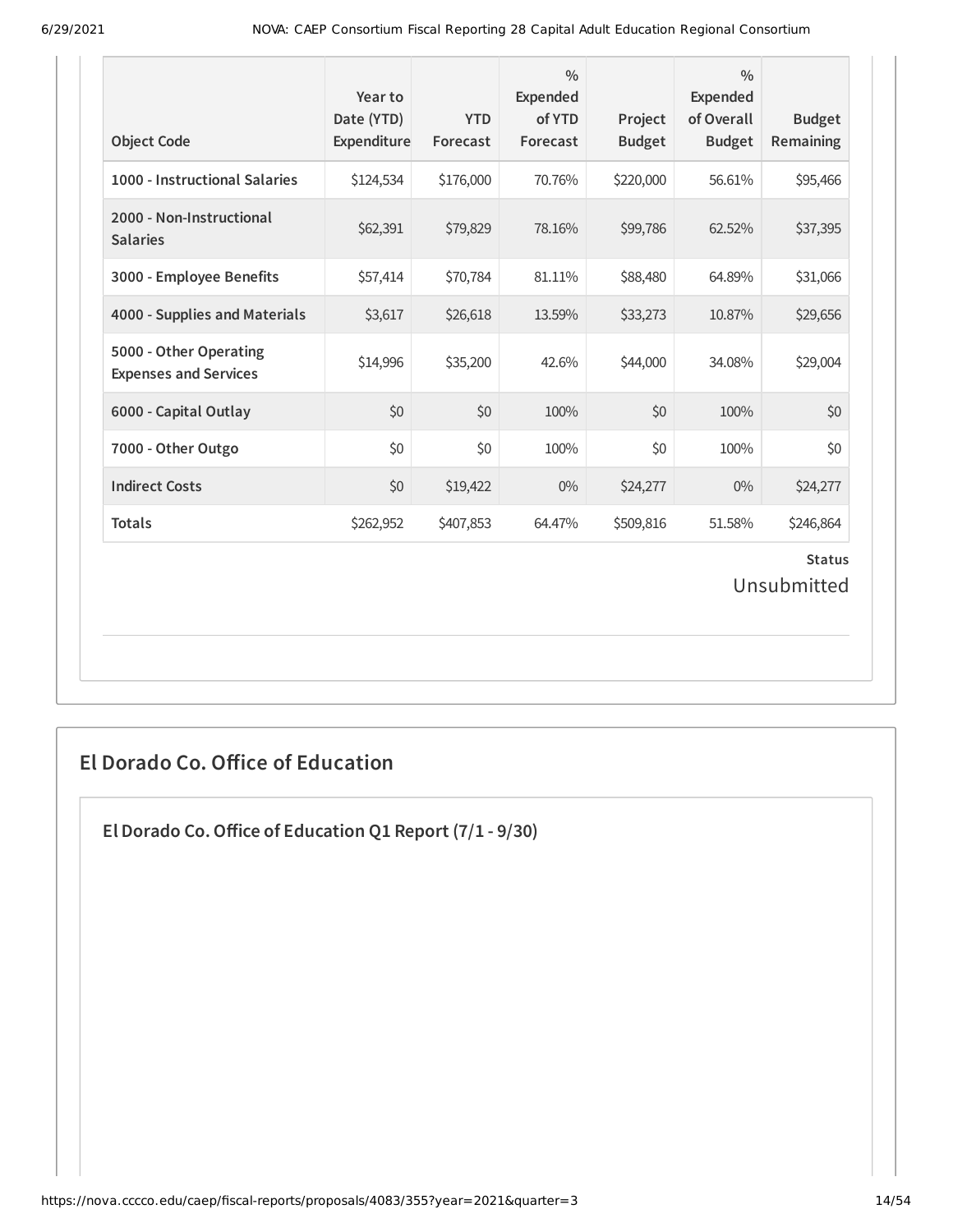| Object Code | Year to Date (YTD) Expenditure | YTD Forecast | % Expended of YTD Forecast | Project Budget | % Expended of Overall Budget | Budget Remaining |
|---|---|---|---|---|---|---|
| **1000 - Instructional Salaries** | $124,534 | $176,000 | 70.76% | $220,000 | 56.61% | $95,466 |
| **2000 - Non-Instructional Salaries** | $62,391 | $79,829 | 78.16% | $99,786 | 62.52% | $37,395 |
| **3000 - Employee Benefits** | $57,414 | $70,784 | 81.11% | $88,480 | 64.89% | $31,066 |
| **4000 - Supplies and Materials** | $3,617 | $26,618 | 13.59% | $33,273 | 10.87% | $29,656 |
| **5000 - Other Operating Expenses and Services** | $14,996 | $35,200 | 42.6% | $44,000 | 34.08% | $29,004 |
| **6000 - Capital Outlay** | $0 | $0 | 100% | $0 | 100% | $0 |
| **7000 - Other Outgo** | $0 | $0 | 100% | $0 | 100% | $0 |
| **Indirect Costs** | $0 | $19,422 | 0% | $24,277 | 0% | $24,277 |
| **Totals** | $262,952 | $407,853 | 64.47% | $509,816 | 51.58% | $246,864 |

**Status**

Unsubmitted

## El Dorado Co. Office of Education

### El Dorado Co. Office of Education Q1 Report (7/1 - 9/30)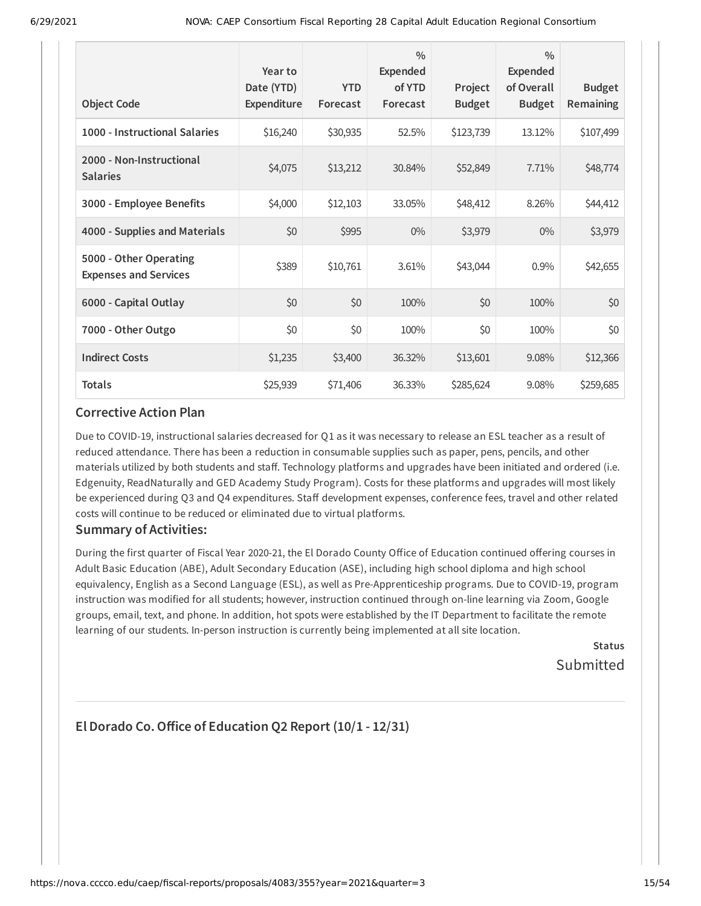| Object Code | Year to Date (YTD) Expenditure | YTD Forecast | % Expended of YTD Forecast | Project Budget | % Expended of Overall Budget | Budget Remaining |
|---|---|---|---|---|---|---|
| **1000 - Instructional Salaries** | $16,240 | $30,935 | 52.5% | $123,739 | 13.12% | $107,499 |
| **2000 - Non-Instructional Salaries** | $4,075 | $13,212 | 30.84% | $52,849 | 7.71% | $48,774 |
| **3000 - Employee Benefits** | $4,000 | $12,103 | 33.05% | $48,412 | 8.26% | $44,412 |
| **4000 - Supplies and Materials** | $0 | $995 | 0% | $3,979 | 0% | $3,979 |
| **5000 - Other Operating Expenses and Services** | $389 | $10,761 | 3.61% | $43,044 | 0.9% | $42,655 |
| **6000 - Capital Outlay** | $0 | $0 | 100% | $0 | 100% | $0 |
| **7000 - Other Outgo** | $0 | $0 | 100% | $0 | 100% | $0 |
| **Indirect Costs** | $1,235 | $3,400 | 36.32% | $13,601 | 9.08% | $12,366 |
| **Totals** | $25,939 | $71,406 | 36.33% | $285,624 | 9.08% | $259,685 |

### Corrective Action Plan

Due to COVID-19, instructional salaries decreased for Q1 as it was necessary to release an ESL teacher as a result of reduced attendance. There has been a reduction in consumable supplies such as paper, pens, pencils, and other materials utilized by both students and staff. Technology platforms and upgrades have been initiated and ordered (i.e. Edgenuity, ReadNaturally and GED Academy Study Program). Costs for these platforms and upgrades will most likely be experienced during Q3 and Q4 expenditures. Staff development expenses, conference fees, travel and other related costs will continue to be reduced or eliminated due to virtual platforms.

### Summary of Activities:

During the first quarter of Fiscal Year 2020-21, the El Dorado County Office of Education continued offering courses in Adult Basic Education (ABE), Adult Secondary Education (ASE), including high school diploma and high school equivalency, English as a Second Language (ESL), as well as Pre-Apprenticeship programs. Due to COVID-19, program instruction was modified for all students; however, instruction continued through on-line learning via Zoom, Google groups, email, text, and phone. In addition, hot spots were established by the IT Department to facilitate the remote learning of our students. In-person instruction is currently being implemented at all site location.

**Status**

Submitted

---

## El Dorado Co. Office of Education Q2 Report (10/1 - 12/31)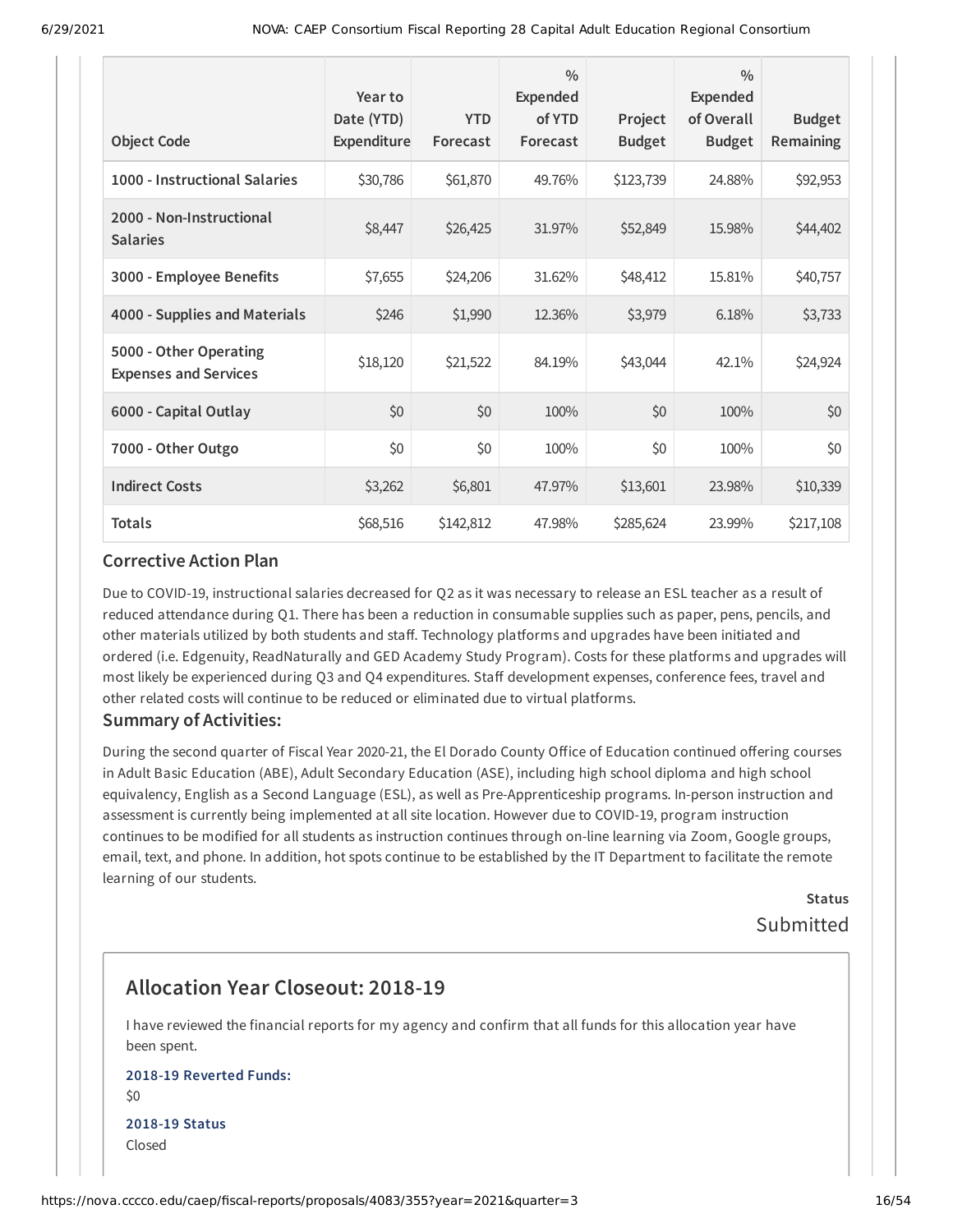| Object Code | Year to Date (YTD) Expenditure | YTD Forecast | % Expended of YTD Forecast | Project Budget | % Expended of Overall Budget | Budget Remaining |
|---|---|---|---|---|---|---|
| 1000 - Instructional Salaries | $30,786 | $61,870 | 49.76% | $123,739 | 24.88% | $92,953 |
| 2000 - Non-Instructional Salaries | $8,447 | $26,425 | 31.97% | $52,849 | 15.98% | $44,402 |
| 3000 - Employee Benefits | $7,655 | $24,206 | 31.62% | $48,412 | 15.81% | $40,757 |
| 4000 - Supplies and Materials | $246 | $1,990 | 12.36% | $3,979 | 6.18% | $3,733 |
| 5000 - Other Operating Expenses and Services | $18,120 | $21,522 | 84.19% | $43,044 | 42.1% | $24,924 |
| 6000 - Capital Outlay | $0 | $0 | 100% | $0 | 100% | $0 |
| 7000 - Other Outgo | $0 | $0 | 100% | $0 | 100% | $0 |
| Indirect Costs | $3,262 | $6,801 | 47.97% | $13,601 | 23.98% | $10,339 |
| Totals | $68,516 | $142,812 | 47.98% | $285,624 | 23.99% | $217,108 |

### Corrective Action Plan

Due to COVID-19, instructional salaries decreased for Q2 as it was necessary to release an ESL teacher as a result of reduced attendance during Q1. There has been a reduction in consumable supplies such as paper, pens, pencils, and other materials utilized by both students and staff. Technology platforms and upgrades have been initiated and ordered (i.e. Edgenuity, ReadNaturally and GED Academy Study Program). Costs for these platforms and upgrades will most likely be experienced during Q3 and Q4 expenditures. Staff development expenses, conference fees, travel and other related costs will continue to be reduced or eliminated due to virtual platforms.

### Summary of Activities:

During the second quarter of Fiscal Year 2020-21, the El Dorado County Office of Education continued offering courses in Adult Basic Education (ABE), Adult Secondary Education (ASE), including high school diploma and high school equivalency, English as a Second Language (ESL), as well as Pre-Apprenticeship programs. In-person instruction and assessment is currently being implemented at all site location. However due to COVID-19, program instruction continues to be modified for all students as instruction continues through on-line learning via Zoom, Google groups, email, text, and phone. In addition, hot spots continue to be established by the IT Department to facilitate the remote learning of our students.

**Status**

Submitted

## Allocation Year Closeout: 2018-19

I have reviewed the financial reports for my agency and confirm that all funds for this allocation year have been spent.

**2018-19 Reverted Funds:**

$0

**2018-19 Status**

Closed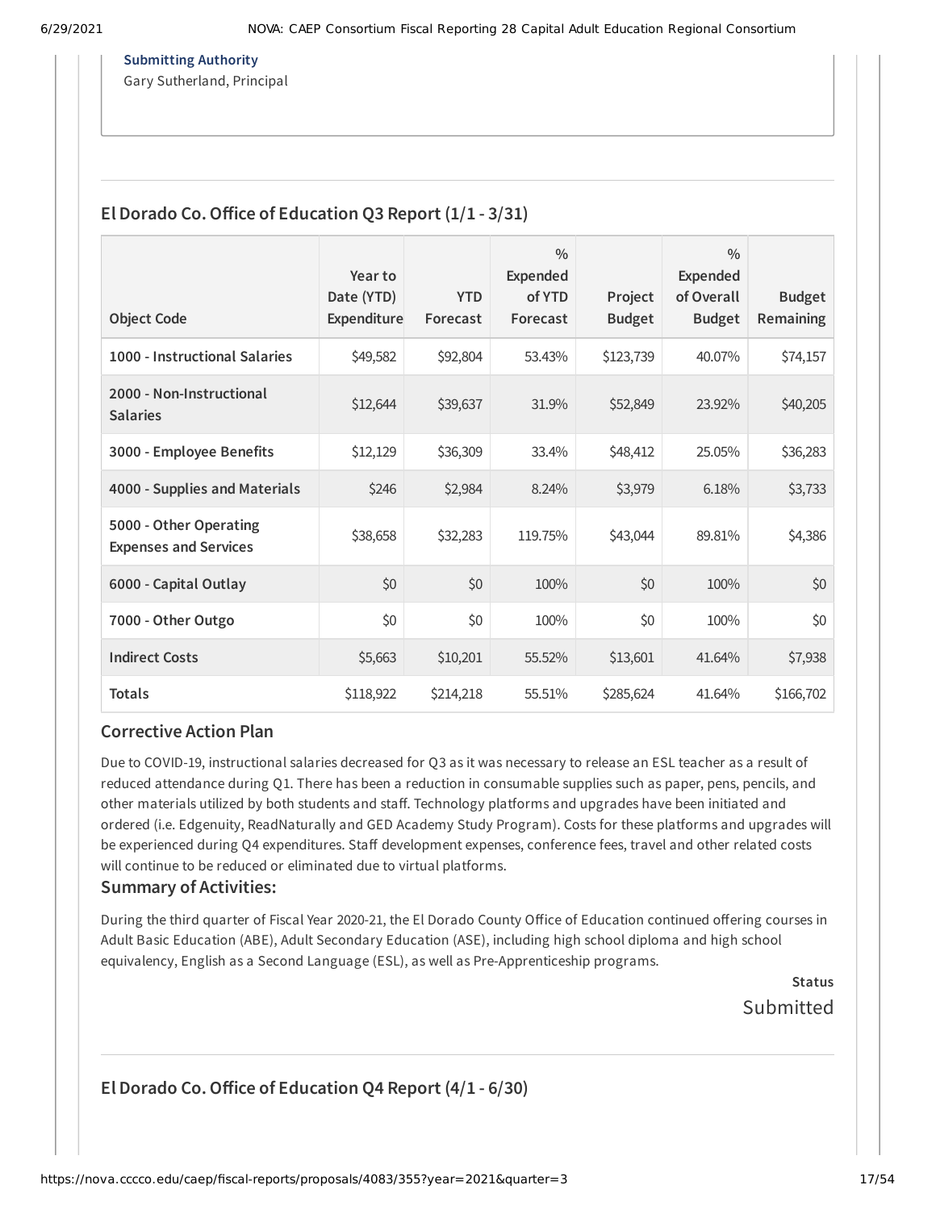**Submitting Authority**
Gary Sutherland, Principal

---

## El Dorado Co. Office of Education Q3 Report (1/1 - 3/31)

| Object Code | Year to Date (YTD) Expenditure | YTD Forecast | % Expended of YTD Forecast | Project Budget | % Expended of Overall Budget | Budget Remaining |
|---|---|---|---|---|---|---|
| **1000 - Instructional Salaries** | $49,582 | $92,804 | 53.43% | $123,739 | 40.07% | $74,157 |
| **2000 - Non-Instructional Salaries** | $12,644 | $39,637 | 31.9% | $52,849 | 23.92% | $40,205 |
| **3000 - Employee Benefits** | $12,129 | $36,309 | 33.4% | $48,412 | 25.05% | $36,283 |
| **4000 - Supplies and Materials** | $246 | $2,984 | 8.24% | $3,979 | 6.18% | $3,733 |
| **5000 - Other Operating Expenses and Services** | $38,658 | $32,283 | 119.75% | $43,044 | 89.81% | $4,386 |
| **6000 - Capital Outlay** | $0 | $0 | 100% | $0 | 100% | $0 |
| **7000 - Other Outgo** | $0 | $0 | 100% | $0 | 100% | $0 |
| **Indirect Costs** | $5,663 | $10,201 | 55.52% | $13,601 | 41.64% | $7,938 |
| **Totals** | $118,922 | $214,218 | 55.51% | $285,624 | 41.64% | $166,702 |

### Corrective Action Plan

Due to COVID-19, instructional salaries decreased for Q3 as it was necessary to release an ESL teacher as a result of reduced attendance during Q1. There has been a reduction in consumable supplies such as paper, pens, pencils, and other materials utilized by both students and staff. Technology platforms and upgrades have been initiated and ordered (i.e. Edgenuity, ReadNaturally and GED Academy Study Program). Costs for these platforms and upgrades will be experienced during Q4 expenditures. Staff development expenses, conference fees, travel and other related costs will continue to be reduced or eliminated due to virtual platforms.

### Summary of Activities:

During the third quarter of Fiscal Year 2020-21, the El Dorado County Office of Education continued offering courses in Adult Basic Education (ABE), Adult Secondary Education (ASE), including high school diploma and high school equivalency, English as a Second Language (ESL), as well as Pre-Apprenticeship programs.

**Status**
Submitted

---

## El Dorado Co. Office of Education Q4 Report (4/1 - 6/30)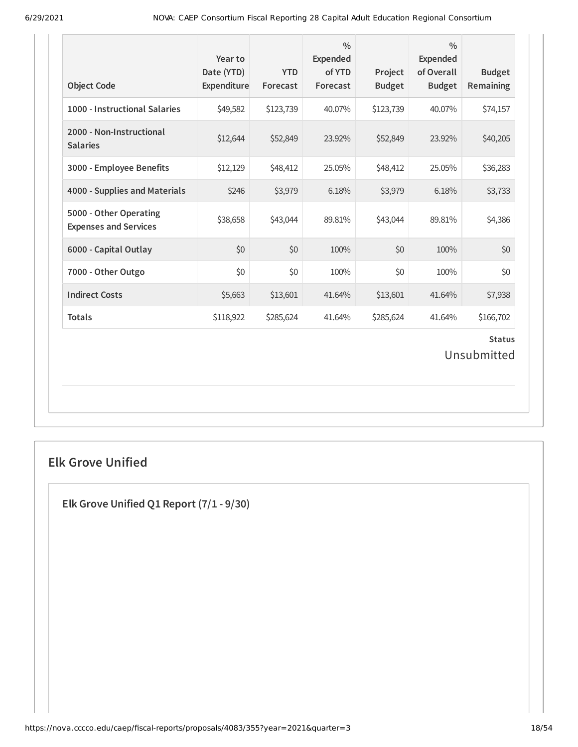| Object Code | Year to Date (YTD) Expenditure | YTD Forecast | % Expended of YTD Forecast | Project Budget | % Expended of Overall Budget | Budget Remaining |
|---|---|---|---|---|---|---|
| **1000 - Instructional Salaries** | $49,582 | $123,739 | 40.07% | $123,739 | 40.07% | $74,157 |
| **2000 - Non-Instructional Salaries** | $12,644 | $52,849 | 23.92% | $52,849 | 23.92% | $40,205 |
| **3000 - Employee Benefits** | $12,129 | $48,412 | 25.05% | $48,412 | 25.05% | $36,283 |
| **4000 - Supplies and Materials** | $246 | $3,979 | 6.18% | $3,979 | 6.18% | $3,733 |
| **5000 - Other Operating Expenses and Services** | $38,658 | $43,044 | 89.81% | $43,044 | 89.81% | $4,386 |
| **6000 - Capital Outlay** | $0 | $0 | 100% | $0 | 100% | $0 |
| **7000 - Other Outgo** | $0 | $0 | 100% | $0 | 100% | $0 |
| **Indirect Costs** | $5,663 | $13,601 | 41.64% | $13,601 | 41.64% | $7,938 |
| **Totals** | $118,922 | $285,624 | 41.64% | $285,624 | 41.64% | $166,702 |

**Status**

Unsubmitted

## Elk Grove Unified

### Elk Grove Unified Q1 Report (7/1 - 9/30)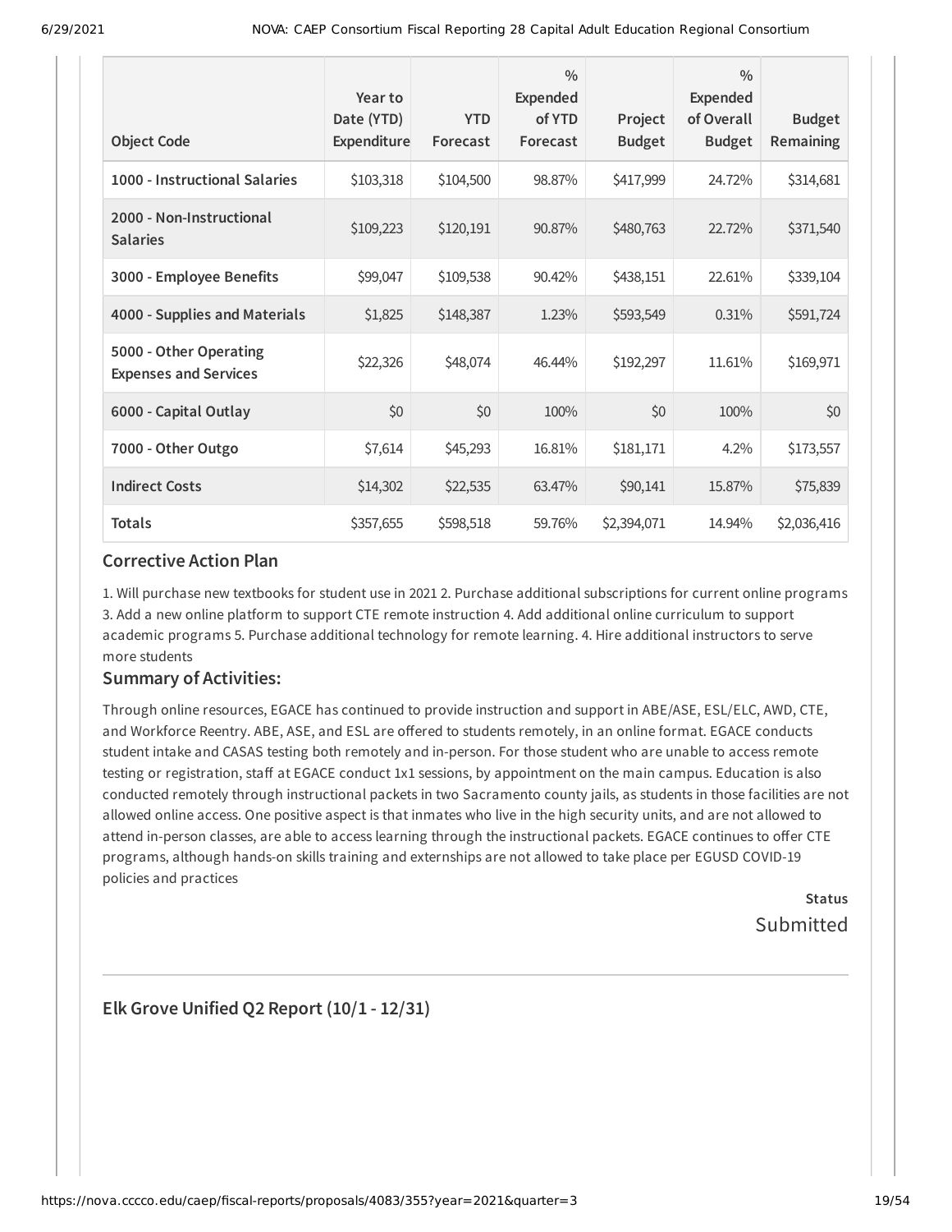| Object Code | Year to Date (YTD) Expenditure | YTD Forecast | % Expended of YTD Forecast | Project Budget | % Expended of Overall Budget | Budget Remaining |
|---|---|---|---|---|---|---|
| **1000 - Instructional Salaries** | $103,318 | $104,500 | 98.87% | $417,999 | 24.72% | $314,681 |
| **2000 - Non-Instructional Salaries** | $109,223 | $120,191 | 90.87% | $480,763 | 22.72% | $371,540 |
| **3000 - Employee Benefits** | $99,047 | $109,538 | 90.42% | $438,151 | 22.61% | $339,104 |
| **4000 - Supplies and Materials** | $1,825 | $148,387 | 1.23% | $593,549 | 0.31% | $591,724 |
| **5000 - Other Operating Expenses and Services** | $22,326 | $48,074 | 46.44% | $192,297 | 11.61% | $169,971 |
| **6000 - Capital Outlay** | $0 | $0 | 100% | $0 | 100% | $0 |
| **7000 - Other Outgo** | $7,614 | $45,293 | 16.81% | $181,171 | 4.2% | $173,557 |
| **Indirect Costs** | $14,302 | $22,535 | 63.47% | $90,141 | 15.87% | $75,839 |
| **Totals** | $357,655 | $598,518 | 59.76% | $2,394,071 | 14.94% | $2,036,416 |

### Corrective Action Plan

1. Will purchase new textbooks for student use in 2021 2. Purchase additional subscriptions for current online programs 3. Add a new online platform to support CTE remote instruction 4. Add additional online curriculum to support academic programs 5. Purchase additional technology for remote learning. 4. Hire additional instructors to serve more students

### Summary of Activities:

Through online resources, EGACE has continued to provide instruction and support in ABE/ASE, ESL/ELC, AWD, CTE, and Workforce Reentry. ABE, ASE, and ESL are offered to students remotely, in an online format. EGACE conducts student intake and CASAS testing both remotely and in-person. For those student who are unable to access remote testing or registration, staff at EGACE conduct 1x1 sessions, by appointment on the main campus. Education is also conducted remotely through instructional packets in two Sacramento county jails, as students in those facilities are not allowed online access. One positive aspect is that inmates who live in the high security units, and are not allowed to attend in-person classes, are able to access learning through the instructional packets. EGACE continues to offer CTE programs, although hands-on skills training and externships are not allowed to take place per EGUSD COVID-19 policies and practices

**Status**
Submitted

---

## Elk Grove Unified Q2 Report (10/1 - 12/31)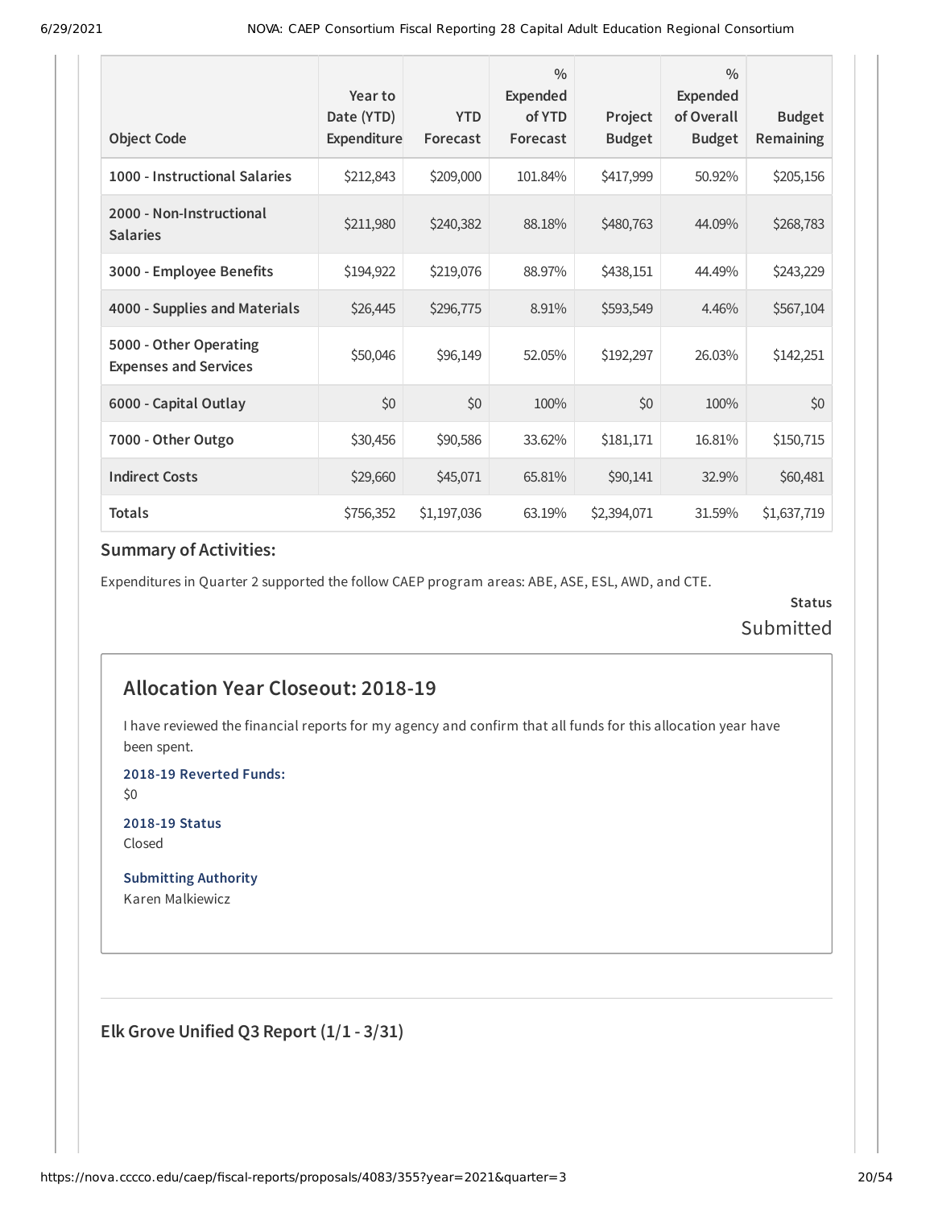| Object Code | Year to Date (YTD) Expenditure | YTD Forecast | % Expended of YTD Forecast | Project Budget | % Expended of Overall Budget | Budget Remaining |
|---|---|---|---|---|---|---|
| 1000 - Instructional Salaries | $212,843 | $209,000 | 101.84% | $417,999 | 50.92% | $205,156 |
| 2000 - Non-Instructional Salaries | $211,980 | $240,382 | 88.18% | $480,763 | 44.09% | $268,783 |
| 3000 - Employee Benefits | $194,922 | $219,076 | 88.97% | $438,151 | 44.49% | $243,229 |
| 4000 - Supplies and Materials | $26,445 | $296,775 | 8.91% | $593,549 | 4.46% | $567,104 |
| 5000 - Other Operating Expenses and Services | $50,046 | $96,149 | 52.05% | $192,297 | 26.03% | $142,251 |
| 6000 - Capital Outlay | $0 | $0 | 100% | $0 | 100% | $0 |
| 7000 - Other Outgo | $30,456 | $90,586 | 33.62% | $181,171 | 16.81% | $150,715 |
| Indirect Costs | $29,660 | $45,071 | 65.81% | $90,141 | 32.9% | $60,481 |
| Totals | $756,352 | $1,197,036 | 63.19% | $2,394,071 | 31.59% | $1,637,719 |

### Summary of Activities:

Expenditures in Quarter 2 supported the follow CAEP program areas: ABE, ASE, ESL, AWD, and CTE.

**Status**

Submitted

## Allocation Year Closeout: 2018-19

I have reviewed the financial reports for my agency and confirm that all funds for this allocation year have been spent.

**2018-19 Reverted Funds:**

$0

**2018-19 Status**

Closed

**Submitting Authority**

Karen Malkiewicz

### Elk Grove Unified Q3 Report (1/1 - 3/31)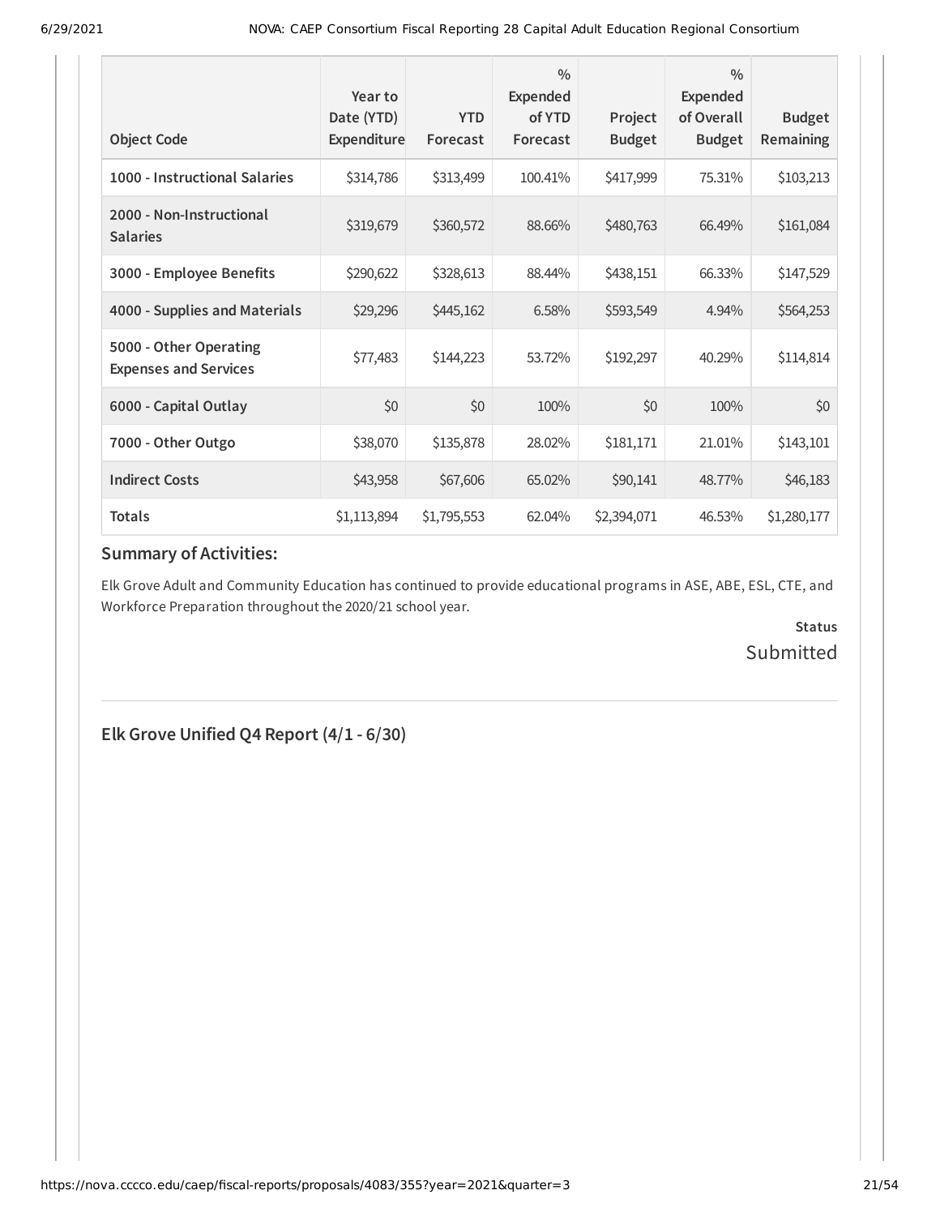| Object Code | Year to Date (YTD) Expenditure | YTD Forecast | % Expended of YTD Forecast | Project Budget | % Expended of Overall Budget | Budget Remaining |
|---|---|---|---|---|---|---|
| **1000 - Instructional Salaries** | $314,786 | $313,499 | 100.41% | $417,999 | 75.31% | $103,213 |
| **2000 - Non-Instructional Salaries** | $319,679 | $360,572 | 88.66% | $480,763 | 66.49% | $161,084 |
| **3000 - Employee Benefits** | $290,622 | $328,613 | 88.44% | $438,151 | 66.33% | $147,529 |
| **4000 - Supplies and Materials** | $29,296 | $445,162 | 6.58% | $593,549 | 4.94% | $564,253 |
| **5000 - Other Operating Expenses and Services** | $77,483 | $144,223 | 53.72% | $192,297 | 40.29% | $114,814 |
| **6000 - Capital Outlay** | $0 | $0 | 100% | $0 | 100% | $0 |
| **7000 - Other Outgo** | $38,070 | $135,878 | 28.02% | $181,171 | 21.01% | $143,101 |
| **Indirect Costs** | $43,958 | $67,606 | 65.02% | $90,141 | 48.77% | $46,183 |
| **Totals** | $1,113,894 | $1,795,553 | 62.04% | $2,394,071 | 46.53% | $1,280,177 |

### Summary of Activities:

Elk Grove Adult and Community Education has continued to provide educational programs in ASE, ABE, ESL, CTE, and Workforce Preparation throughout the 2020/21 school year.

**Status**

Submitted

## Elk Grove Unified Q4 Report (4/1 - 6/30)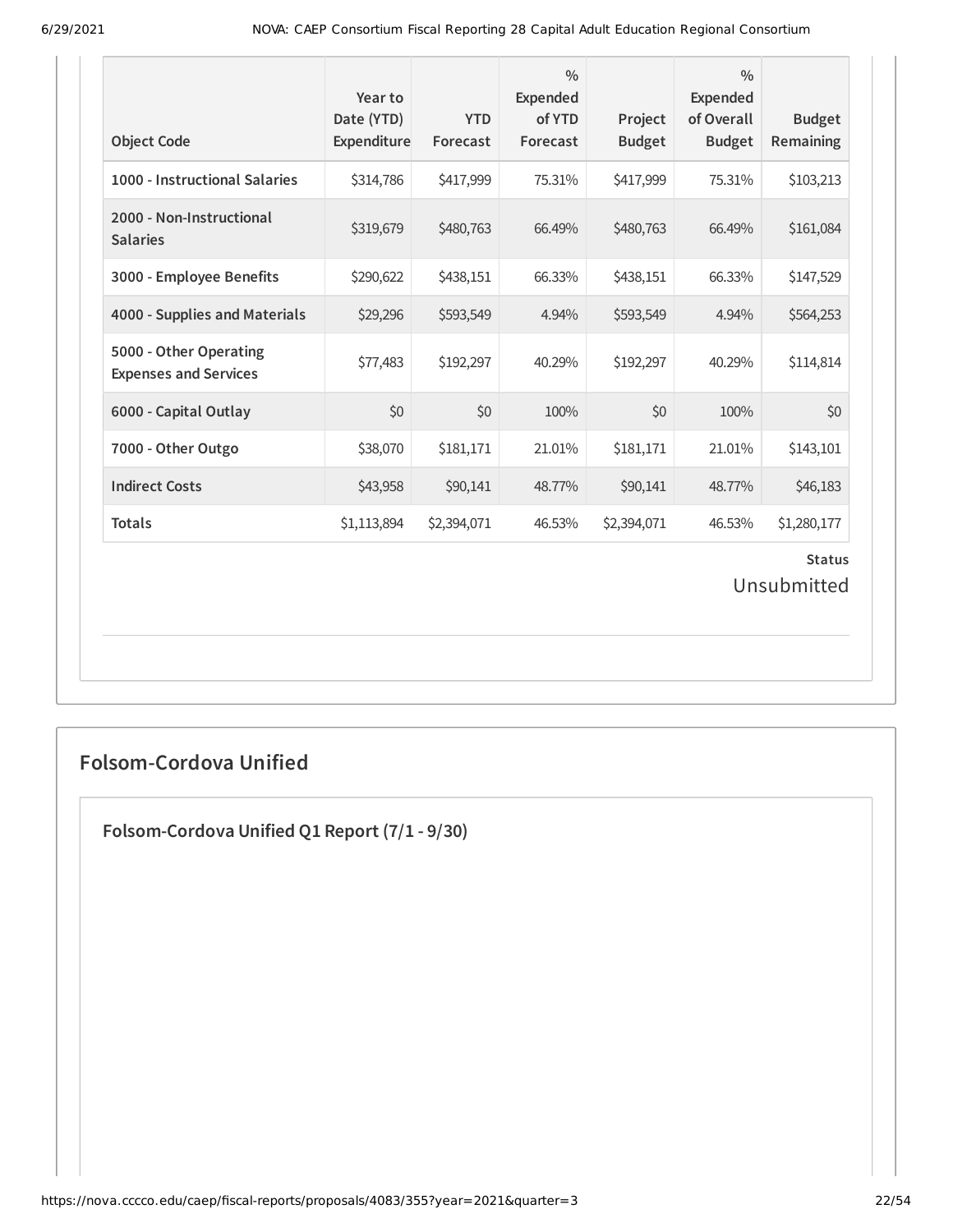| Object Code | Year to Date (YTD) Expenditure | YTD Forecast | % Expended of YTD Forecast | Project Budget | % Expended of Overall Budget | Budget Remaining |
|---|---|---|---|---|---|---|
| 1000 - Instructional Salaries | $314,786 | $417,999 | 75.31% | $417,999 | 75.31% | $103,213 |
| 2000 - Non-Instructional Salaries | $319,679 | $480,763 | 66.49% | $480,763 | 66.49% | $161,084 |
| 3000 - Employee Benefits | $290,622 | $438,151 | 66.33% | $438,151 | 66.33% | $147,529 |
| 4000 - Supplies and Materials | $29,296 | $593,549 | 4.94% | $593,549 | 4.94% | $564,253 |
| 5000 - Other Operating Expenses and Services | $77,483 | $192,297 | 40.29% | $192,297 | 40.29% | $114,814 |
| 6000 - Capital Outlay | $0 | $0 | 100% | $0 | 100% | $0 |
| 7000 - Other Outgo | $38,070 | $181,171 | 21.01% | $181,171 | 21.01% | $143,101 |
| Indirect Costs | $43,958 | $90,141 | 48.77% | $90,141 | 48.77% | $46,183 |
| Totals | $1,113,894 | $2,394,071 | 46.53% | $2,394,071 | 46.53% | $1,280,177 |

**Status**

Unsubmitted

## Folsom-Cordova Unified

### Folsom-Cordova Unified Q1 Report (7/1 - 9/30)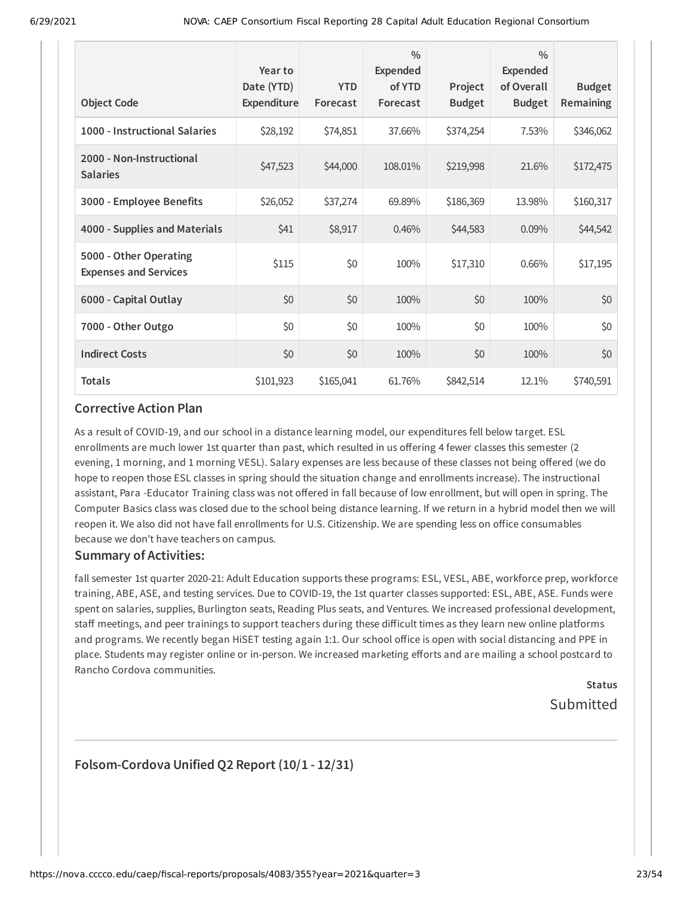| Object Code | Year to Date (YTD) Expenditure | YTD Forecast | % Expended of YTD Forecast | Project Budget | % Expended of Overall Budget | Budget Remaining |
|---|---|---|---|---|---|---|
| **1000 - Instructional Salaries** | $28,192 | $74,851 | 37.66% | $374,254 | 7.53% | $346,062 |
| **2000 - Non-Instructional Salaries** | $47,523 | $44,000 | 108.01% | $219,998 | 21.6% | $172,475 |
| **3000 - Employee Benefits** | $26,052 | $37,274 | 69.89% | $186,369 | 13.98% | $160,317 |
| **4000 - Supplies and Materials** | $41 | $8,917 | 0.46% | $44,583 | 0.09% | $44,542 |
| **5000 - Other Operating Expenses and Services** | $115 | $0 | 100% | $17,310 | 0.66% | $17,195 |
| **6000 - Capital Outlay** | $0 | $0 | 100% | $0 | 100% | $0 |
| **7000 - Other Outgo** | $0 | $0 | 100% | $0 | 100% | $0 |
| **Indirect Costs** | $0 | $0 | 100% | $0 | 100% | $0 |
| **Totals** | $101,923 | $165,041 | 61.76% | $842,514 | 12.1% | $740,591 |

### Corrective Action Plan

As a result of COVID-19, and our school in a distance learning model, our expenditures fell below target. ESL enrollments are much lower 1st quarter than past, which resulted in us offering 4 fewer classes this semester (2 evening, 1 morning, and 1 morning VESL). Salary expenses are less because of these classes not being offered (we do hope to reopen those ESL classes in spring should the situation change and enrollments increase). The instructional assistant, Para -Educator Training class was not offered in fall because of low enrollment, but will open in spring. The Computer Basics class was closed due to the school being distance learning. If we return in a hybrid model then we will reopen it. We also did not have fall enrollments for U.S. Citizenship. We are spending less on office consumables because we don't have teachers on campus.

### Summary of Activities:

fall semester 1st quarter 2020-21: Adult Education supports these programs: ESL, VESL, ABE, workforce prep, workforce training, ABE, ASE, and testing services. Due to COVID-19, the 1st quarter classes supported: ESL, ABE, ASE. Funds were spent on salaries, supplies, Burlington seats, Reading Plus seats, and Ventures. We increased professional development, staff meetings, and peer trainings to support teachers during these difficult times as they learn new online platforms and programs. We recently began HiSET testing again 1:1. Our school office is open with social distancing and PPE in place. Students may register online or in-person. We increased marketing efforts and are mailing a school postcard to Rancho Cordova communities.

**Status**

Submitted

## Folsom-Cordova Unified Q2 Report (10/1 - 12/31)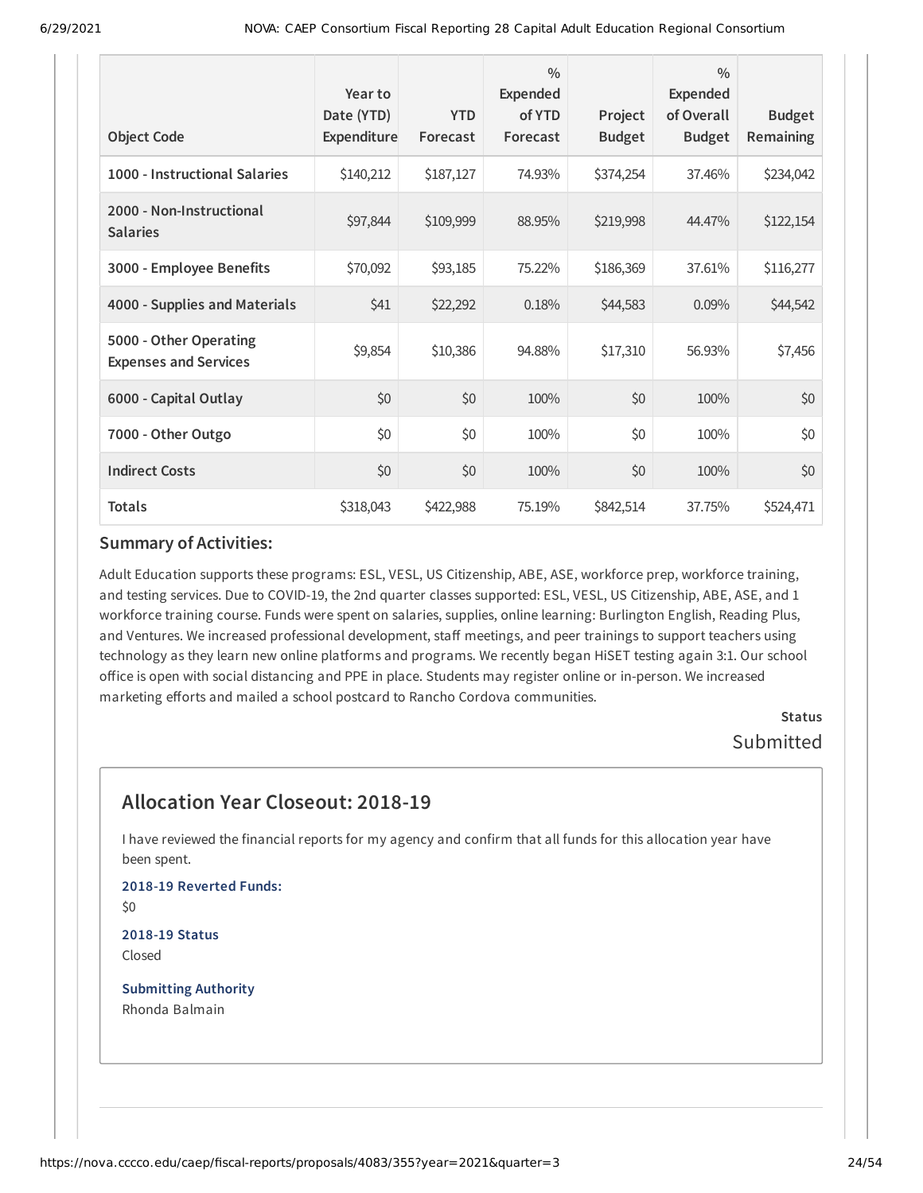| Object Code | Year to Date (YTD) Expenditure | YTD Forecast | % Expended of YTD Forecast | Project Budget | % Expended of Overall Budget | Budget Remaining |
|---|---|---|---|---|---|---|
| 1000 - Instructional Salaries | $140,212 | $187,127 | 74.93% | $374,254 | 37.46% | $234,042 |
| 2000 - Non-Instructional Salaries | $97,844 | $109,999 | 88.95% | $219,998 | 44.47% | $122,154 |
| 3000 - Employee Benefits | $70,092 | $93,185 | 75.22% | $186,369 | 37.61% | $116,277 |
| 4000 - Supplies and Materials | $41 | $22,292 | 0.18% | $44,583 | 0.09% | $44,542 |
| 5000 - Other Operating Expenses and Services | $9,854 | $10,386 | 94.88% | $17,310 | 56.93% | $7,456 |
| 6000 - Capital Outlay | $0 | $0 | 100% | $0 | 100% | $0 |
| 7000 - Other Outgo | $0 | $0 | 100% | $0 | 100% | $0 |
| Indirect Costs | $0 | $0 | 100% | $0 | 100% | $0 |
| Totals | $318,043 | $422,988 | 75.19% | $842,514 | 37.75% | $524,471 |

### Summary of Activities:

Adult Education supports these programs: ESL, VESL, US Citizenship, ABE, ASE, workforce prep, workforce training, and testing services. Due to COVID-19, the 2nd quarter classes supported: ESL, VESL, US Citizenship, ABE, ASE, and 1 workforce training course. Funds were spent on salaries, supplies, online learning: Burlington English, Reading Plus, and Ventures. We increased professional development, staff meetings, and peer trainings to support teachers using technology as they learn new online platforms and programs. We recently began HiSET testing again 3:1. Our school office is open with social distancing and PPE in place. Students may register online or in-person. We increased marketing efforts and mailed a school postcard to Rancho Cordova communities.

**Status**

Submitted

## Allocation Year Closeout: 2018-19

I have reviewed the financial reports for my agency and confirm that all funds for this allocation year have been spent.

**2018-19 Reverted Funds:**

$0

**2018-19 Status**

Closed

**Submitting Authority**

Rhonda Balmain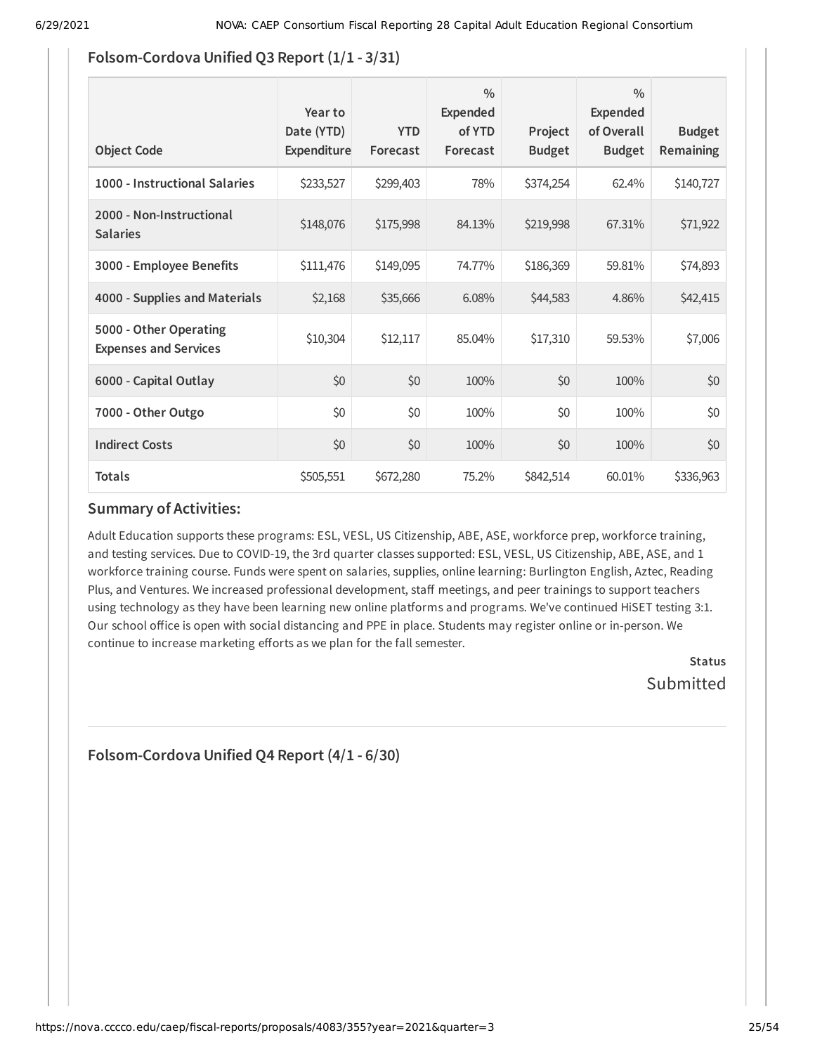## Folsom-Cordova Unified Q3 Report (1/1 - 3/31)

| Object Code | Year to Date (YTD) Expenditure | YTD Forecast | % Expended of YTD Forecast | Project Budget | % Expended of Overall Budget | Budget Remaining |
|---|---|---|---|---|---|---|
| 1000 - Instructional Salaries | $233,527 | $299,403 | 78% | $374,254 | 62.4% | $140,727 |
| 2000 - Non-Instructional Salaries | $148,076 | $175,998 | 84.13% | $219,998 | 67.31% | $71,922 |
| 3000 - Employee Benefits | $111,476 | $149,095 | 74.77% | $186,369 | 59.81% | $74,893 |
| 4000 - Supplies and Materials | $2,168 | $35,666 | 6.08% | $44,583 | 4.86% | $42,415 |
| 5000 - Other Operating Expenses and Services | $10,304 | $12,117 | 85.04% | $17,310 | 59.53% | $7,006 |
| 6000 - Capital Outlay | $0 | $0 | 100% | $0 | 100% | $0 |
| 7000 - Other Outgo | $0 | $0 | 100% | $0 | 100% | $0 |
| Indirect Costs | $0 | $0 | 100% | $0 | 100% | $0 |
| Totals | $505,551 | $672,280 | 75.2% | $842,514 | 60.01% | $336,963 |

### Summary of Activities:

Adult Education supports these programs: ESL, VESL, US Citizenship, ABE, ASE, workforce prep, workforce training, and testing services. Due to COVID-19, the 3rd quarter classes supported: ESL, VESL, US Citizenship, ABE, ASE, and 1 workforce training course. Funds were spent on salaries, supplies, online learning: Burlington English, Aztec, Reading Plus, and Ventures. We increased professional development, staff meetings, and peer trainings to support teachers using technology as they have been learning new online platforms and programs. We've continued HiSET testing 3:1. Our school office is open with social distancing and PPE in place. Students may register online or in-person. We continue to increase marketing efforts as we plan for the fall semester.

**Status**
Submitted

## Folsom-Cordova Unified Q4 Report (4/1 - 6/30)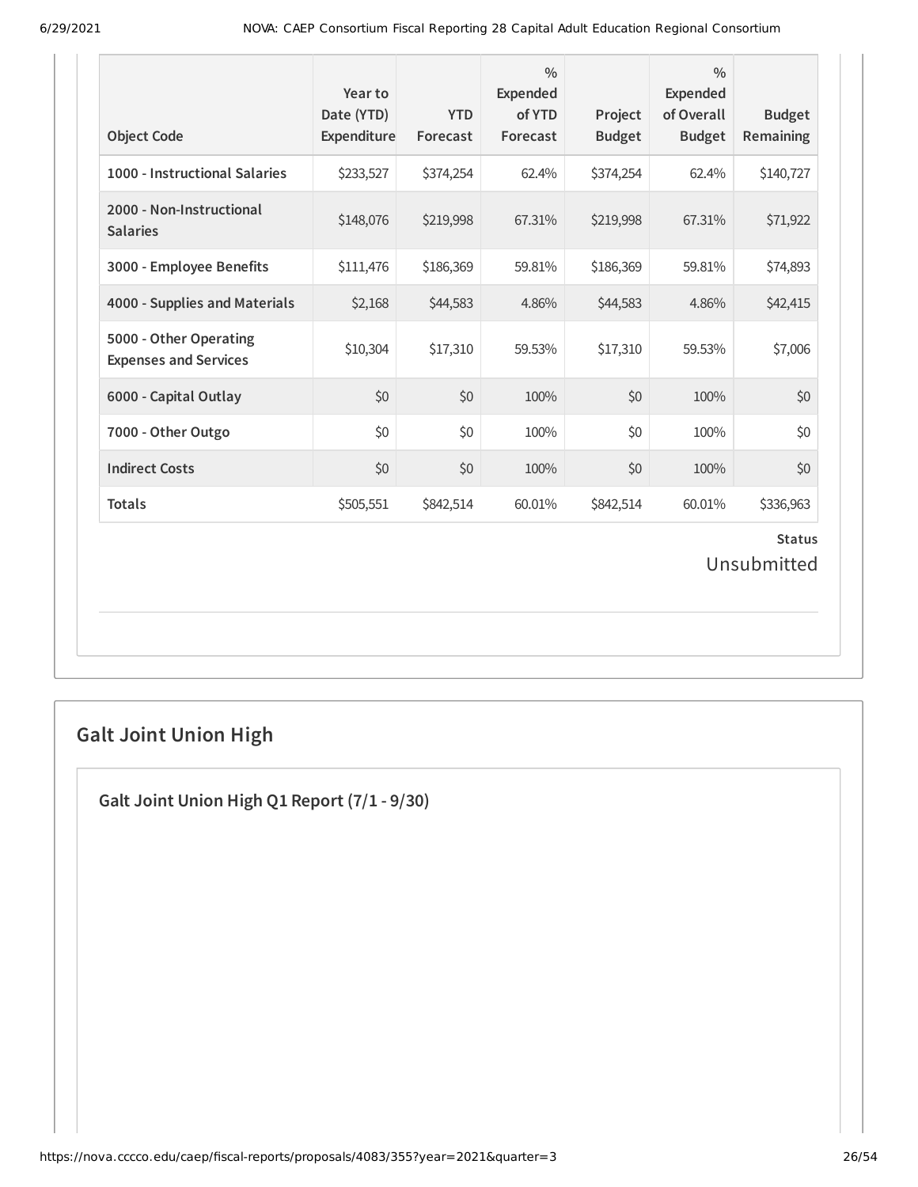| Object Code | Year to Date (YTD) Expenditure | YTD Forecast | % Expended of YTD Forecast | Project Budget | % Expended of Overall Budget | Budget Remaining |
|---|---|---|---|---|---|---|
| 1000 - Instructional Salaries | $233,527 | $374,254 | 62.4% | $374,254 | 62.4% | $140,727 |
| 2000 - Non-Instructional Salaries | $148,076 | $219,998 | 67.31% | $219,998 | 67.31% | $71,922 |
| 3000 - Employee Benefits | $111,476 | $186,369 | 59.81% | $186,369 | 59.81% | $74,893 |
| 4000 - Supplies and Materials | $2,168 | $44,583 | 4.86% | $44,583 | 4.86% | $42,415 |
| 5000 - Other Operating Expenses and Services | $10,304 | $17,310 | 59.53% | $17,310 | 59.53% | $7,006 |
| 6000 - Capital Outlay | $0 | $0 | 100% | $0 | 100% | $0 |
| 7000 - Other Outgo | $0 | $0 | 100% | $0 | 100% | $0 |
| Indirect Costs | $0 | $0 | 100% | $0 | 100% | $0 |
| Totals | $505,551 | $842,514 | 60.01% | $842,514 | 60.01% | $336,963 |

**Status**

Unsubmitted

## Galt Joint Union High

### Galt Joint Union High Q1 Report (7/1 - 9/30)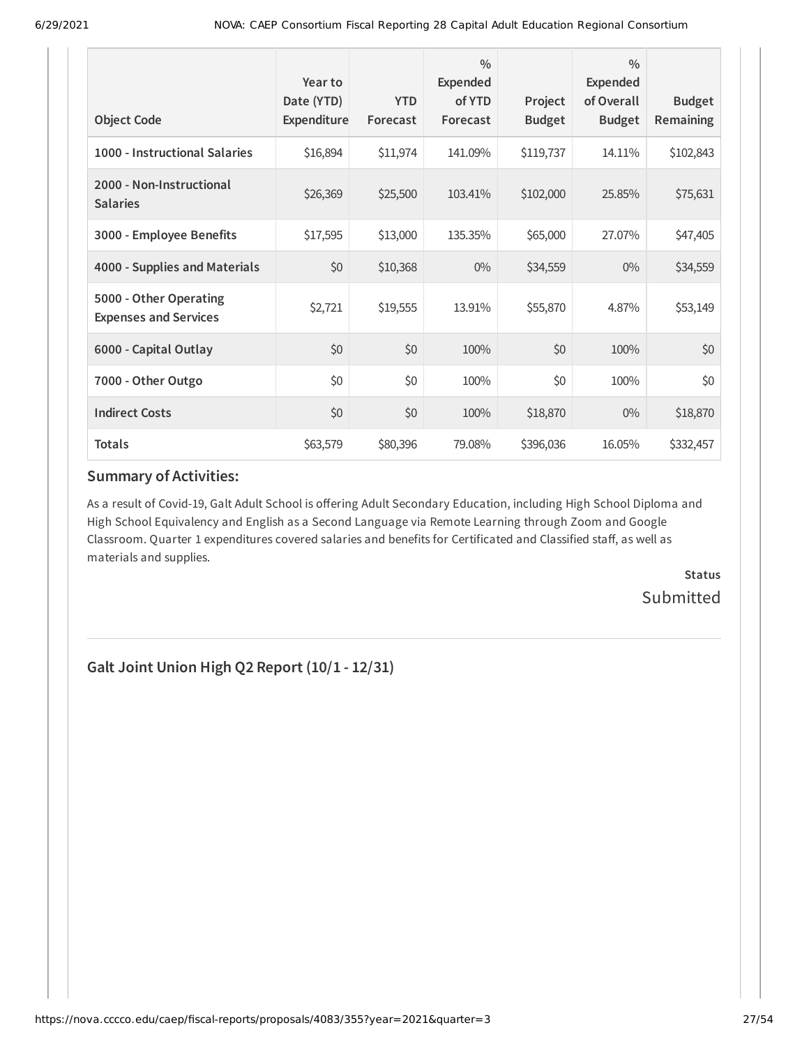| Object Code | Year to Date (YTD) Expenditure | YTD Forecast | % Expended of YTD Forecast | Project Budget | % Expended of Overall Budget | Budget Remaining |
|---|---|---|---|---|---|---|
| **1000 - Instructional Salaries** | $16,894 | $11,974 | 141.09% | $119,737 | 14.11% | $102,843 |
| **2000 - Non-Instructional Salaries** | $26,369 | $25,500 | 103.41% | $102,000 | 25.85% | $75,631 |
| **3000 - Employee Benefits** | $17,595 | $13,000 | 135.35% | $65,000 | 27.07% | $47,405 |
| **4000 - Supplies and Materials** | $0 | $10,368 | 0% | $34,559 | 0% | $34,559 |
| **5000 - Other Operating Expenses and Services** | $2,721 | $19,555 | 13.91% | $55,870 | 4.87% | $53,149 |
| **6000 - Capital Outlay** | $0 | $0 | 100% | $0 | 100% | $0 |
| **7000 - Other Outgo** | $0 | $0 | 100% | $0 | 100% | $0 |
| **Indirect Costs** | $0 | $0 | 100% | $18,870 | 0% | $18,870 |
| **Totals** | $63,579 | $80,396 | 79.08% | $396,036 | 16.05% | $332,457 |

### Summary of Activities:

As a result of Covid-19, Galt Adult School is offering Adult Secondary Education, including High School Diploma and High School Equivalency and English as a Second Language via Remote Learning through Zoom and Google Classroom. Quarter 1 expenditures covered salaries and benefits for Certificated and Classified staff, as well as materials and supplies.

**Status**

Submitted

## Galt Joint Union High Q2 Report (10/1 - 12/31)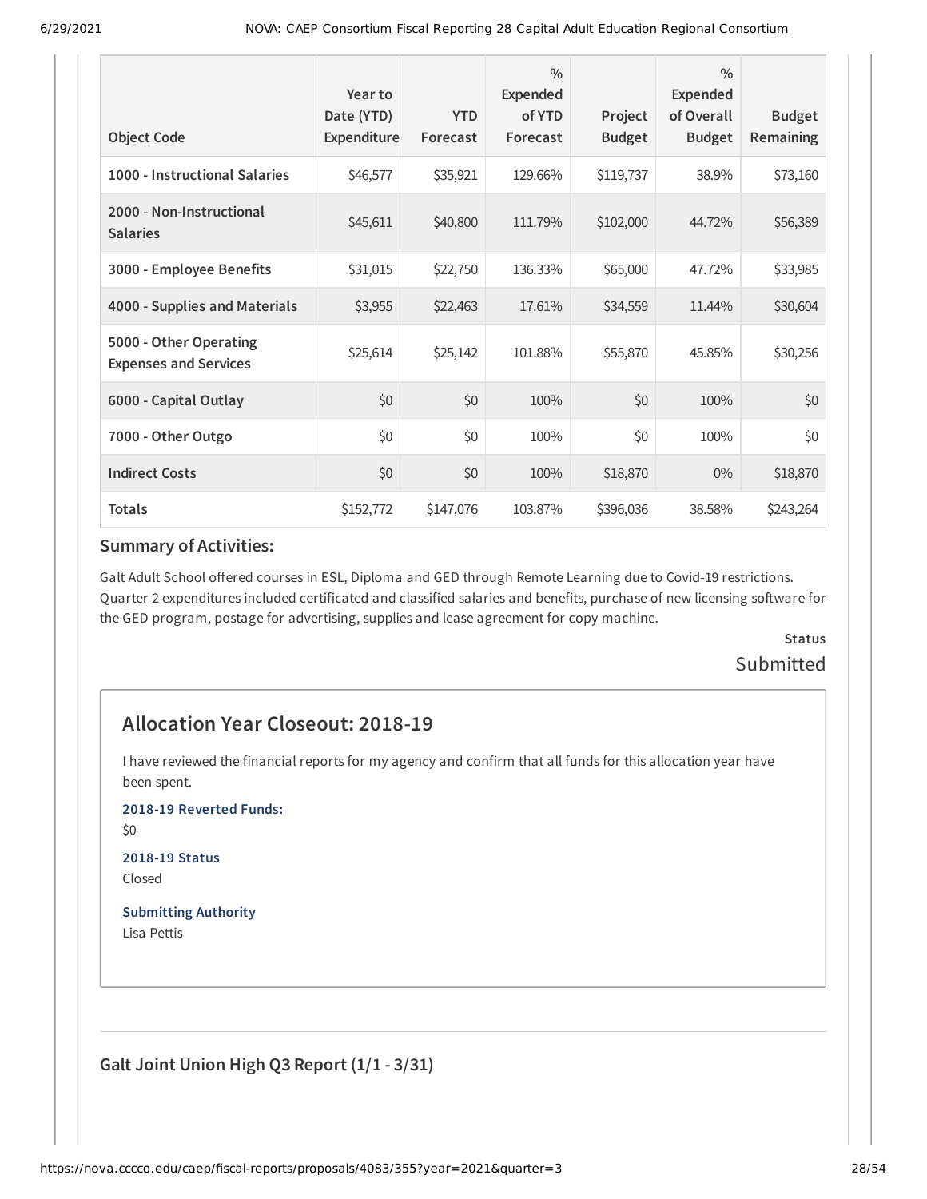| Object Code | Year to Date (YTD) Expenditure | YTD Forecast | % Expended of YTD Forecast | Project Budget | % Expended of Overall Budget | Budget Remaining |
|---|---|---|---|---|---|---|
| 1000 - Instructional Salaries | $46,577 | $35,921 | 129.66% | $119,737 | 38.9% | $73,160 |
| 2000 - Non-Instructional Salaries | $45,611 | $40,800 | 111.79% | $102,000 | 44.72% | $56,389 |
| 3000 - Employee Benefits | $31,015 | $22,750 | 136.33% | $65,000 | 47.72% | $33,985 |
| 4000 - Supplies and Materials | $3,955 | $22,463 | 17.61% | $34,559 | 11.44% | $30,604 |
| 5000 - Other Operating Expenses and Services | $25,614 | $25,142 | 101.88% | $55,870 | 45.85% | $30,256 |
| 6000 - Capital Outlay | $0 | $0 | 100% | $0 | 100% | $0 |
| 7000 - Other Outgo | $0 | $0 | 100% | $0 | 100% | $0 |
| Indirect Costs | $0 | $0 | 100% | $18,870 | 0% | $18,870 |
| Totals | $152,772 | $147,076 | 103.87% | $396,036 | 38.58% | $243,264 |

### Summary of Activities:

Galt Adult School offered courses in ESL, Diploma and GED through Remote Learning due to Covid-19 restrictions. Quarter 2 expenditures included certificated and classified salaries and benefits, purchase of new licensing software for the GED program, postage for advertising, supplies and lease agreement for copy machine.

**Status**

Submitted

## Allocation Year Closeout: 2018-19

I have reviewed the financial reports for my agency and confirm that all funds for this allocation year have been spent.

**2018-19 Reverted Funds:**

$0

**2018-19 Status**

Closed

**Submitting Authority**

Lisa Pettis

### Galt Joint Union High Q3 Report (1/1 - 3/31)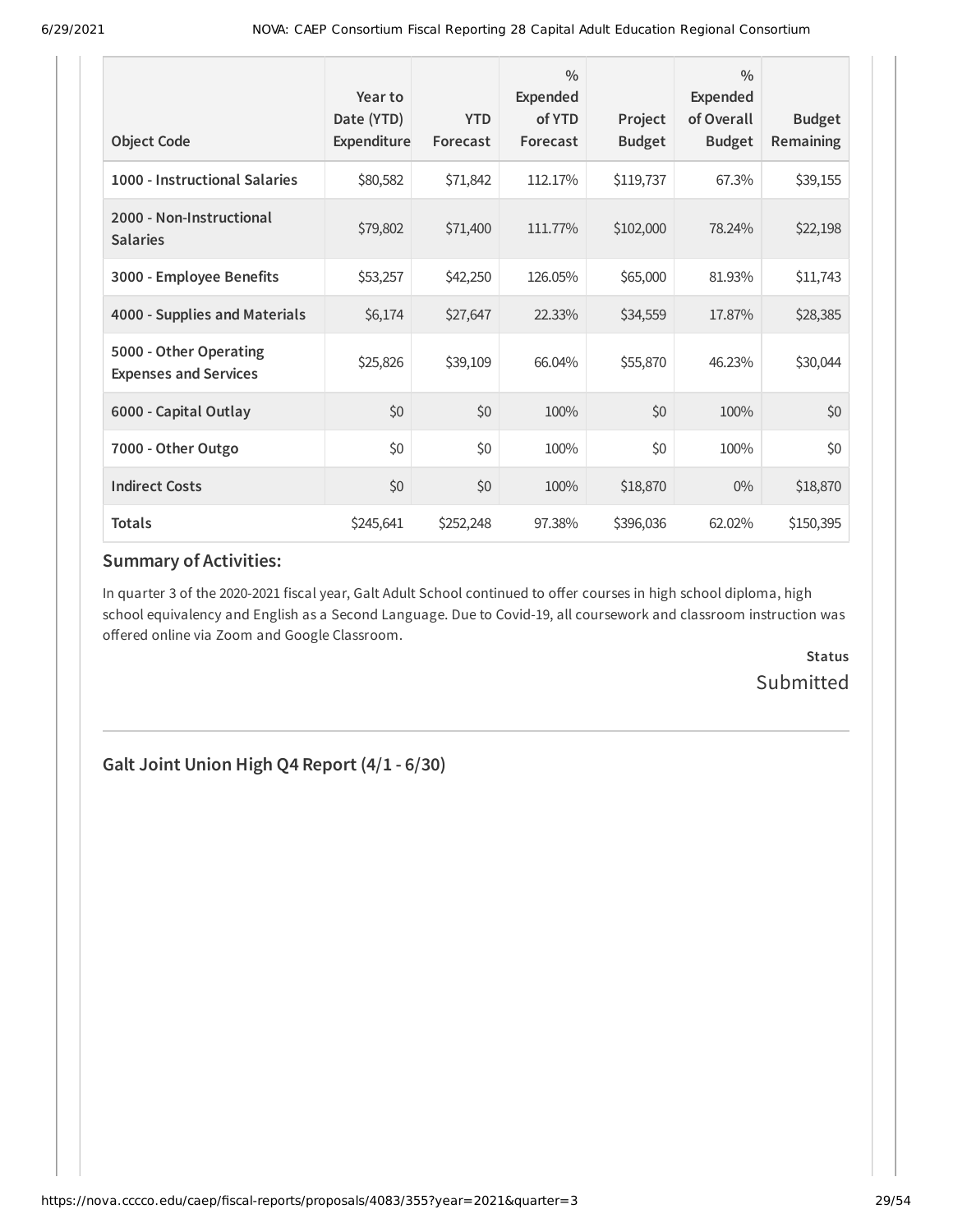| Object Code | Year to Date (YTD) Expenditure | YTD Forecast | % Expended of YTD Forecast | Project Budget | % Expended of Overall Budget | Budget Remaining |
|---|---|---|---|---|---|---|
| **1000 - Instructional Salaries** | $80,582 | $71,842 | 112.17% | $119,737 | 67.3% | $39,155 |
| **2000 - Non-Instructional Salaries** | $79,802 | $71,400 | 111.77% | $102,000 | 78.24% | $22,198 |
| **3000 - Employee Benefits** | $53,257 | $42,250 | 126.05% | $65,000 | 81.93% | $11,743 |
| **4000 - Supplies and Materials** | $6,174 | $27,647 | 22.33% | $34,559 | 17.87% | $28,385 |
| **5000 - Other Operating Expenses and Services** | $25,826 | $39,109 | 66.04% | $55,870 | 46.23% | $30,044 |
| **6000 - Capital Outlay** | $0 | $0 | 100% | $0 | 100% | $0 |
| **7000 - Other Outgo** | $0 | $0 | 100% | $0 | 100% | $0 |
| **Indirect Costs** | $0 | $0 | 100% | $18,870 | 0% | $18,870 |
| **Totals** | $245,641 | $252,248 | 97.38% | $396,036 | 62.02% | $150,395 |

### Summary of Activities:

In quarter 3 of the 2020-2021 fiscal year, Galt Adult School continued to offer courses in high school diploma, high school equivalency and English as a Second Language. Due to Covid-19, all coursework and classroom instruction was offered online via Zoom and Google Classroom.

**Status**

Submitted

---

## Galt Joint Union High Q4 Report (4/1 - 6/30)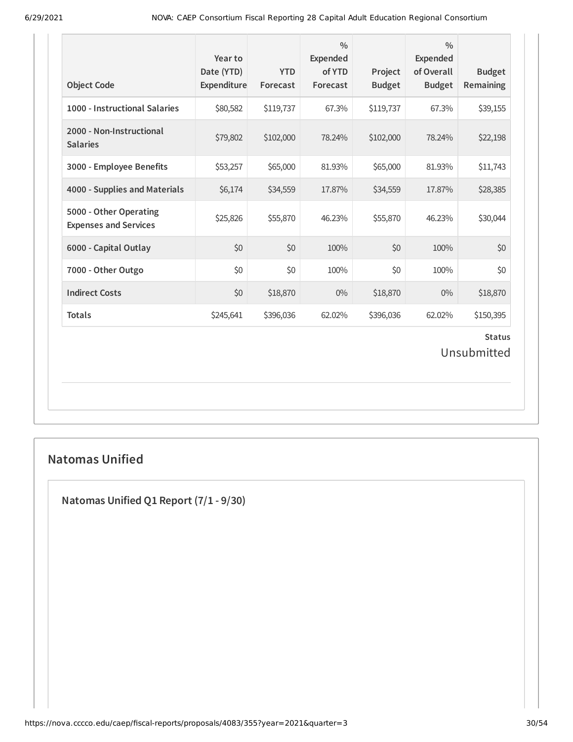| Object Code | Year to Date (YTD) Expenditure | YTD Forecast | % Expended of YTD Forecast | Project Budget | % Expended of Overall Budget | Budget Remaining |
|---|---|---|---|---|---|---|
| 1000 - Instructional Salaries | $80,582 | $119,737 | 67.3% | $119,737 | 67.3% | $39,155 |
| 2000 - Non-Instructional Salaries | $79,802 | $102,000 | 78.24% | $102,000 | 78.24% | $22,198 |
| 3000 - Employee Benefits | $53,257 | $65,000 | 81.93% | $65,000 | 81.93% | $11,743 |
| 4000 - Supplies and Materials | $6,174 | $34,559 | 17.87% | $34,559 | 17.87% | $28,385 |
| 5000 - Other Operating Expenses and Services | $25,826 | $55,870 | 46.23% | $55,870 | 46.23% | $30,044 |
| 6000 - Capital Outlay | $0 | $0 | 100% | $0 | 100% | $0 |
| 7000 - Other Outgo | $0 | $0 | 100% | $0 | 100% | $0 |
| Indirect Costs | $0 | $18,870 | 0% | $18,870 | 0% | $18,870 |
| Totals | $245,641 | $396,036 | 62.02% | $396,036 | 62.02% | $150,395 |

**Status**

Unsubmitted

## Natomas Unified

### Natomas Unified Q1 Report (7/1 - 9/30)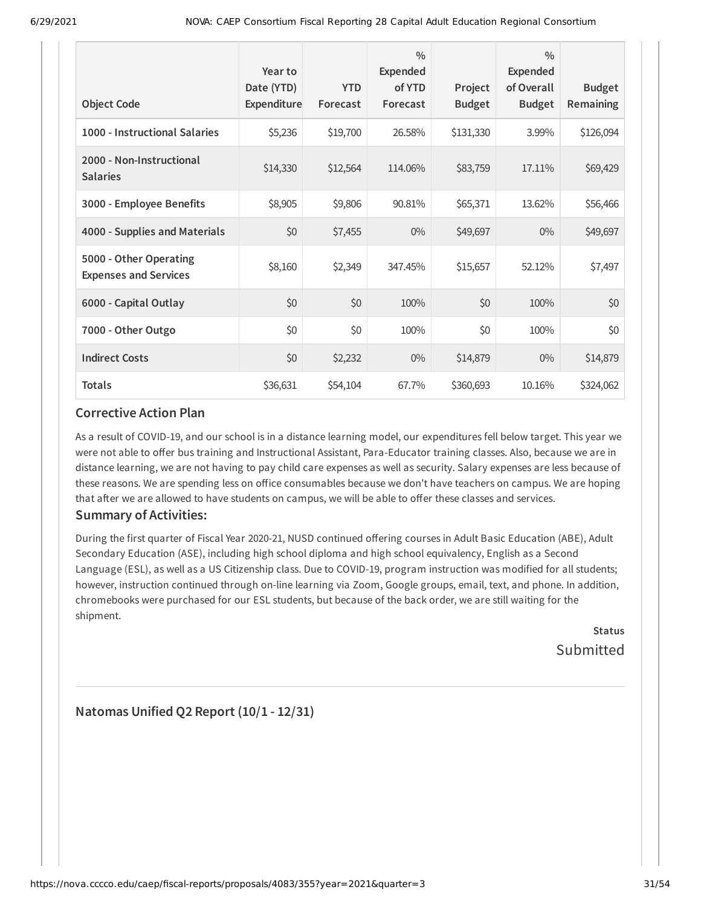| Object Code | Year to Date (YTD) Expenditure | YTD Forecast | % Expended of YTD Forecast | Project Budget | % Expended of Overall Budget | Budget Remaining |
|---|---|---|---|---|---|---|
| **1000 - Instructional Salaries** | $5,236 | $19,700 | 26.58% | $131,330 | 3.99% | $126,094 |
| **2000 - Non-Instructional Salaries** | $14,330 | $12,564 | 114.06% | $83,759 | 17.11% | $69,429 |
| **3000 - Employee Benefits** | $8,905 | $9,806 | 90.81% | $65,371 | 13.62% | $56,466 |
| **4000 - Supplies and Materials** | $0 | $7,455 | 0% | $49,697 | 0% | $49,697 |
| **5000 - Other Operating Expenses and Services** | $8,160 | $2,349 | 347.45% | $15,657 | 52.12% | $7,497 |
| **6000 - Capital Outlay** | $0 | $0 | 100% | $0 | 100% | $0 |
| **7000 - Other Outgo** | $0 | $0 | 100% | $0 | 100% | $0 |
| **Indirect Costs** | $0 | $2,232 | 0% | $14,879 | 0% | $14,879 |
| **Totals** | $36,631 | $54,104 | 67.7% | $360,693 | 10.16% | $324,062 |

### Corrective Action Plan

As a result of COVID-19, and our school is in a distance learning model, our expenditures fell below target. This year we were not able to offer bus training and Instructional Assistant, Para-Educator training classes. Also, because we are in distance learning, we are not having to pay child care expenses as well as security. Salary expenses are less because of these reasons. We are spending less on office consumables because we don't have teachers on campus. We are hoping that after we are allowed to have students on campus, we will be able to offer these classes and services.

### Summary of Activities:

During the first quarter of Fiscal Year 2020-21, NUSD continued offering courses in Adult Basic Education (ABE), Adult Secondary Education (ASE), including high school diploma and high school equivalency, English as a Second Language (ESL), as well as a US Citizenship class. Due to COVID-19, program instruction was modified for all students; however, instruction continued through on-line learning via Zoom, Google groups, email, text, and phone. In addition, chromebooks were purchased for our ESL students, but because of the back order, we are still waiting for the shipment.

**Status**

Submitted

---

## Natomas Unified Q2 Report (10/1 - 12/31)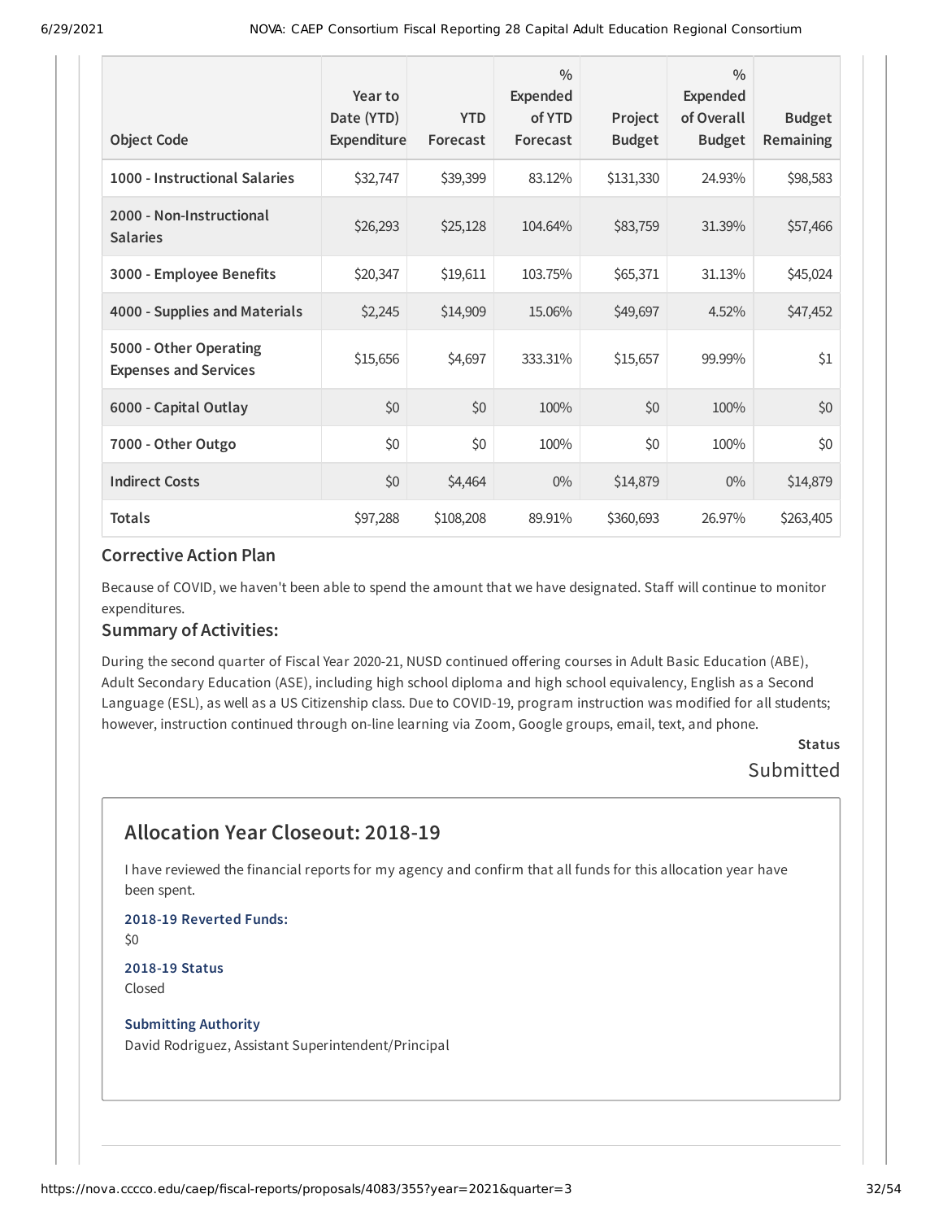| Object Code | Year to Date (YTD) Expenditure | YTD Forecast | % Expended of YTD Forecast | Project Budget | % Expended of Overall Budget | Budget Remaining |
|---|---|---|---|---|---|---|
| 1000 - Instructional Salaries | $32,747 | $39,399 | 83.12% | $131,330 | 24.93% | $98,583 |
| 2000 - Non-Instructional Salaries | $26,293 | $25,128 | 104.64% | $83,759 | 31.39% | $57,466 |
| 3000 - Employee Benefits | $20,347 | $19,611 | 103.75% | $65,371 | 31.13% | $45,024 |
| 4000 - Supplies and Materials | $2,245 | $14,909 | 15.06% | $49,697 | 4.52% | $47,452 |
| 5000 - Other Operating Expenses and Services | $15,656 | $4,697 | 333.31% | $15,657 | 99.99% | $1 |
| 6000 - Capital Outlay | $0 | $0 | 100% | $0 | 100% | $0 |
| 7000 - Other Outgo | $0 | $0 | 100% | $0 | 100% | $0 |
| Indirect Costs | $0 | $4,464 | 0% | $14,879 | 0% | $14,879 |
| Totals | $97,288 | $108,208 | 89.91% | $360,693 | 26.97% | $263,405 |

### Corrective Action Plan

Because of COVID, we haven't been able to spend the amount that we have designated. Staff will continue to monitor expenditures.

### Summary of Activities:

During the second quarter of Fiscal Year 2020-21, NUSD continued offering courses in Adult Basic Education (ABE), Adult Secondary Education (ASE), including high school diploma and high school equivalency, English as a Second Language (ESL), as well as a US Citizenship class. Due to COVID-19, program instruction was modified for all students; however, instruction continued through on-line learning via Zoom, Google groups, email, text, and phone.

**Status**

Submitted

## Allocation Year Closeout: 2018-19

I have reviewed the financial reports for my agency and confirm that all funds for this allocation year have been spent.

**2018-19 Reverted Funds:**

$0

**2018-19 Status**

Closed

**Submitting Authority**

David Rodriguez, Assistant Superintendent/Principal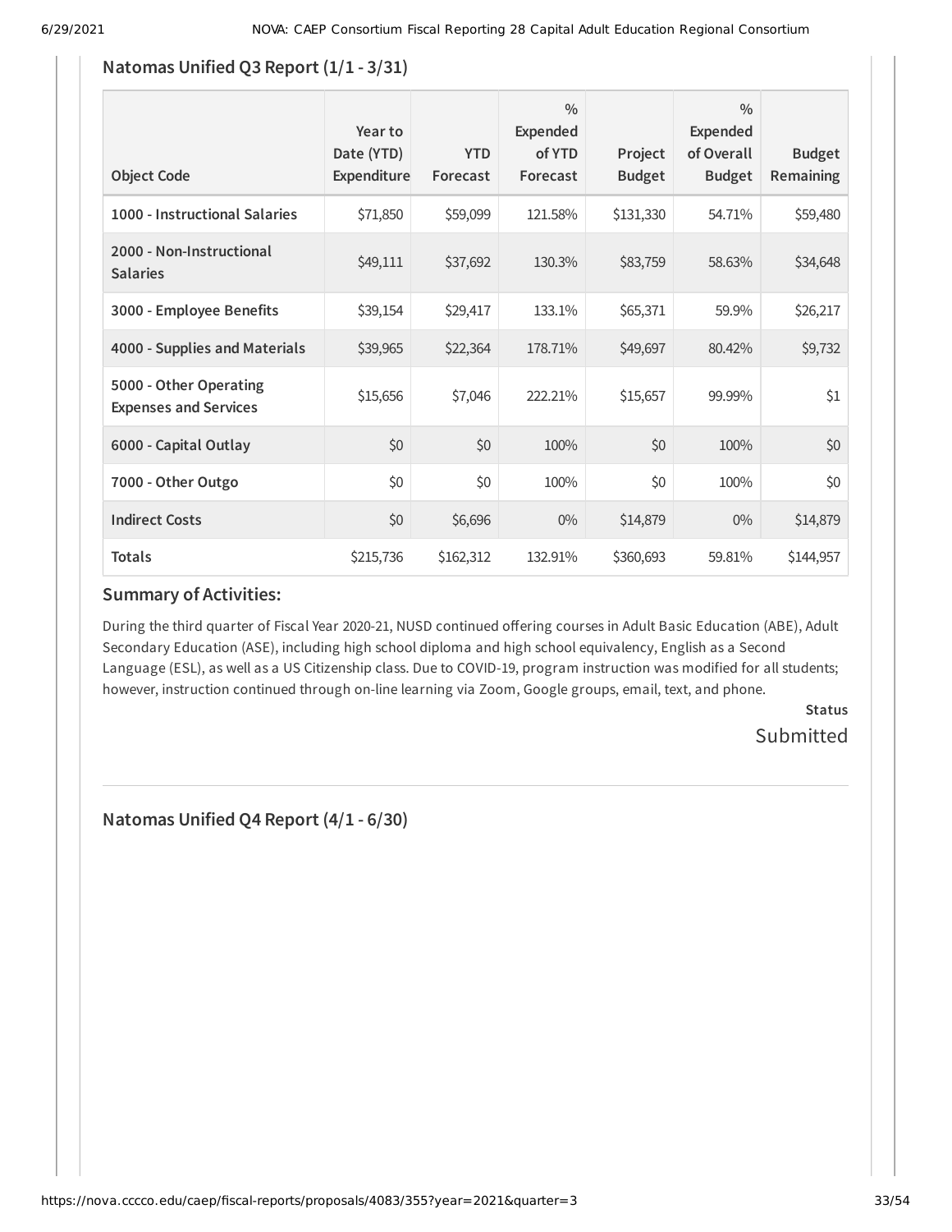## Natomas Unified Q3 Report (1/1 - 3/31)

| Object Code | Year to Date (YTD) Expenditure | YTD Forecast | % Expended of YTD Forecast | Project Budget | % Expended of Overall Budget | Budget Remaining |
|---|---|---|---|---|---|---|
| **1000 - Instructional Salaries** | $71,850 | $59,099 | 121.58% | $131,330 | 54.71% | $59,480 |
| **2000 - Non-Instructional Salaries** | $49,111 | $37,692 | 130.3% | $83,759 | 58.63% | $34,648 |
| **3000 - Employee Benefits** | $39,154 | $29,417 | 133.1% | $65,371 | 59.9% | $26,217 |
| **4000 - Supplies and Materials** | $39,965 | $22,364 | 178.71% | $49,697 | 80.42% | $9,732 |
| **5000 - Other Operating Expenses and Services** | $15,656 | $7,046 | 222.21% | $15,657 | 99.99% | $1 |
| **6000 - Capital Outlay** | $0 | $0 | 100% | $0 | 100% | $0 |
| **7000 - Other Outgo** | $0 | $0 | 100% | $0 | 100% | $0 |
| **Indirect Costs** | $0 | $6,696 | 0% | $14,879 | 0% | $14,879 |
| **Totals** | $215,736 | $162,312 | 132.91% | $360,693 | 59.81% | $144,957 |

### Summary of Activities:

During the third quarter of Fiscal Year 2020-21, NUSD continued offering courses in Adult Basic Education (ABE), Adult Secondary Education (ASE), including high school diploma and high school equivalency, English as a Second Language (ESL), as well as a US Citizenship class. Due to COVID-19, program instruction was modified for all students; however, instruction continued through on-line learning via Zoom, Google groups, email, text, and phone.

**Status**

Submitted

---

## Natomas Unified Q4 Report (4/1 - 6/30)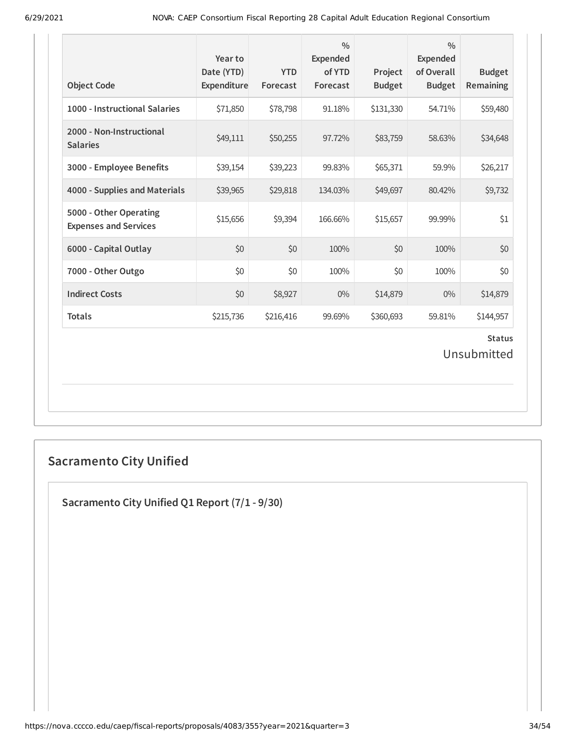| Object Code | Year to Date (YTD) Expenditure | YTD Forecast | % Expended of YTD Forecast | Project Budget | % Expended of Overall Budget | Budget Remaining |
|---|---|---|---|---|---|---|
| 1000 - Instructional Salaries | $71,850 | $78,798 | 91.18% | $131,330 | 54.71% | $59,480 |
| 2000 - Non-Instructional Salaries | $49,111 | $50,255 | 97.72% | $83,759 | 58.63% | $34,648 |
| 3000 - Employee Benefits | $39,154 | $39,223 | 99.83% | $65,371 | 59.9% | $26,217 |
| 4000 - Supplies and Materials | $39,965 | $29,818 | 134.03% | $49,697 | 80.42% | $9,732 |
| 5000 - Other Operating Expenses and Services | $15,656 | $9,394 | 166.66% | $15,657 | 99.99% | $1 |
| 6000 - Capital Outlay | $0 | $0 | 100% | $0 | 100% | $0 |
| 7000 - Other Outgo | $0 | $0 | 100% | $0 | 100% | $0 |
| Indirect Costs | $0 | $8,927 | 0% | $14,879 | 0% | $14,879 |
| Totals | $215,736 | $216,416 | 99.69% | $360,693 | 59.81% | $144,957 |

**Status**

Unsubmitted

## Sacramento City Unified

### Sacramento City Unified Q1 Report (7/1 - 9/30)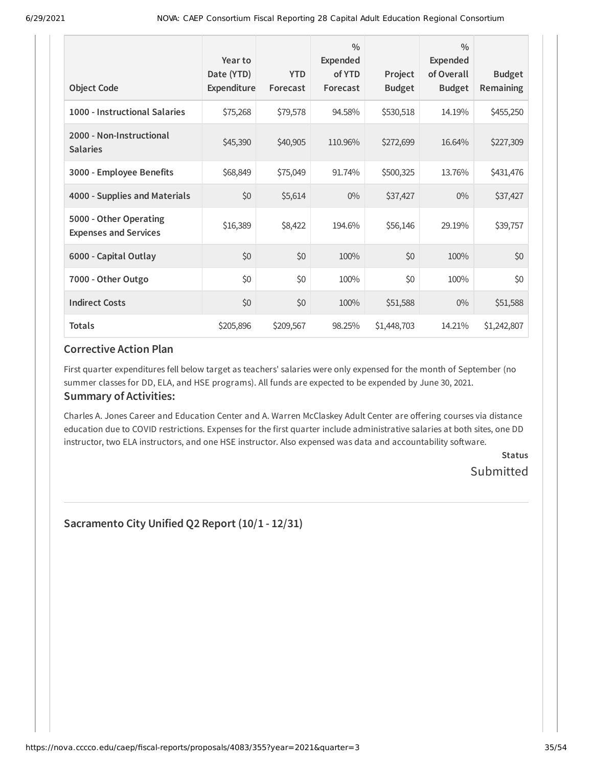| Object Code | Year to Date (YTD) Expenditure | YTD Forecast | % Expended of YTD Forecast | Project Budget | % Expended of Overall Budget | Budget Remaining |
|---|---|---|---|---|---|---|
| **1000 - Instructional Salaries** | $75,268 | $79,578 | 94.58% | $530,518 | 14.19% | $455,250 |
| **2000 - Non-Instructional Salaries** | $45,390 | $40,905 | 110.96% | $272,699 | 16.64% | $227,309 |
| **3000 - Employee Benefits** | $68,849 | $75,049 | 91.74% | $500,325 | 13.76% | $431,476 |
| **4000 - Supplies and Materials** | $0 | $5,614 | 0% | $37,427 | 0% | $37,427 |
| **5000 - Other Operating Expenses and Services** | $16,389 | $8,422 | 194.6% | $56,146 | 29.19% | $39,757 |
| **6000 - Capital Outlay** | $0 | $0 | 100% | $0 | 100% | $0 |
| **7000 - Other Outgo** | $0 | $0 | 100% | $0 | 100% | $0 |
| **Indirect Costs** | $0 | $0 | 100% | $51,588 | 0% | $51,588 |
| **Totals** | $205,896 | $209,567 | 98.25% | $1,448,703 | 14.21% | $1,242,807 |

### Corrective Action Plan

First quarter expenditures fell below target as teachers' salaries were only expensed for the month of September (no summer classes for DD, ELA, and HSE programs). All funds are expected to be expended by June 30, 2021.

### Summary of Activities:

Charles A. Jones Career and Education Center and A. Warren McClaskey Adult Center are offering courses via distance education due to COVID restrictions. Expenses for the first quarter include administrative salaries at both sites, one DD instructor, two ELA instructors, and one HSE instructor. Also expensed was data and accountability software.

**Status**

Submitted

---

## Sacramento City Unified Q2 Report (10/1 - 12/31)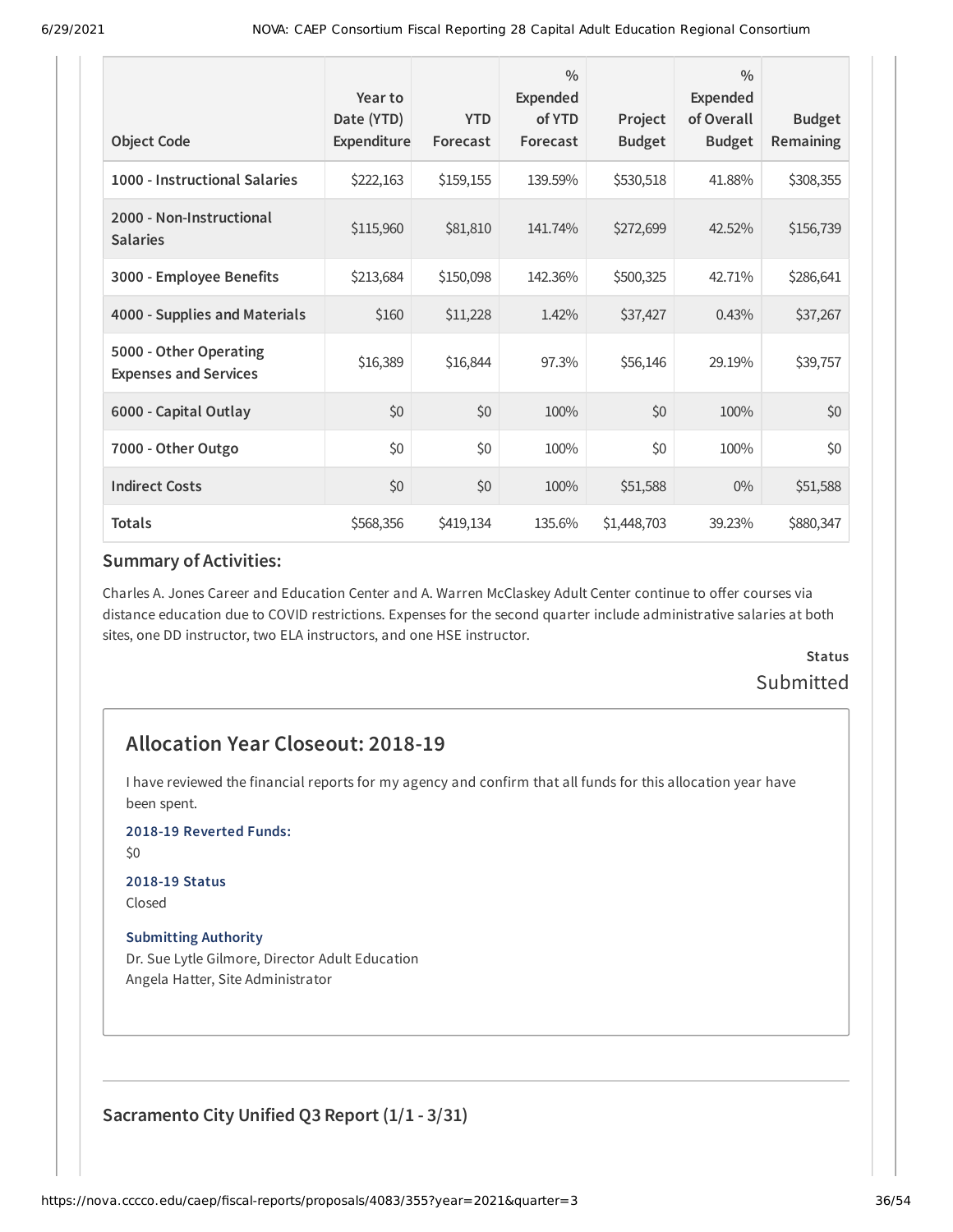| Object Code | Year to Date (YTD) Expenditure | YTD Forecast | % Expended of YTD Forecast | Project Budget | % Expended of Overall Budget | Budget Remaining |
|---|---|---|---|---|---|---|
| 1000 - Instructional Salaries | $222,163 | $159,155 | 139.59% | $530,518 | 41.88% | $308,355 |
| 2000 - Non-Instructional Salaries | $115,960 | $81,810 | 141.74% | $272,699 | 42.52% | $156,739 |
| 3000 - Employee Benefits | $213,684 | $150,098 | 142.36% | $500,325 | 42.71% | $286,641 |
| 4000 - Supplies and Materials | $160 | $11,228 | 1.42% | $37,427 | 0.43% | $37,267 |
| 5000 - Other Operating Expenses and Services | $16,389 | $16,844 | 97.3% | $56,146 | 29.19% | $39,757 |
| 6000 - Capital Outlay | $0 | $0 | 100% | $0 | 100% | $0 |
| 7000 - Other Outgo | $0 | $0 | 100% | $0 | 100% | $0 |
| Indirect Costs | $0 | $0 | 100% | $51,588 | 0% | $51,588 |
| Totals | $568,356 | $419,134 | 135.6% | $1,448,703 | 39.23% | $880,347 |

### Summary of Activities:

Charles A. Jones Career and Education Center and A. Warren McClaskey Adult Center continue to offer courses via distance education due to COVID restrictions. Expenses for the second quarter include administrative salaries at both sites, one DD instructor, two ELA instructors, and one HSE instructor.

**Status**

Submitted

## Allocation Year Closeout: 2018-19

I have reviewed the financial reports for my agency and confirm that all funds for this allocation year have been spent.

**2018-19 Reverted Funds:**

$0

**2018-19 Status**

Closed

**Submitting Authority**

Dr. Sue Lytle Gilmore, Director Adult Education
Angela Hatter, Site Administrator

## Sacramento City Unified Q3 Report (1/1 - 3/31)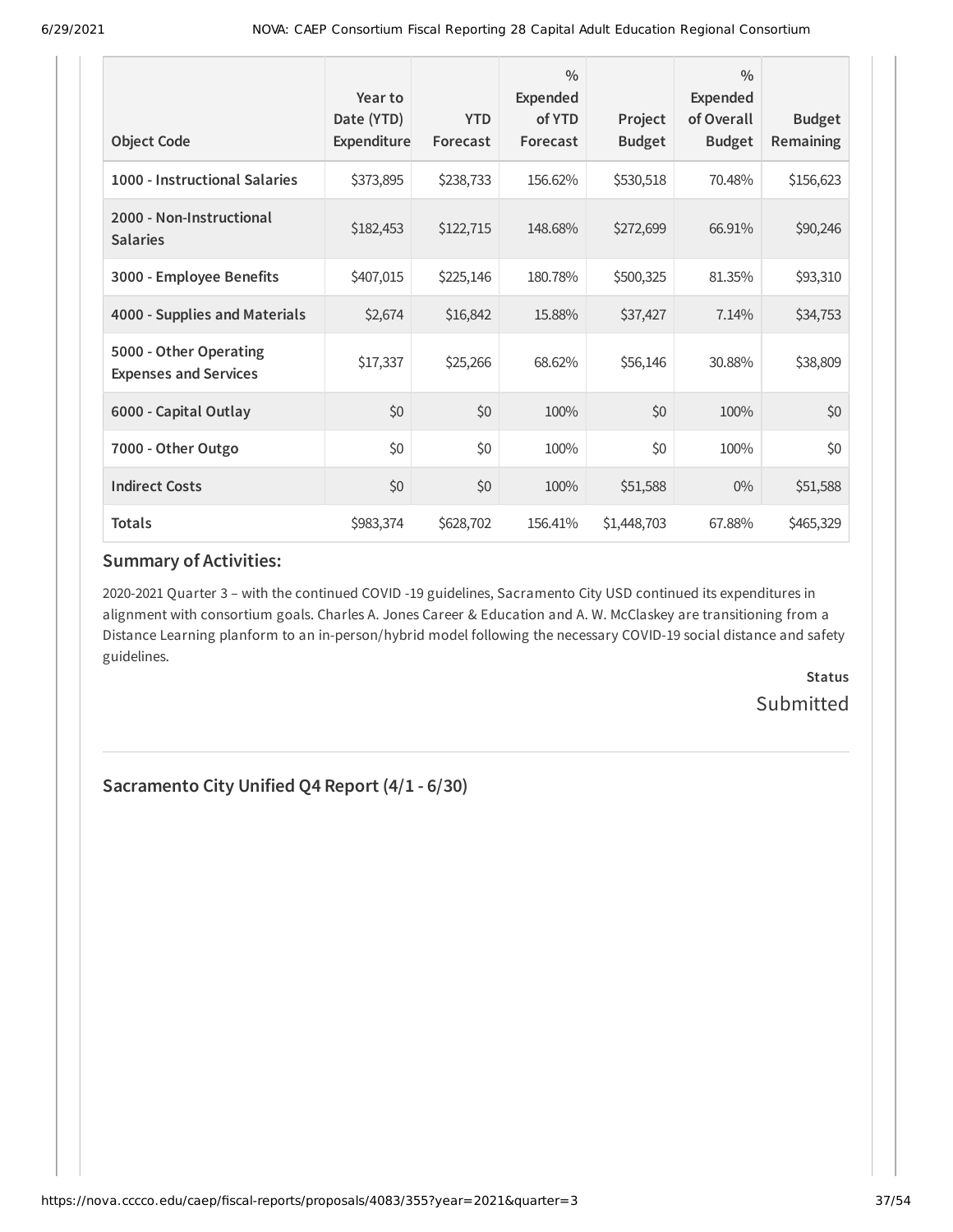| Object Code | Year to Date (YTD) Expenditure | YTD Forecast | % Expended of YTD Forecast | Project Budget | % Expended of Overall Budget | Budget Remaining |
|---|---|---|---|---|---|---|
| 1000 - Instructional Salaries | $373,895 | $238,733 | 156.62% | $530,518 | 70.48% | $156,623 |
| 2000 - Non-Instructional Salaries | $182,453 | $122,715 | 148.68% | $272,699 | 66.91% | $90,246 |
| 3000 - Employee Benefits | $407,015 | $225,146 | 180.78% | $500,325 | 81.35% | $93,310 |
| 4000 - Supplies and Materials | $2,674 | $16,842 | 15.88% | $37,427 | 7.14% | $34,753 |
| 5000 - Other Operating Expenses and Services | $17,337 | $25,266 | 68.62% | $56,146 | 30.88% | $38,809 |
| 6000 - Capital Outlay | $0 | $0 | 100% | $0 | 100% | $0 |
| 7000 - Other Outgo | $0 | $0 | 100% | $0 | 100% | $0 |
| Indirect Costs | $0 | $0 | 100% | $51,588 | 0% | $51,588 |
| **Totals** | $983,374 | $628,702 | 156.41% | $1,448,703 | 67.88% | $465,329 |

### Summary of Activities:

2020-2021 Quarter 3 – with the continued COVID -19 guidelines, Sacramento City USD continued its expenditures in alignment with consortium goals. Charles A. Jones Career & Education and A. W. McClaskey are transitioning from a Distance Learning planform to an in-person/hybrid model following the necessary COVID-19 social distance and safety guidelines.

**Status**

Submitted

---

## Sacramento City Unified Q4 Report (4/1 - 6/30)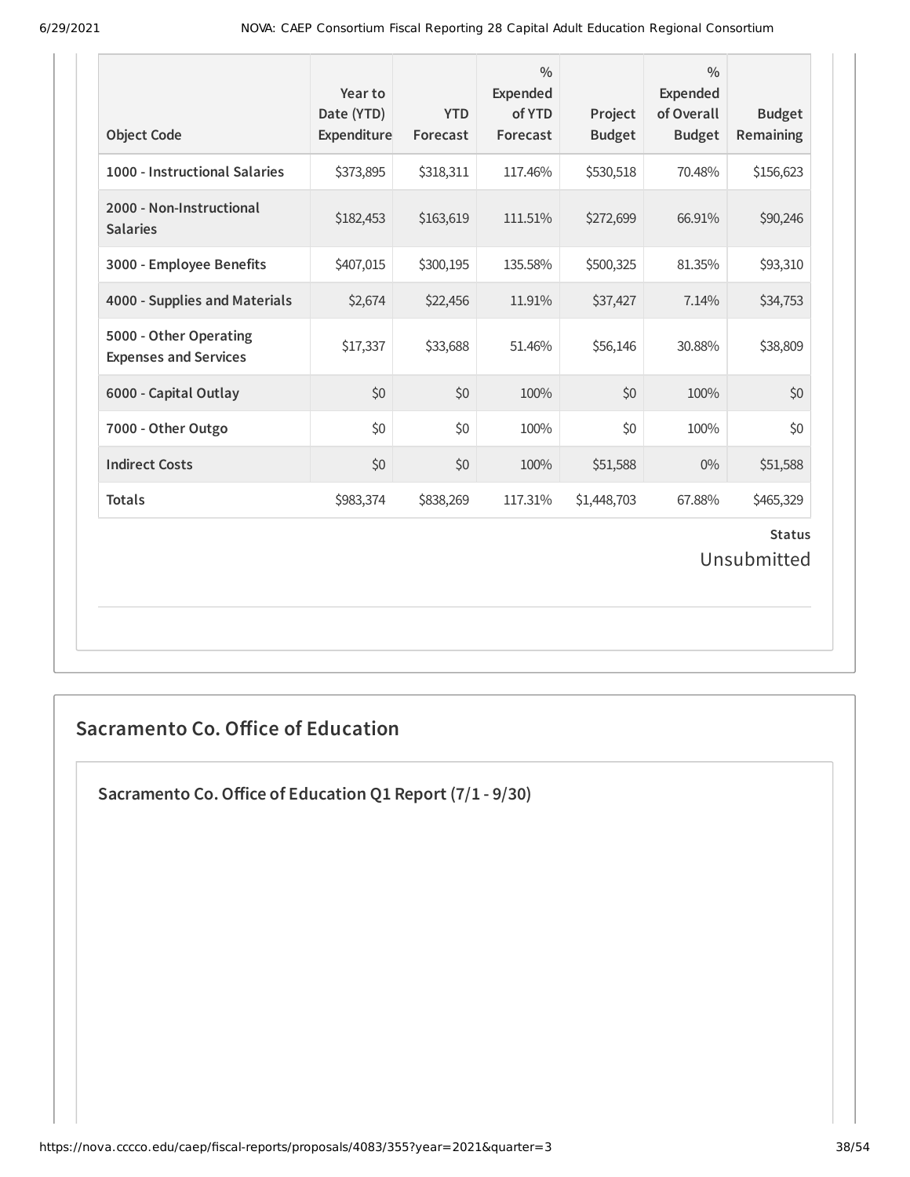| Object Code | Year to Date (YTD) Expenditure | YTD Forecast | % Expended of YTD Forecast | Project Budget | % Expended of Overall Budget | Budget Remaining |
|---|---|---|---|---|---|---|
| 1000 - Instructional Salaries | $373,895 | $318,311 | 117.46% | $530,518 | 70.48% | $156,623 |
| 2000 - Non-Instructional Salaries | $182,453 | $163,619 | 111.51% | $272,699 | 66.91% | $90,246 |
| 3000 - Employee Benefits | $407,015 | $300,195 | 135.58% | $500,325 | 81.35% | $93,310 |
| 4000 - Supplies and Materials | $2,674 | $22,456 | 11.91% | $37,427 | 7.14% | $34,753 |
| 5000 - Other Operating Expenses and Services | $17,337 | $33,688 | 51.46% | $56,146 | 30.88% | $38,809 |
| 6000 - Capital Outlay | $0 | $0 | 100% | $0 | 100% | $0 |
| 7000 - Other Outgo | $0 | $0 | 100% | $0 | 100% | $0 |
| Indirect Costs | $0 | $0 | 100% | $51,588 | 0% | $51,588 |
| Totals | $983,374 | $838,269 | 117.31% | $1,448,703 | 67.88% | $465,329 |

**Status**

Unsubmitted

## Sacramento Co. Office of Education

### Sacramento Co. Office of Education Q1 Report (7/1 - 9/30)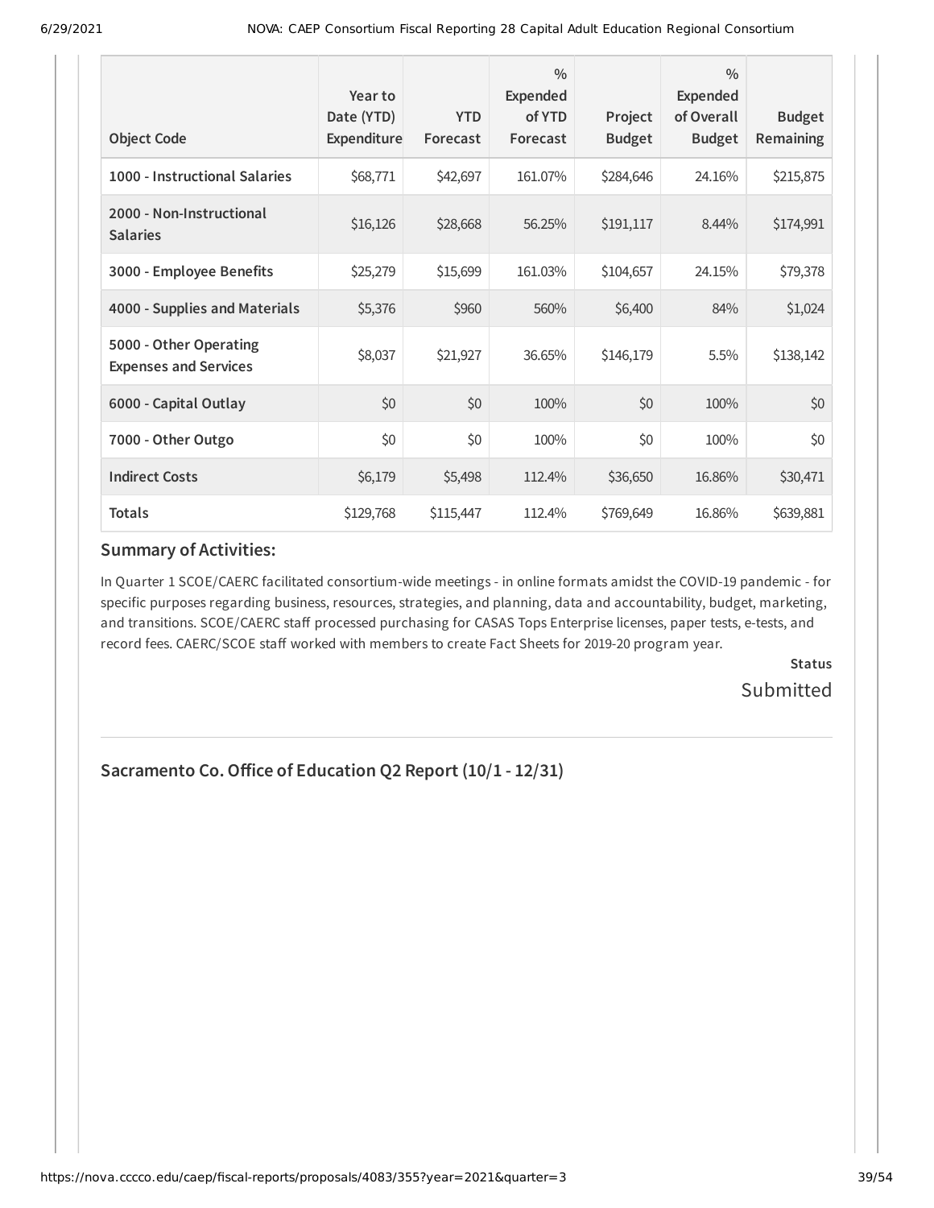| Object Code | Year to Date (YTD) Expenditure | YTD Forecast | % Expended of YTD Forecast | Project Budget | % Expended of Overall Budget | Budget Remaining |
|---|---|---|---|---|---|---|
| **1000 - Instructional Salaries** | $68,771 | $42,697 | 161.07% | $284,646 | 24.16% | $215,875 |
| **2000 - Non-Instructional Salaries** | $16,126 | $28,668 | 56.25% | $191,117 | 8.44% | $174,991 |
| **3000 - Employee Benefits** | $25,279 | $15,699 | 161.03% | $104,657 | 24.15% | $79,378 |
| **4000 - Supplies and Materials** | $5,376 | $960 | 560% | $6,400 | 84% | $1,024 |
| **5000 - Other Operating Expenses and Services** | $8,037 | $21,927 | 36.65% | $146,179 | 5.5% | $138,142 |
| **6000 - Capital Outlay** | $0 | $0 | 100% | $0 | 100% | $0 |
| **7000 - Other Outgo** | $0 | $0 | 100% | $0 | 100% | $0 |
| **Indirect Costs** | $6,179 | $5,498 | 112.4% | $36,650 | 16.86% | $30,471 |
| **Totals** | $129,768 | $115,447 | 112.4% | $769,649 | 16.86% | $639,881 |

### Summary of Activities:

In Quarter 1 SCOE/CAERC facilitated consortium-wide meetings - in online formats amidst the COVID-19 pandemic - for specific purposes regarding business, resources, strategies, and planning, data and accountability, budget, marketing, and transitions. SCOE/CAERC staff processed purchasing for CASAS Tops Enterprise licenses, paper tests, e-tests, and record fees. CAERC/SCOE staff worked with members to create Fact Sheets for 2019-20 program year.

**Status**

Submitted

## Sacramento Co. Office of Education Q2 Report (10/1 - 12/31)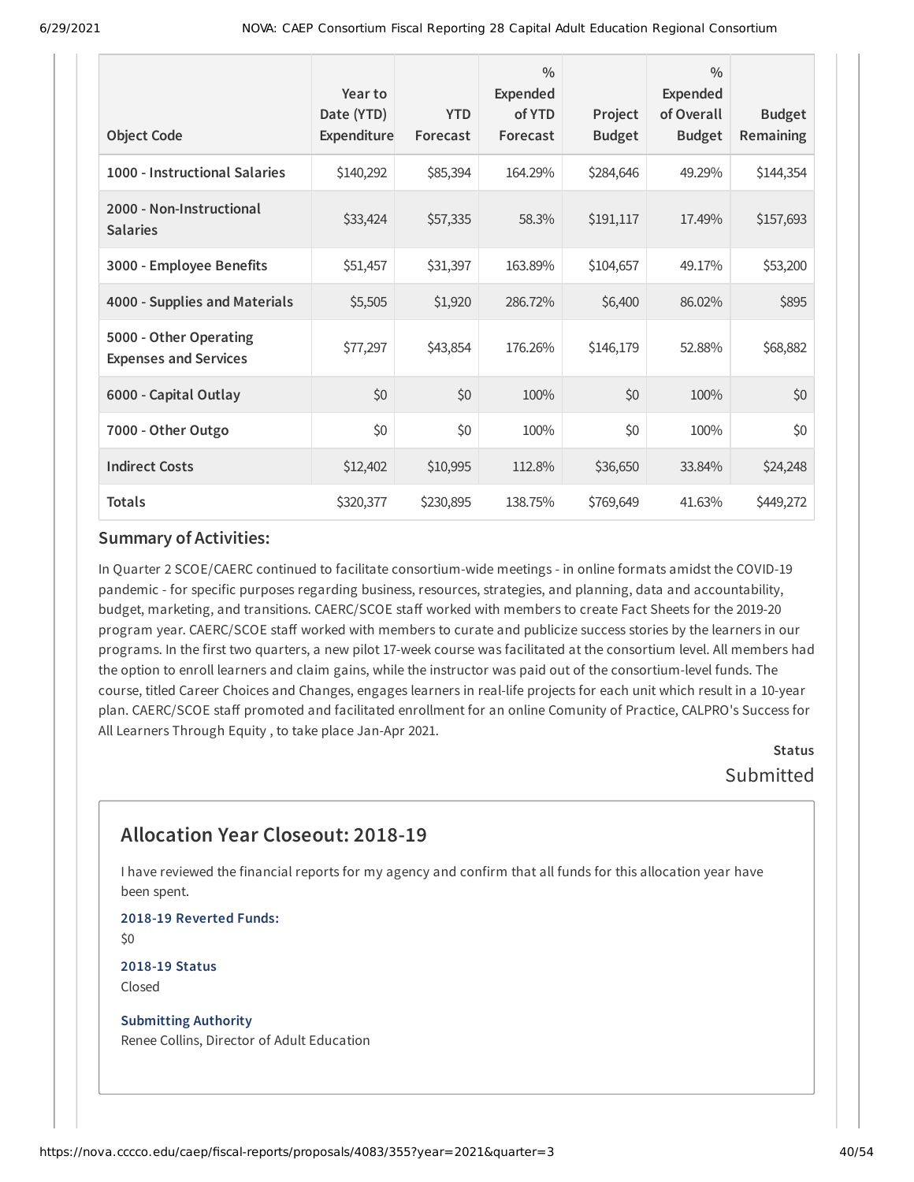| Object Code | Year to Date (YTD) Expenditure | YTD Forecast | % Expended of YTD Forecast | Project Budget | % Expended of Overall Budget | Budget Remaining |
|---|---|---|---|---|---|---|
| 1000 - Instructional Salaries | $140,292 | $85,394 | 164.29% | $284,646 | 49.29% | $144,354 |
| 2000 - Non-Instructional Salaries | $33,424 | $57,335 | 58.3% | $191,117 | 17.49% | $157,693 |
| 3000 - Employee Benefits | $51,457 | $31,397 | 163.89% | $104,657 | 49.17% | $53,200 |
| 4000 - Supplies and Materials | $5,505 | $1,920 | 286.72% | $6,400 | 86.02% | $895 |
| 5000 - Other Operating Expenses and Services | $77,297 | $43,854 | 176.26% | $146,179 | 52.88% | $68,882 |
| 6000 - Capital Outlay | $0 | $0 | 100% | $0 | 100% | $0 |
| 7000 - Other Outgo | $0 | $0 | 100% | $0 | 100% | $0 |
| Indirect Costs | $12,402 | $10,995 | 112.8% | $36,650 | 33.84% | $24,248 |
| Totals | $320,377 | $230,895 | 138.75% | $769,649 | 41.63% | $449,272 |

### Summary of Activities:

In Quarter 2 SCOE/CAERC continued to facilitate consortium-wide meetings - in online formats amidst the COVID-19 pandemic - for specific purposes regarding business, resources, strategies, and planning, data and accountability, budget, marketing, and transitions. CAERC/SCOE staff worked with members to create Fact Sheets for the 2019-20 program year. CAERC/SCOE staff worked with members to curate and publicize success stories by the learners in our programs. In the first two quarters, a new pilot 17-week course was facilitated at the consortium level. All members had the option to enroll learners and claim gains, while the instructor was paid out of the consortium-level funds. The course, titled Career Choices and Changes, engages learners in real-life projects for each unit which result in a 10-year plan. CAERC/SCOE staff promoted and facilitated enrollment for an online Comunity of Practice, CALPRO's Success for All Learners Through Equity , to take place Jan-Apr 2021.

**Status**

Submitted

## Allocation Year Closeout: 2018-19

I have reviewed the financial reports for my agency and confirm that all funds for this allocation year have been spent.

**2018-19 Reverted Funds:**

$0

**2018-19 Status**

Closed

**Submitting Authority**

Renee Collins, Director of Adult Education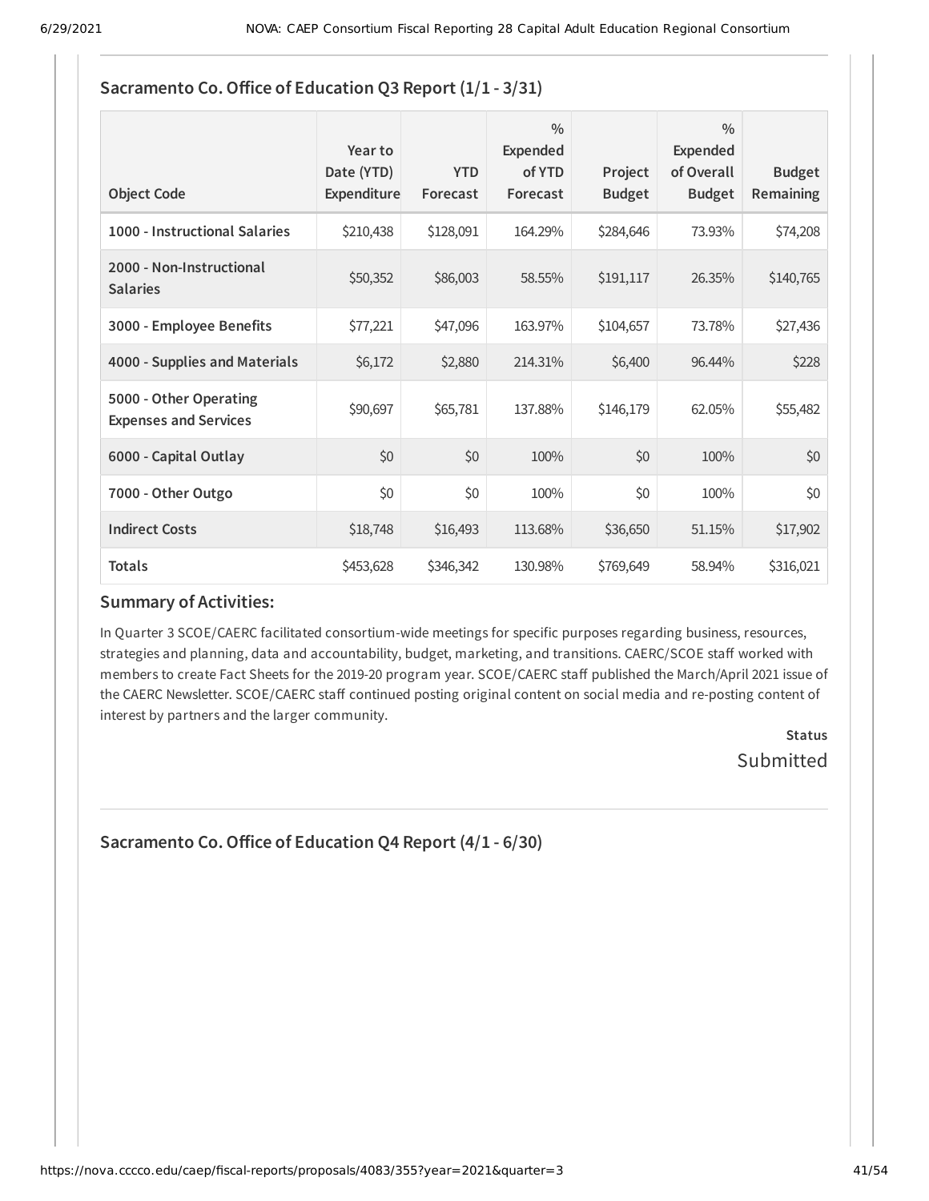### Sacramento Co. Office of Education Q3 Report (1/1 - 3/31)

| Object Code | Year to Date (YTD) Expenditure | YTD Forecast | % Expended of YTD Forecast | Project Budget | % Expended of Overall Budget | Budget Remaining |
|---|---|---|---|---|---|---|
| 1000 - Instructional Salaries | $210,438 | $128,091 | 164.29% | $284,646 | 73.93% | $74,208 |
| 2000 - Non-Instructional Salaries | $50,352 | $86,003 | 58.55% | $191,117 | 26.35% | $140,765 |
| 3000 - Employee Benefits | $77,221 | $47,096 | 163.97% | $104,657 | 73.78% | $27,436 |
| 4000 - Supplies and Materials | $6,172 | $2,880 | 214.31% | $6,400 | 96.44% | $228 |
| 5000 - Other Operating Expenses and Services | $90,697 | $65,781 | 137.88% | $146,179 | 62.05% | $55,482 |
| 6000 - Capital Outlay | $0 | $0 | 100% | $0 | 100% | $0 |
| 7000 - Other Outgo | $0 | $0 | 100% | $0 | 100% | $0 |
| Indirect Costs | $18,748 | $16,493 | 113.68% | $36,650 | 51.15% | $17,902 |
| Totals | $453,628 | $346,342 | 130.98% | $769,649 | 58.94% | $316,021 |

#### Summary of Activities:

In Quarter 3 SCOE/CAERC facilitated consortium-wide meetings for specific purposes regarding business, resources, strategies and planning, data and accountability, budget, marketing, and transitions. CAERC/SCOE staff worked with members to create Fact Sheets for the 2019-20 program year. SCOE/CAERC staff published the March/April 2021 issue of the CAERC Newsletter. SCOE/CAERC staff continued posting original content on social media and re-posting content of interest by partners and the larger community.

**Status**
Submitted

### Sacramento Co. Office of Education Q4 Report (4/1 - 6/30)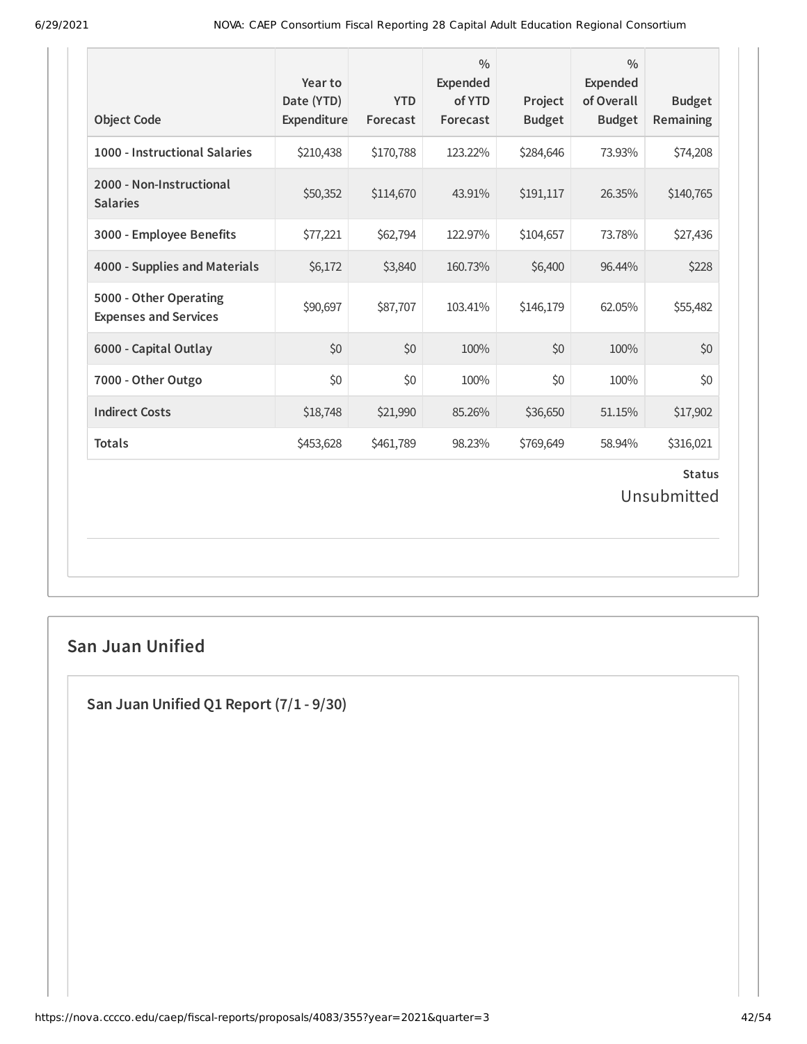| Object Code | Year to Date (YTD) Expenditure | YTD Forecast | % Expended of YTD Forecast | Project Budget | % Expended of Overall Budget | Budget Remaining |
|---|---|---|---|---|---|---|
| 1000 - Instructional Salaries | $210,438 | $170,788 | 123.22% | $284,646 | 73.93% | $74,208 |
| 2000 - Non-Instructional Salaries | $50,352 | $114,670 | 43.91% | $191,117 | 26.35% | $140,765 |
| 3000 - Employee Benefits | $77,221 | $62,794 | 122.97% | $104,657 | 73.78% | $27,436 |
| 4000 - Supplies and Materials | $6,172 | $3,840 | 160.73% | $6,400 | 96.44% | $228 |
| 5000 - Other Operating Expenses and Services | $90,697 | $87,707 | 103.41% | $146,179 | 62.05% | $55,482 |
| 6000 - Capital Outlay | $0 | $0 | 100% | $0 | 100% | $0 |
| 7000 - Other Outgo | $0 | $0 | 100% | $0 | 100% | $0 |
| Indirect Costs | $18,748 | $21,990 | 85.26% | $36,650 | 51.15% | $17,902 |
| Totals | $453,628 | $461,789 | 98.23% | $769,649 | 58.94% | $316,021 |

**Status**

Unsubmitted

## San Juan Unified

### San Juan Unified Q1 Report (7/1 - 9/30)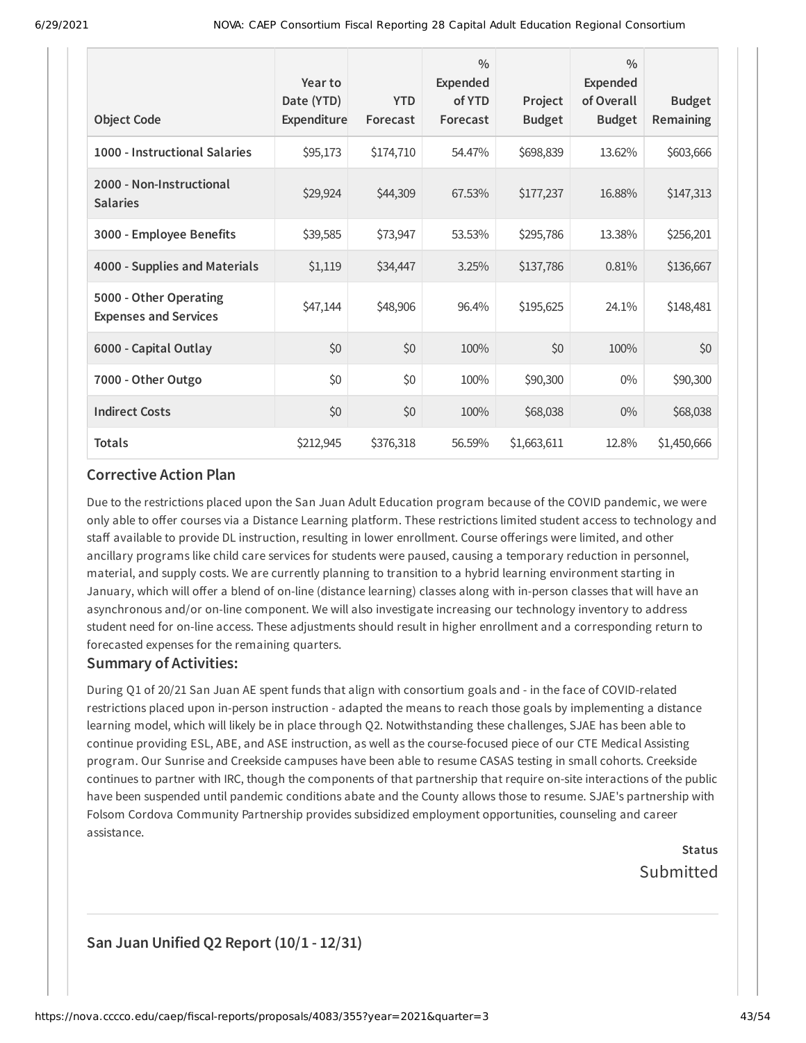| Object Code | Year to Date (YTD) Expenditure | YTD Forecast | % Expended of YTD Forecast | Project Budget | % Expended of Overall Budget | Budget Remaining |
|---|---|---|---|---|---|---|
| **1000 - Instructional Salaries** | $95,173 | $174,710 | 54.47% | $698,839 | 13.62% | $603,666 |
| **2000 - Non-Instructional Salaries** | $29,924 | $44,309 | 67.53% | $177,237 | 16.88% | $147,313 |
| **3000 - Employee Benefits** | $39,585 | $73,947 | 53.53% | $295,786 | 13.38% | $256,201 |
| **4000 - Supplies and Materials** | $1,119 | $34,447 | 3.25% | $137,786 | 0.81% | $136,667 |
| **5000 - Other Operating Expenses and Services** | $47,144 | $48,906 | 96.4% | $195,625 | 24.1% | $148,481 |
| **6000 - Capital Outlay** | $0 | $0 | 100% | $0 | 100% | $0 |
| **7000 - Other Outgo** | $0 | $0 | 100% | $90,300 | 0% | $90,300 |
| **Indirect Costs** | $0 | $0 | 100% | $68,038 | 0% | $68,038 |
| **Totals** | $212,945 | $376,318 | 56.59% | $1,663,611 | 12.8% | $1,450,666 |

### Corrective Action Plan

Due to the restrictions placed upon the San Juan Adult Education program because of the COVID pandemic, we were only able to offer courses via a Distance Learning platform. These restrictions limited student access to technology and staff available to provide DL instruction, resulting in lower enrollment. Course offerings were limited, and other ancillary programs like child care services for students were paused, causing a temporary reduction in personnel, material, and supply costs. We are currently planning to transition to a hybrid learning environment starting in January, which will offer a blend of on-line (distance learning) classes along with in-person classes that will have an asynchronous and/or on-line component. We will also investigate increasing our technology inventory to address student need for on-line access. These adjustments should result in higher enrollment and a corresponding return to forecasted expenses for the remaining quarters.

### Summary of Activities:

During Q1 of 20/21 San Juan AE spent funds that align with consortium goals and - in the face of COVID-related restrictions placed upon in-person instruction - adapted the means to reach those goals by implementing a distance learning model, which will likely be in place through Q2. Notwithstanding these challenges, SJAE has been able to continue providing ESL, ABE, and ASE instruction, as well as the course-focused piece of our CTE Medical Assisting program. Our Sunrise and Creekside campuses have been able to resume CASAS testing in small cohorts. Creekside continues to partner with IRC, though the components of that partnership that require on-site interactions of the public have been suspended until pandemic conditions abate and the County allows those to resume. SJAE's partnership with Folsom Cordova Community Partnership provides subsidized employment opportunities, counseling and career assistance.

**Status**
Submitted

## San Juan Unified Q2 Report (10/1 - 12/31)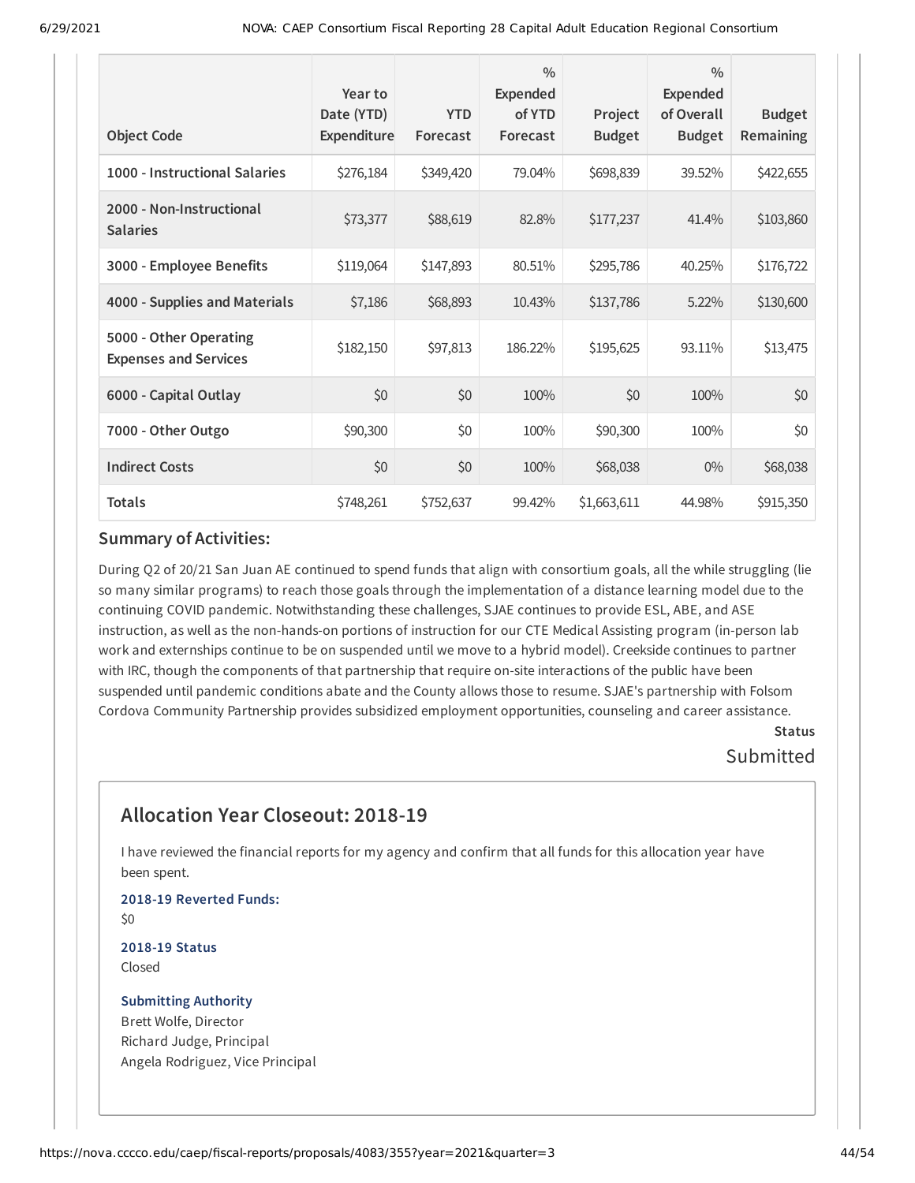| Object Code | Year to Date (YTD) Expenditure | YTD Forecast | % Expended of YTD Forecast | Project Budget | % Expended of Overall Budget | Budget Remaining |
|---|---|---|---|---|---|---|
| 1000 - Instructional Salaries | $276,184 | $349,420 | 79.04% | $698,839 | 39.52% | $422,655 |
| 2000 - Non-Instructional Salaries | $73,377 | $88,619 | 82.8% | $177,237 | 41.4% | $103,860 |
| 3000 - Employee Benefits | $119,064 | $147,893 | 80.51% | $295,786 | 40.25% | $176,722 |
| 4000 - Supplies and Materials | $7,186 | $68,893 | 10.43% | $137,786 | 5.22% | $130,600 |
| 5000 - Other Operating Expenses and Services | $182,150 | $97,813 | 186.22% | $195,625 | 93.11% | $13,475 |
| 6000 - Capital Outlay | $0 | $0 | 100% | $0 | 100% | $0 |
| 7000 - Other Outgo | $90,300 | $0 | 100% | $90,300 | 100% | $0 |
| Indirect Costs | $0 | $0 | 100% | $68,038 | 0% | $68,038 |
| Totals | $748,261 | $752,637 | 99.42% | $1,663,611 | 44.98% | $915,350 |

### Summary of Activities:

During Q2 of 20/21 San Juan AE continued to spend funds that align with consortium goals, all the while struggling (lie so many similar programs) to reach those goals through the implementation of a distance learning model due to the continuing COVID pandemic. Notwithstanding these challenges, SJAE continues to provide ESL, ABE, and ASE instruction, as well as the non-hands-on portions of instruction for our CTE Medical Assisting program (in-person lab work and externships continue to be on suspended until we move to a hybrid model). Creekside continues to partner with IRC, though the components of that partnership that require on-site interactions of the public have been suspended until pandemic conditions abate and the County allows those to resume. SJAE's partnership with Folsom Cordova Community Partnership provides subsidized employment opportunities, counseling and career assistance.

**Status**

Submitted

## Allocation Year Closeout: 2018-19

I have reviewed the financial reports for my agency and confirm that all funds for this allocation year have been spent.

**2018-19 Reverted Funds:**

$0

**2018-19 Status**

Closed

**Submitting Authority**

Brett Wolfe, Director
Richard Judge, Principal
Angela Rodriguez, Vice Principal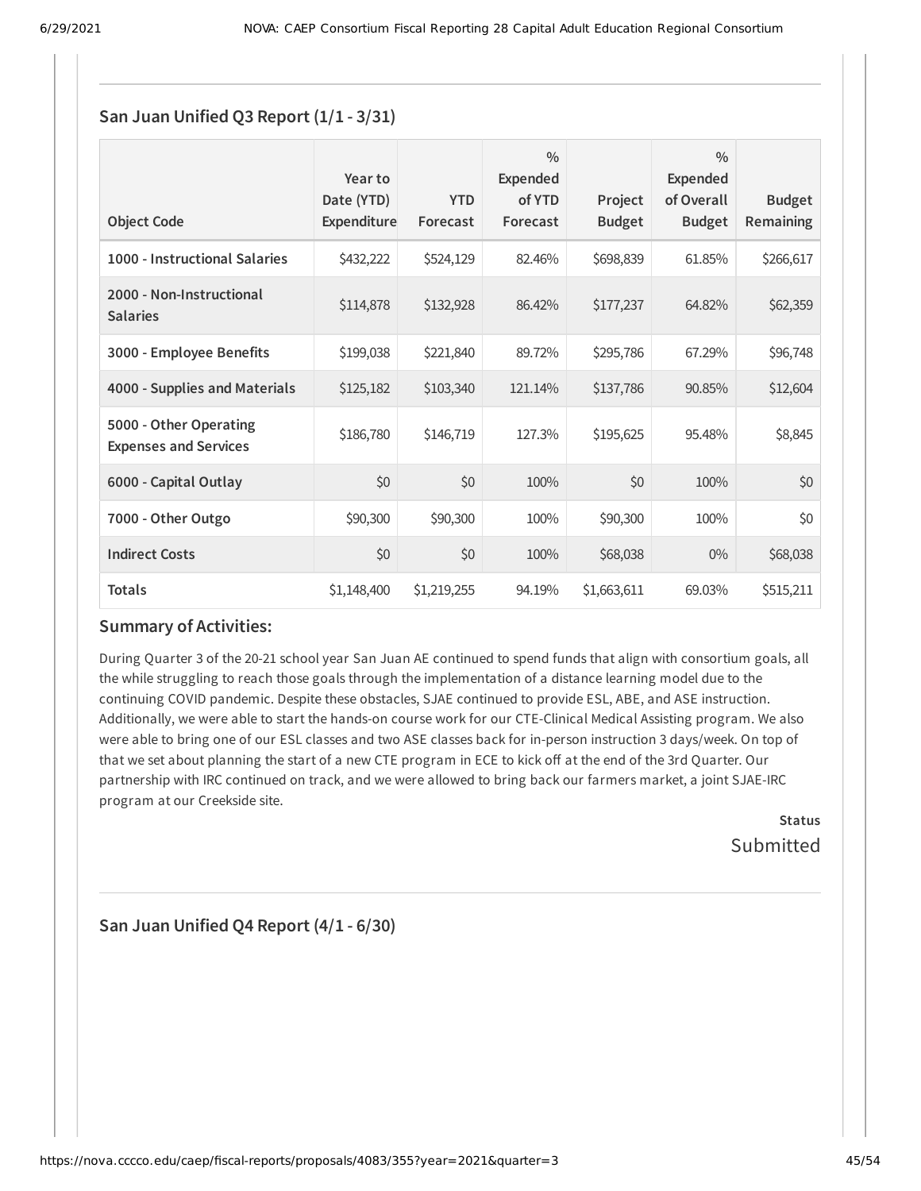## San Juan Unified Q3 Report (1/1 - 3/31)

| Object Code | Year to Date (YTD) Expenditure | YTD Forecast | % Expended of YTD Forecast | Project Budget | % Expended of Overall Budget | Budget Remaining |
|---|---|---|---|---|---|---|
| **1000 - Instructional Salaries** | $432,222 | $524,129 | 82.46% | $698,839 | 61.85% | $266,617 |
| **2000 - Non-Instructional Salaries** | $114,878 | $132,928 | 86.42% | $177,237 | 64.82% | $62,359 |
| **3000 - Employee Benefits** | $199,038 | $221,840 | 89.72% | $295,786 | 67.29% | $96,748 |
| **4000 - Supplies and Materials** | $125,182 | $103,340 | 121.14% | $137,786 | 90.85% | $12,604 |
| **5000 - Other Operating Expenses and Services** | $186,780 | $146,719 | 127.3% | $195,625 | 95.48% | $8,845 |
| **6000 - Capital Outlay** | $0 | $0 | 100% | $0 | 100% | $0 |
| **7000 - Other Outgo** | $90,300 | $90,300 | 100% | $90,300 | 100% | $0 |
| **Indirect Costs** | $0 | $0 | 100% | $68,038 | 0% | $68,038 |
| **Totals** | $1,148,400 | $1,219,255 | 94.19% | $1,663,611 | 69.03% | $515,211 |

### Summary of Activities:

During Quarter 3 of the 20-21 school year San Juan AE continued to spend funds that align with consortium goals, all the while struggling to reach those goals through the implementation of a distance learning model due to the continuing COVID pandemic. Despite these obstacles, SJAE continued to provide ESL, ABE, and ASE instruction. Additionally, we were able to start the hands-on course work for our CTE-Clinical Medical Assisting program. We also were able to bring one of our ESL classes and two ASE classes back for in-person instruction 3 days/week. On top of that we set about planning the start of a new CTE program in ECE to kick off at the end of the 3rd Quarter. Our partnership with IRC continued on track, and we were allowed to bring back our farmers market, a joint SJAE-IRC program at our Creekside site.

**Status**

Submitted

## San Juan Unified Q4 Report (4/1 - 6/30)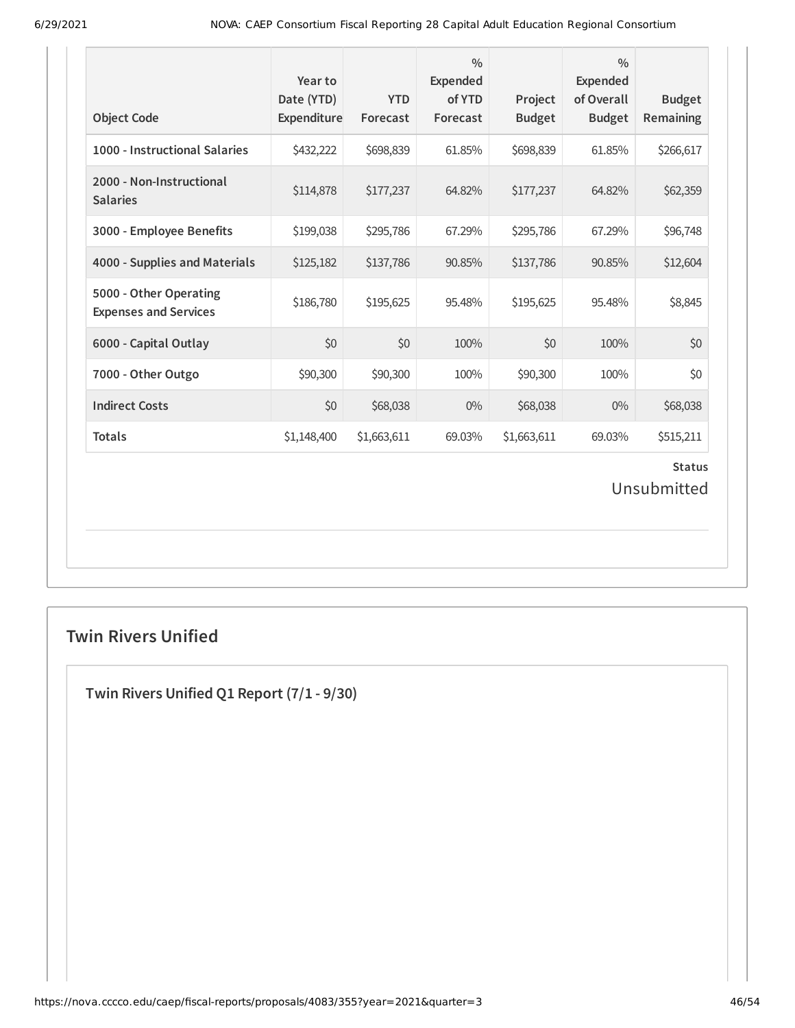| Object Code | Year to Date (YTD) Expenditure | YTD Forecast | % Expended of YTD Forecast | Project Budget | % Expended of Overall Budget | Budget Remaining |
|---|---|---|---|---|---|---|
| 1000 - Instructional Salaries | $432,222 | $698,839 | 61.85% | $698,839 | 61.85% | $266,617 |
| 2000 - Non-Instructional Salaries | $114,878 | $177,237 | 64.82% | $177,237 | 64.82% | $62,359 |
| 3000 - Employee Benefits | $199,038 | $295,786 | 67.29% | $295,786 | 67.29% | $96,748 |
| 4000 - Supplies and Materials | $125,182 | $137,786 | 90.85% | $137,786 | 90.85% | $12,604 |
| 5000 - Other Operating Expenses and Services | $186,780 | $195,625 | 95.48% | $195,625 | 95.48% | $8,845 |
| 6000 - Capital Outlay | $0 | $0 | 100% | $0 | 100% | $0 |
| 7000 - Other Outgo | $90,300 | $90,300 | 100% | $90,300 | 100% | $0 |
| Indirect Costs | $0 | $68,038 | 0% | $68,038 | 0% | $68,038 |
| Totals | $1,148,400 | $1,663,611 | 69.03% | $1,663,611 | 69.03% | $515,211 |

**Status**

Unsubmitted

## Twin Rivers Unified

### Twin Rivers Unified Q1 Report (7/1 - 9/30)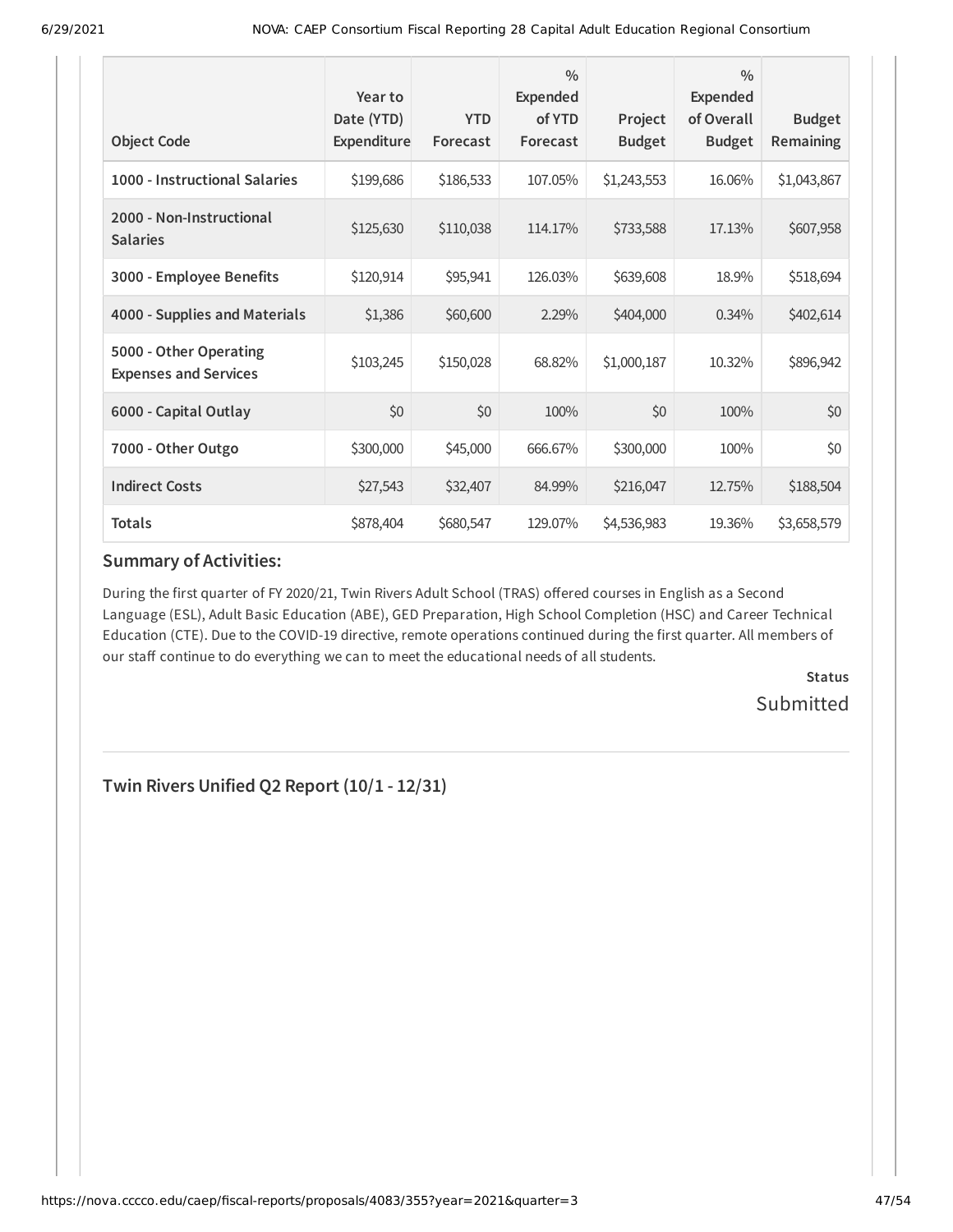| Object Code | Year to Date (YTD) Expenditure | YTD Forecast | % Expended of YTD Forecast | Project Budget | % Expended of Overall Budget | Budget Remaining |
|---|---|---|---|---|---|---|
| 1000 - Instructional Salaries | $199,686 | $186,533 | 107.05% | $1,243,553 | 16.06% | $1,043,867 |
| 2000 - Non-Instructional Salaries | $125,630 | $110,038 | 114.17% | $733,588 | 17.13% | $607,958 |
| 3000 - Employee Benefits | $120,914 | $95,941 | 126.03% | $639,608 | 18.9% | $518,694 |
| 4000 - Supplies and Materials | $1,386 | $60,600 | 2.29% | $404,000 | 0.34% | $402,614 |
| 5000 - Other Operating Expenses and Services | $103,245 | $150,028 | 68.82% | $1,000,187 | 10.32% | $896,942 |
| 6000 - Capital Outlay | $0 | $0 | 100% | $0 | 100% | $0 |
| 7000 - Other Outgo | $300,000 | $45,000 | 666.67% | $300,000 | 100% | $0 |
| Indirect Costs | $27,543 | $32,407 | 84.99% | $216,047 | 12.75% | $188,504 |
| Totals | $878,404 | $680,547 | 129.07% | $4,536,983 | 19.36% | $3,658,579 |

### Summary of Activities:

During the first quarter of FY 2020/21, Twin Rivers Adult School (TRAS) offered courses in English as a Second Language (ESL), Adult Basic Education (ABE), GED Preparation, High School Completion (HSC) and Career Technical Education (CTE). Due to the COVID-19 directive, remote operations continued during the first quarter. All members of our staff continue to do everything we can to meet the educational needs of all students.

**Status**

Submitted

## Twin Rivers Unified Q2 Report (10/1 - 12/31)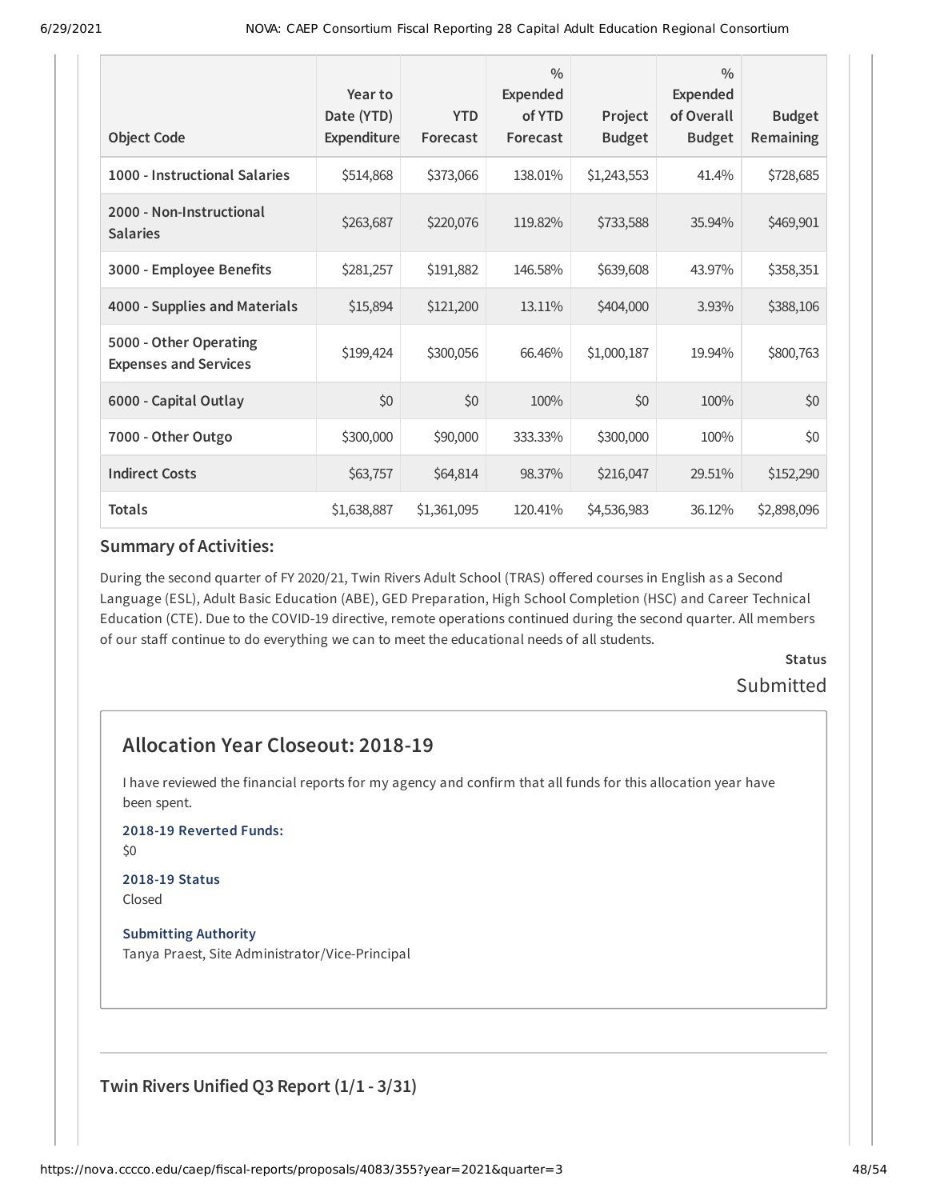| Object Code | Year to Date (YTD) Expenditure | YTD Forecast | % Expended of YTD Forecast | Project Budget | % Expended of Overall Budget | Budget Remaining |
|---|---|---|---|---|---|---|
| 1000 - Instructional Salaries | $514,868 | $373,066 | 138.01% | $1,243,553 | 41.4% | $728,685 |
| 2000 - Non-Instructional Salaries | $263,687 | $220,076 | 119.82% | $733,588 | 35.94% | $469,901 |
| 3000 - Employee Benefits | $281,257 | $191,882 | 146.58% | $639,608 | 43.97% | $358,351 |
| 4000 - Supplies and Materials | $15,894 | $121,200 | 13.11% | $404,000 | 3.93% | $388,106 |
| 5000 - Other Operating Expenses and Services | $199,424 | $300,056 | 66.46% | $1,000,187 | 19.94% | $800,763 |
| 6000 - Capital Outlay | $0 | $0 | 100% | $0 | 100% | $0 |
| 7000 - Other Outgo | $300,000 | $90,000 | 333.33% | $300,000 | 100% | $0 |
| Indirect Costs | $63,757 | $64,814 | 98.37% | $216,047 | 29.51% | $152,290 |
| Totals | $1,638,887 | $1,361,095 | 120.41% | $4,536,983 | 36.12% | $2,898,096 |

### Summary of Activities:

During the second quarter of FY 2020/21, Twin Rivers Adult School (TRAS) offered courses in English as a Second Language (ESL), Adult Basic Education (ABE), GED Preparation, High School Completion (HSC) and Career Technical Education (CTE). Due to the COVID-19 directive, remote operations continued during the second quarter. All members of our staff continue to do everything we can to meet the educational needs of all students.

**Status**

Submitted

## Allocation Year Closeout: 2018-19

I have reviewed the financial reports for my agency and confirm that all funds for this allocation year have been spent.

**2018-19 Reverted Funds:**

$0

**2018-19 Status**

Closed

**Submitting Authority**

Tanya Praest, Site Administrator/Vice-Principal

## Twin Rivers Unified Q3 Report (1/1 - 3/31)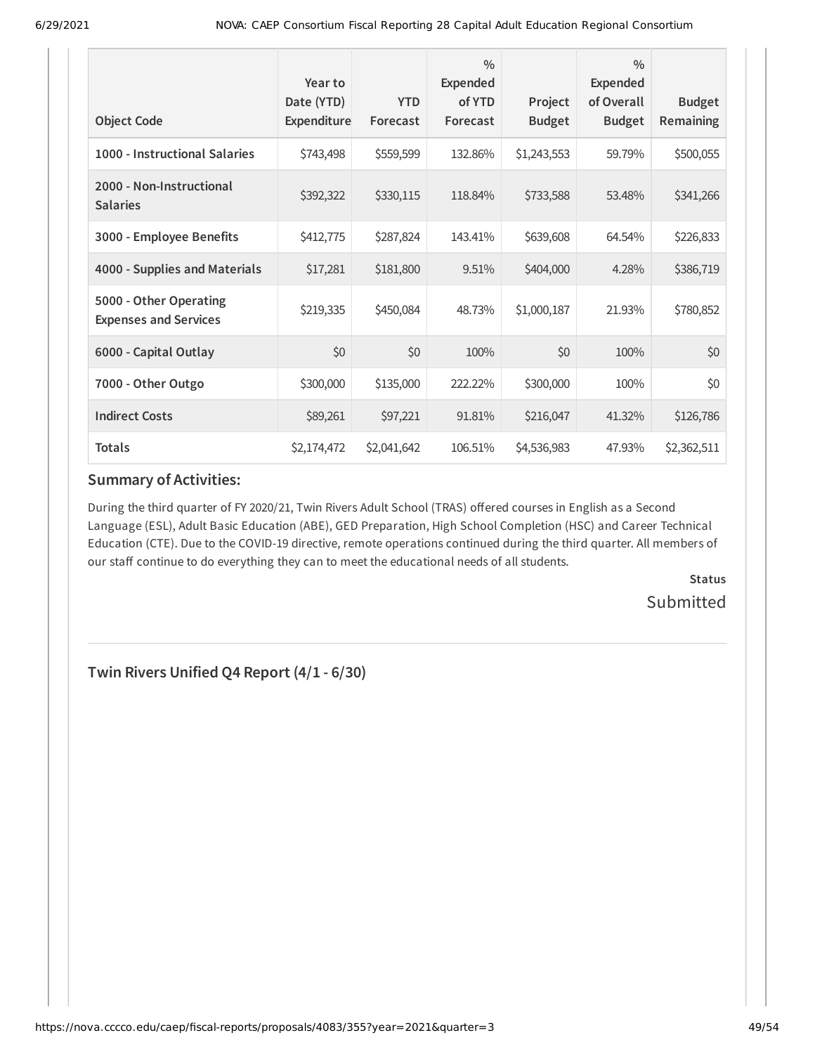| Object Code | Year to Date (YTD) Expenditure | YTD Forecast | % Expended of YTD Forecast | Project Budget | % Expended of Overall Budget | Budget Remaining |
|---|---|---|---|---|---|---|
| **1000 - Instructional Salaries** | $743,498 | $559,599 | 132.86% | $1,243,553 | 59.79% | $500,055 |
| **2000 - Non-Instructional Salaries** | $392,322 | $330,115 | 118.84% | $733,588 | 53.48% | $341,266 |
| **3000 - Employee Benefits** | $412,775 | $287,824 | 143.41% | $639,608 | 64.54% | $226,833 |
| **4000 - Supplies and Materials** | $17,281 | $181,800 | 9.51% | $404,000 | 4.28% | $386,719 |
| **5000 - Other Operating Expenses and Services** | $219,335 | $450,084 | 48.73% | $1,000,187 | 21.93% | $780,852 |
| **6000 - Capital Outlay** | $0 | $0 | 100% | $0 | 100% | $0 |
| **7000 - Other Outgo** | $300,000 | $135,000 | 222.22% | $300,000 | 100% | $0 |
| **Indirect Costs** | $89,261 | $97,221 | 91.81% | $216,047 | 41.32% | $126,786 |
| **Totals** | $2,174,472 | $2,041,642 | 106.51% | $4,536,983 | 47.93% | $2,362,511 |

### Summary of Activities:

During the third quarter of FY 2020/21, Twin Rivers Adult School (TRAS) offered courses in English as a Second Language (ESL), Adult Basic Education (ABE), GED Preparation, High School Completion (HSC) and Career Technical Education (CTE). Due to the COVID-19 directive, remote operations continued during the third quarter. All members of our staff continue to do everything they can to meet the educational needs of all students.

**Status**

Submitted

## Twin Rivers Unified Q4 Report (4/1 - 6/30)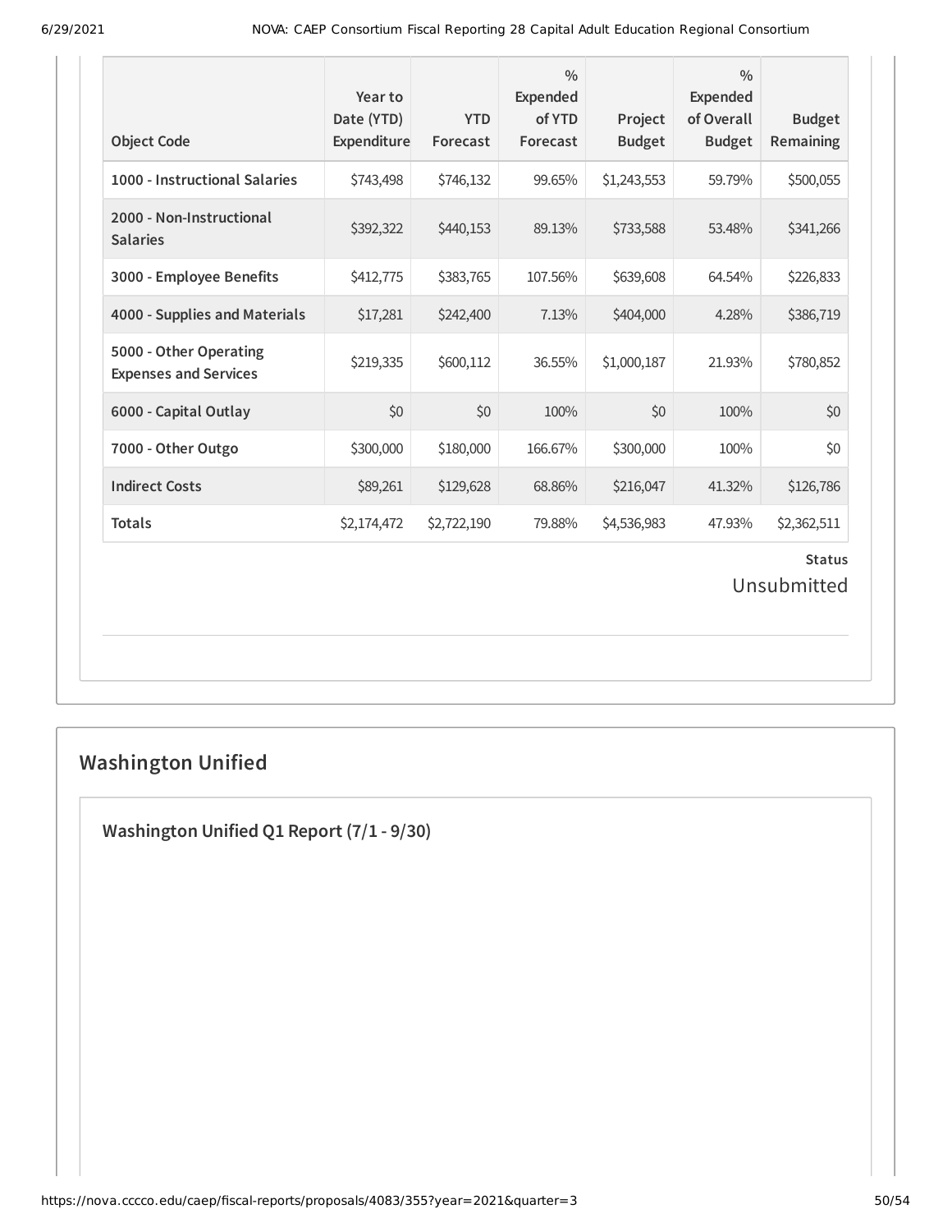| Object Code | Year to Date (YTD) Expenditure | YTD Forecast | % Expended of YTD Forecast | Project Budget | % Expended of Overall Budget | Budget Remaining |
|---|---|---|---|---|---|---|
| **1000 - Instructional Salaries** | $743,498 | $746,132 | 99.65% | $1,243,553 | 59.79% | $500,055 |
| **2000 - Non-Instructional Salaries** | $392,322 | $440,153 | 89.13% | $733,588 | 53.48% | $341,266 |
| **3000 - Employee Benefits** | $412,775 | $383,765 | 107.56% | $639,608 | 64.54% | $226,833 |
| **4000 - Supplies and Materials** | $17,281 | $242,400 | 7.13% | $404,000 | 4.28% | $386,719 |
| **5000 - Other Operating Expenses and Services** | $219,335 | $600,112 | 36.55% | $1,000,187 | 21.93% | $780,852 |
| **6000 - Capital Outlay** | $0 | $0 | 100% | $0 | 100% | $0 |
| **7000 - Other Outgo** | $300,000 | $180,000 | 166.67% | $300,000 | 100% | $0 |
| **Indirect Costs** | $89,261 | $129,628 | 68.86% | $216,047 | 41.32% | $126,786 |
| **Totals** | $2,174,472 | $2,722,190 | 79.88% | $4,536,983 | 47.93% | $2,362,511 |

**Status**

Unsubmitted

## Washington Unified

### Washington Unified Q1 Report (7/1 - 9/30)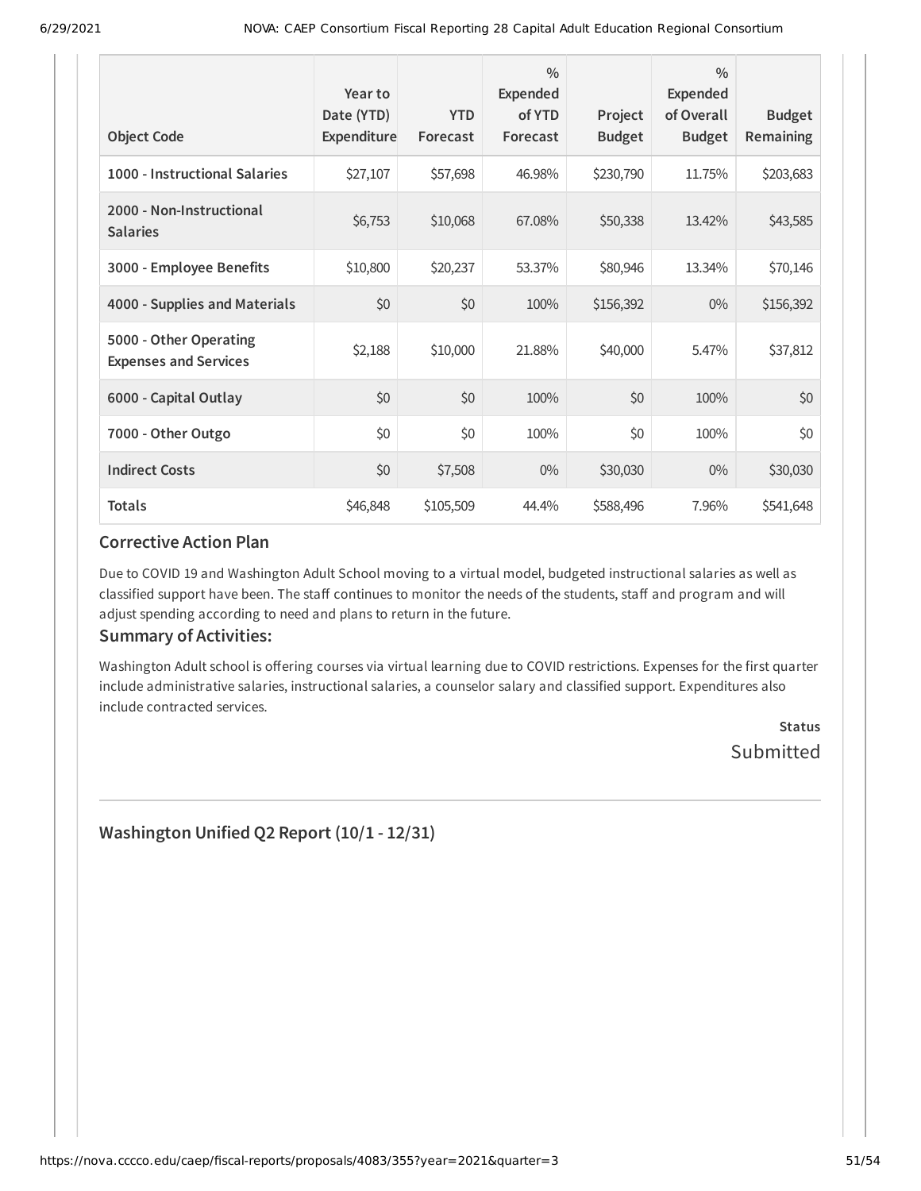| Object Code | Year to Date (YTD) Expenditure | YTD Forecast | % Expended of YTD Forecast | Project Budget | % Expended of Overall Budget | Budget Remaining |
|---|---|---|---|---|---|---|
| **1000 - Instructional Salaries** | $27,107 | $57,698 | 46.98% | $230,790 | 11.75% | $203,683 |
| **2000 - Non-Instructional Salaries** | $6,753 | $10,068 | 67.08% | $50,338 | 13.42% | $43,585 |
| **3000 - Employee Benefits** | $10,800 | $20,237 | 53.37% | $80,946 | 13.34% | $70,146 |
| **4000 - Supplies and Materials** | $0 | $0 | 100% | $156,392 | 0% | $156,392 |
| **5000 - Other Operating Expenses and Services** | $2,188 | $10,000 | 21.88% | $40,000 | 5.47% | $37,812 |
| **6000 - Capital Outlay** | $0 | $0 | 100% | $0 | 100% | $0 |
| **7000 - Other Outgo** | $0 | $0 | 100% | $0 | 100% | $0 |
| **Indirect Costs** | $0 | $7,508 | 0% | $30,030 | 0% | $30,030 |
| **Totals** | $46,848 | $105,509 | 44.4% | $588,496 | 7.96% | $541,648 |

### Corrective Action Plan

Due to COVID 19 and Washington Adult School moving to a virtual model, budgeted instructional salaries as well as classified support have been. The staff continues to monitor the needs of the students, staff and program and will adjust spending according to need and plans to return in the future.

### Summary of Activities:

Washington Adult school is offering courses via virtual learning due to COVID restrictions. Expenses for the first quarter include administrative salaries, instructional salaries, a counselor salary and classified support. Expenditures also include contracted services.

**Status**
Submitted

## Washington Unified Q2 Report (10/1 - 12/31)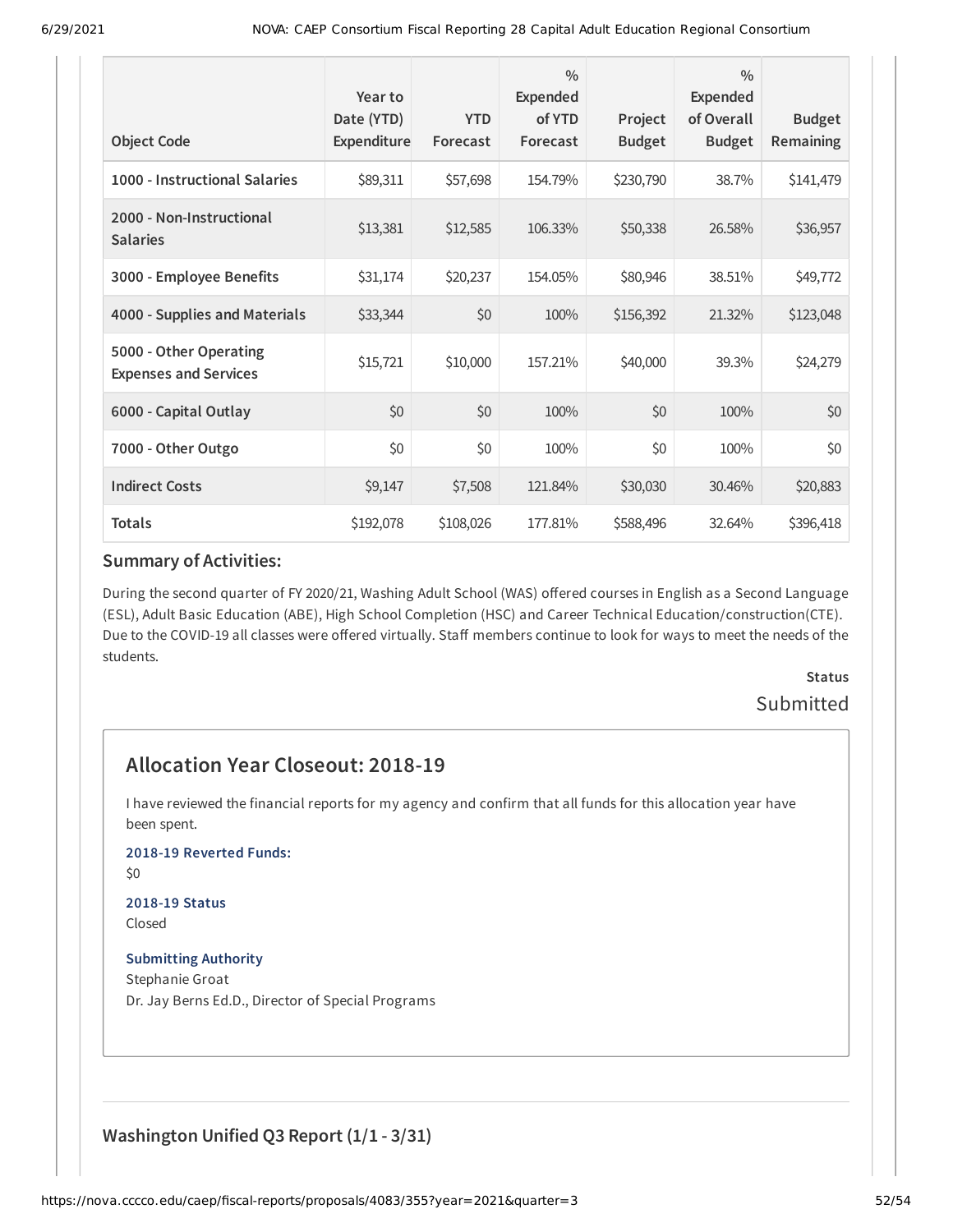| Object Code | Year to Date (YTD) Expenditure | YTD Forecast | % Expended of YTD Forecast | Project Budget | % Expended of Overall Budget | Budget Remaining |
| --- | --- | --- | --- | --- | --- | --- |
| 1000 - Instructional Salaries | $89,311 | $57,698 | 154.79% | $230,790 | 38.7% | $141,479 |
| 2000 - Non-Instructional Salaries | $13,381 | $12,585 | 106.33% | $50,338 | 26.58% | $36,957 |
| 3000 - Employee Benefits | $31,174 | $20,237 | 154.05% | $80,946 | 38.51% | $49,772 |
| 4000 - Supplies and Materials | $33,344 | $0 | 100% | $156,392 | 21.32% | $123,048 |
| 5000 - Other Operating Expenses and Services | $15,721 | $10,000 | 157.21% | $40,000 | 39.3% | $24,279 |
| 6000 - Capital Outlay | $0 | $0 | 100% | $0 | 100% | $0 |
| 7000 - Other Outgo | $0 | $0 | 100% | $0 | 100% | $0 |
| Indirect Costs | $9,147 | $7,508 | 121.84% | $30,030 | 30.46% | $20,883 |
| Totals | $192,078 | $108,026 | 177.81% | $588,496 | 32.64% | $396,418 |

### Summary of Activities:

During the second quarter of FY 2020/21, Washing Adult School (WAS) offered courses in English as a Second Language (ESL), Adult Basic Education (ABE), High School Completion (HSC) and Career Technical Education/construction(CTE). Due to the COVID-19 all classes were offered virtually. Staff members continue to look for ways to meet the needs of the students.

**Status**

Submitted

## Allocation Year Closeout: 2018-19

I have reviewed the financial reports for my agency and confirm that all funds for this allocation year have been spent.

**2018-19 Reverted Funds:**

$0

**2018-19 Status**

Closed

**Submitting Authority**

Stephanie Groat

Dr. Jay Berns Ed.D., Director of Special Programs

## Washington Unified Q3 Report (1/1 - 3/31)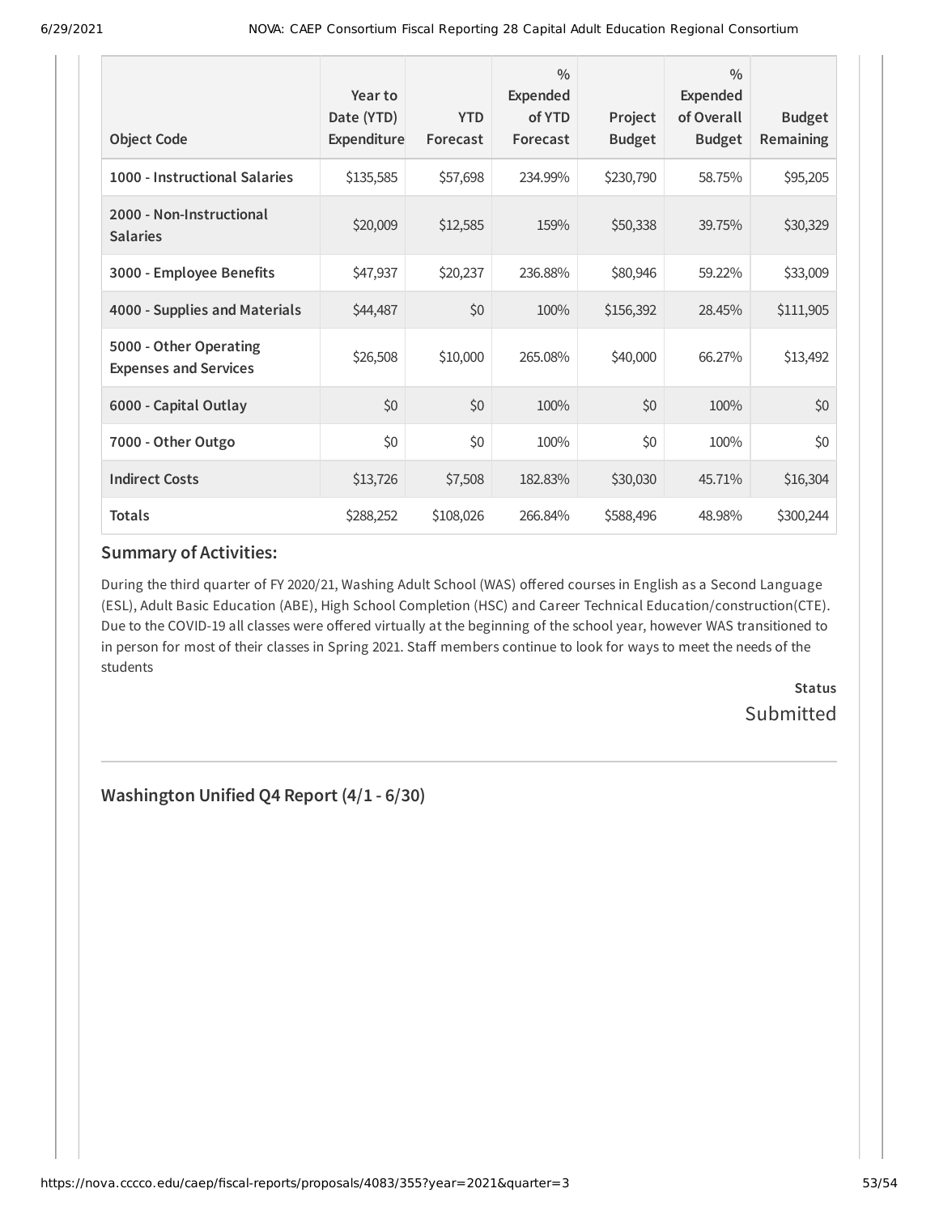| Object Code | Year to Date (YTD) Expenditure | YTD Forecast | % Expended of YTD Forecast | Project Budget | % Expended of Overall Budget | Budget Remaining |
|---|---|---|---|---|---|---|
| **1000 - Instructional Salaries** | $135,585 | $57,698 | 234.99% | $230,790 | 58.75% | $95,205 |
| **2000 - Non-Instructional Salaries** | $20,009 | $12,585 | 159% | $50,338 | 39.75% | $30,329 |
| **3000 - Employee Benefits** | $47,937 | $20,237 | 236.88% | $80,946 | 59.22% | $33,009 |
| **4000 - Supplies and Materials** | $44,487 | $0 | 100% | $156,392 | 28.45% | $111,905 |
| **5000 - Other Operating Expenses and Services** | $26,508 | $10,000 | 265.08% | $40,000 | 66.27% | $13,492 |
| **6000 - Capital Outlay** | $0 | $0 | 100% | $0 | 100% | $0 |
| **7000 - Other Outgo** | $0 | $0 | 100% | $0 | 100% | $0 |
| **Indirect Costs** | $13,726 | $7,508 | 182.83% | $30,030 | 45.71% | $16,304 |
| **Totals** | $288,252 | $108,026 | 266.84% | $588,496 | 48.98% | $300,244 |

### Summary of Activities:

During the third quarter of FY 2020/21, Washing Adult School (WAS) offered courses in English as a Second Language (ESL), Adult Basic Education (ABE), High School Completion (HSC) and Career Technical Education/construction(CTE). Due to the COVID-19 all classes were offered virtually at the beginning of the school year, however WAS transitioned to in person for most of their classes in Spring 2021. Staff members continue to look for ways to meet the needs of the students

**Status**
Submitted

---

## Washington Unified Q4 Report (4/1 - 6/30)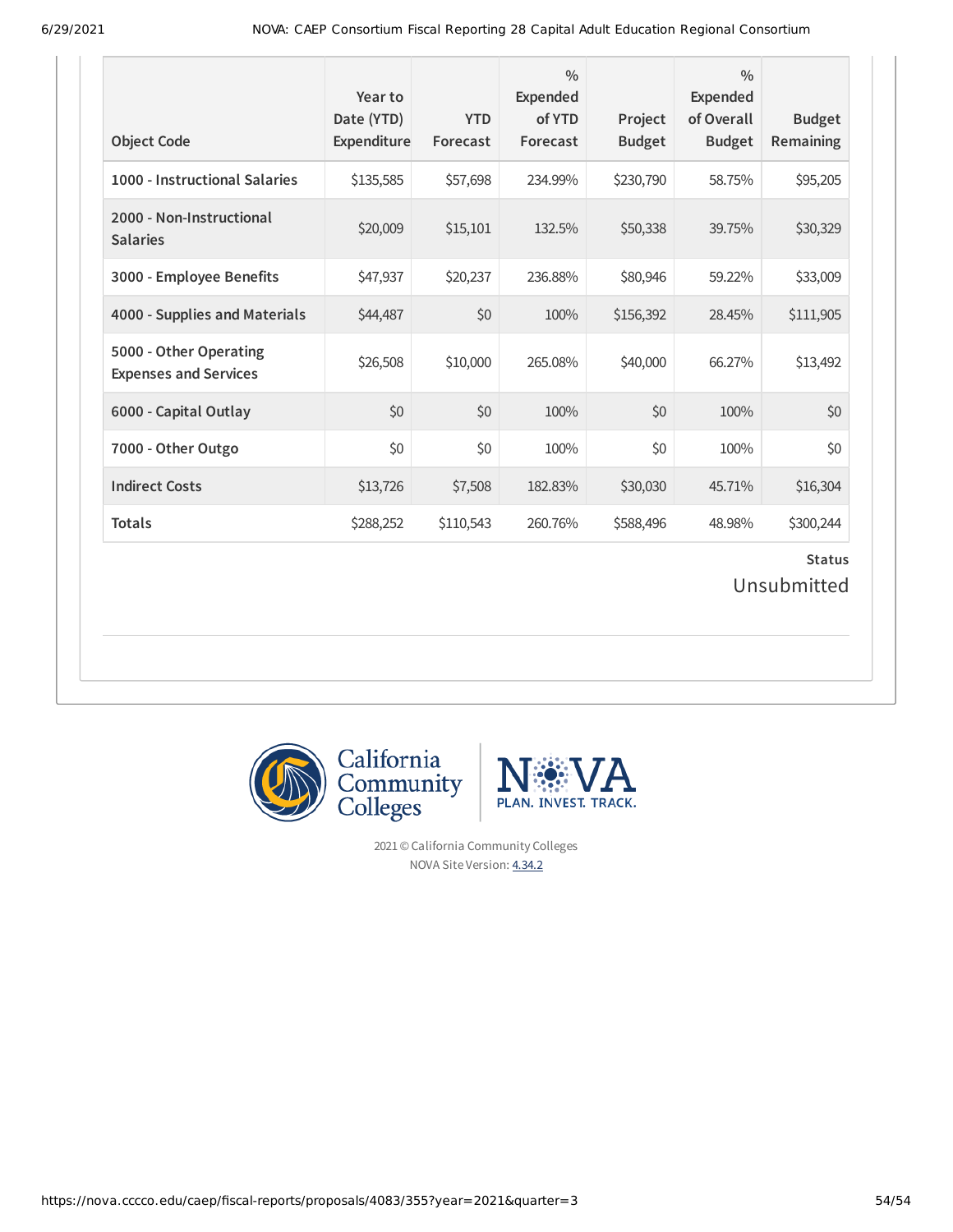| Object Code | Year to Date (YTD) Expenditure | YTD Forecast | % Expended of YTD Forecast | Project Budget | % Expended of Overall Budget | Budget Remaining |
|---|---|---|---|---|---|---|
| 1000 - Instructional Salaries | $135,585 | $57,698 | 234.99% | $230,790 | 58.75% | $95,205 |
| 2000 - Non-Instructional Salaries | $20,009 | $15,101 | 132.5% | $50,338 | 39.75% | $30,329 |
| 3000 - Employee Benefits | $47,937 | $20,237 | 236.88% | $80,946 | 59.22% | $33,009 |
| 4000 - Supplies and Materials | $44,487 | $0 | 100% | $156,392 | 28.45% | $111,905 |
| 5000 - Other Operating Expenses and Services | $26,508 | $10,000 | 265.08% | $40,000 | 66.27% | $13,492 |
| 6000 - Capital Outlay | $0 | $0 | 100% | $0 | 100% | $0 |
| 7000 - Other Outgo | $0 | $0 | 100% | $0 | 100% | $0 |
| Indirect Costs | $13,726 | $7,508 | 182.83% | $30,030 | 45.71% | $16,304 |
| Totals | $288,252 | $110,543 | 260.76% | $588,496 | 48.98% | $300,244 |

**Status**

Unsubmitted

California Community Colleges

NOVA PLAN. INVEST. TRACK.

2021 © California Community Colleges
NOVA Site Version: 4.34.2